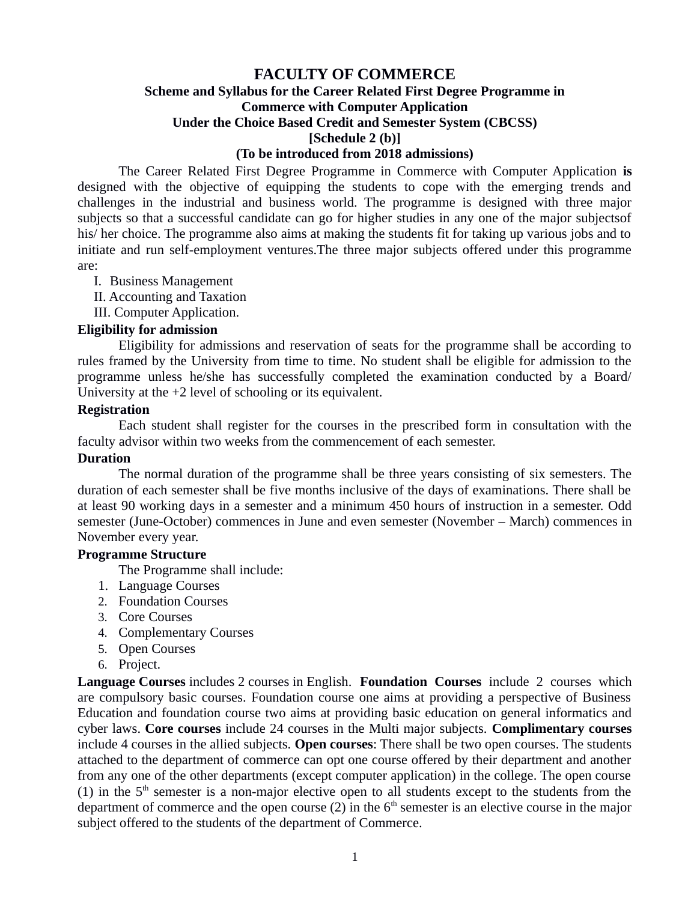# FACULTY OF COMMERCE

## Scheme and Syllabus for the Career Related First Degree Programme in Commerce with Computer Application

### Under the Choice Based Credit and Semester System (CBCSS)

### [Schedule 2 (b)]

### (To be introduced from 2018 admissions)

The Career Related First Degree Programme in Commerce with Computer Application **is** designed with the objective of equipping the students to cope with the emerging trends and challenges in the industrial and business world. The programme is designed with three major subjects so that a successful candidate can go for higher studies in any one of the major subjectsof his/ her choice. The programme also aims at making the students fit for taking up various jobs and to initiate and run self-employment ventures.The three major subjects offered under this programme are:

I. Business Management
II. Accounting and Taxation
III. Computer Application.

**Eligibility for admission**

Eligibility for admissions and reservation of seats for the programme shall be according to rules framed by the University from time to time. No student shall be eligible for admission to the programme unless he/she has successfully completed the examination conducted by a Board/ University at the +2 level of schooling or its equivalent.

**Registration**

Each student shall register for the courses in the prescribed form in consultation with the faculty advisor within two weeks from the commencement of each semester.

**Duration**

The normal duration of the programme shall be three years consisting of six semesters. The duration of each semester shall be five months inclusive of the days of examinations. There shall be at least 90 working days in a semester and a minimum 450 hours of instruction in a semester. Odd semester (June-October) commences in June and even semester (November – March) commences in November every year.

**Programme Structure**

The Programme shall include:

1. Language Courses
2. Foundation Courses
3. Core Courses
4. Complementary Courses
5. Open Courses
6. Project.

**Language Courses** includes 2 courses in English. **Foundation Courses** include 2 courses which are compulsory basic courses. Foundation course one aims at providing a perspective of Business Education and foundation course two aims at providing basic education on general informatics and cyber laws. **Core courses** include 24 courses in the Multi major subjects. **Complimentary courses** include 4 courses in the allied subjects. **Open courses**: There shall be two open courses. The students attached to the department of commerce can opt one course offered by their department and another from any one of the other departments (except computer application) in the college. The open course (1) in the 5th semester is a non-major elective open to all students except to the students from the department of commerce and the open course (2) in the 6th semester is an elective course in the major subject offered to the students of the department of Commerce.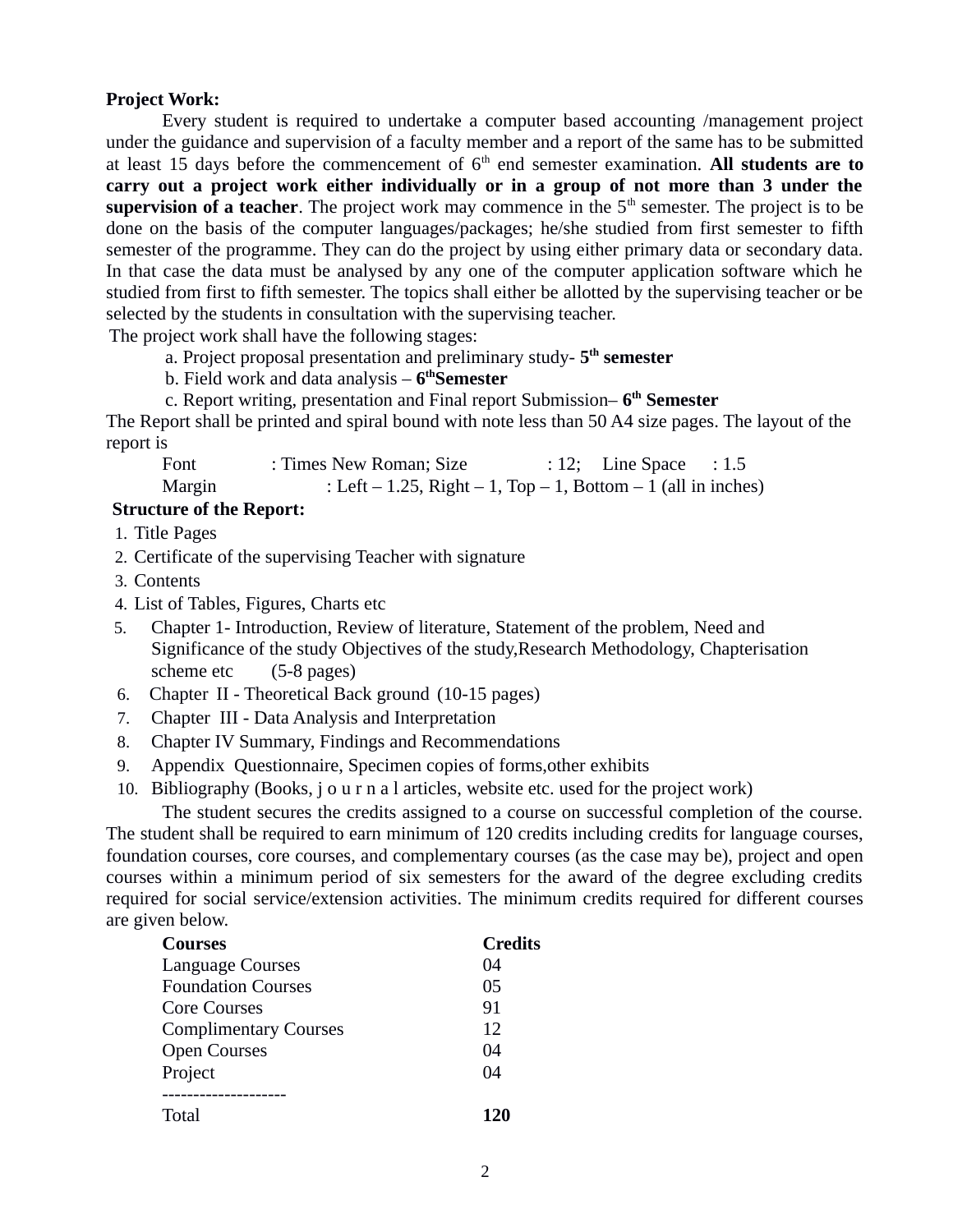**Project Work:**

Every student is required to undertake a computer based accounting /management project under the guidance and supervision of a faculty member and a report of the same has to be submitted at least 15 days before the commencement of 6th end semester examination. **All students are to carry out a project work either individually or in a group of not more than 3 under the supervision of a teacher**. The project work may commence in the 5th semester. The project is to be done on the basis of the computer languages/packages; he/she studied from first semester to fifth semester of the programme. They can do the project by using either primary data or secondary data. In that case the data must be analysed by any one of the computer application software which he studied from first to fifth semester. The topics shall either be allotted by the supervising teacher or be selected by the students in consultation with the supervising teacher.

The project work shall have the following stages:

a. Project proposal presentation and preliminary study- **5th semester**

b. Field work and data analysis – **6thSemester**

c. Report writing, presentation and Final report Submission– **6th Semester**

The Report shall be printed and spiral bound with note less than 50 A4 size pages. The layout of the report is

Font : Times New Roman; Size : 12; Line Space : 1.5

Margin : Left – 1.25, Right – 1, Top – 1, Bottom – 1 (all in inches)

**Structure of the Report:**

1. Title Pages
2. Certificate of the supervising Teacher with signature
3. Contents
4. List of Tables, Figures, Charts etc
5. Chapter 1- Introduction, Review of literature, Statement of the problem, Need and Significance of the study Objectives of the study,Research Methodology, Chapterisation scheme etc (5-8 pages)
6. Chapter II - Theoretical Back ground (10-15 pages)
7. Chapter III - Data Analysis and Interpretation
8. Chapter IV Summary, Findings and Recommendations
9. Appendix Questionnaire, Specimen copies of forms,other exhibits
10. Bibliography (Books, j o u r n a l articles, website etc. used for the project work)

The student secures the credits assigned to a course on successful completion of the course. The student shall be required to earn minimum of 120 credits including credits for language courses, foundation courses, core courses, and complementary courses (as the case may be), project and open courses within a minimum period of six semesters for the award of the degree excluding credits required for social service/extension activities. The minimum credits required for different courses are given below.

| **Courses** | **Credits** |
|---|---|
| Language Courses | 04 |
| Foundation Courses | 05 |
| Core Courses | 91 |
| Complimentary Courses | 12 |
| Open Courses | 04 |
| Project | 04 |
| Total | **120** |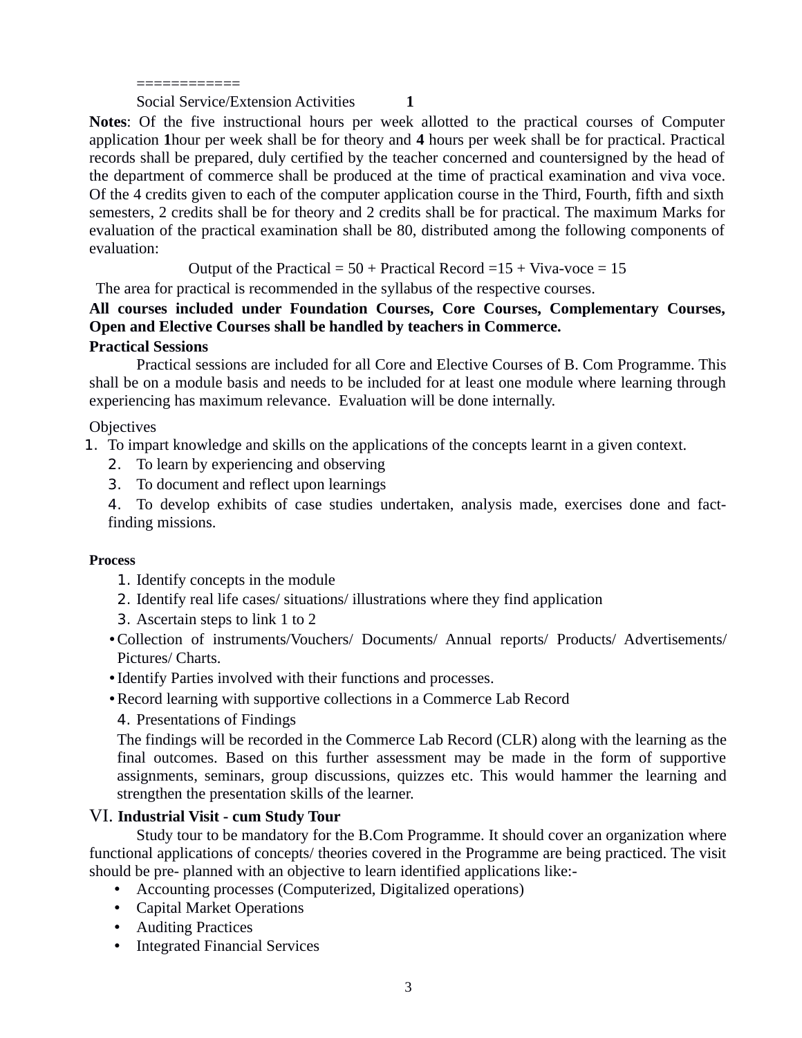============

Social Service/Extension Activities **1**

**Notes**: Of the five instructional hours per week allotted to the practical courses of Computer application **1**hour per week shall be for theory and **4** hours per week shall be for practical. Practical records shall be prepared, duly certified by the teacher concerned and countersigned by the head of the department of commerce shall be produced at the time of practical examination and viva voce. Of the 4 credits given to each of the computer application course in the Third, Fourth, fifth and sixth semesters, 2 credits shall be for theory and 2 credits shall be for practical. The maximum Marks for evaluation of the practical examination shall be 80, distributed among the following components of evaluation:

Output of the Practical = 50 + Practical Record =15 + Viva-voce = 15

The area for practical is recommended in the syllabus of the respective courses.

**All courses included under Foundation Courses, Core Courses, Complementary Courses, Open and Elective Courses shall be handled by teachers in Commerce.**

**Practical Sessions**

Practical sessions are included for all Core and Elective Courses of B. Com Programme. This shall be on a module basis and needs to be included for at least one module where learning through experiencing has maximum relevance. Evaluation will be done internally.

Objectives

1. To impart knowledge and skills on the applications of the concepts learnt in a given context.
2. To learn by experiencing and observing
3. To document and reflect upon learnings
4. To develop exhibits of case studies undertaken, analysis made, exercises done and fact-finding missions.

**Process**

1. Identify concepts in the module
2. Identify real life cases/ situations/ illustrations where they find application
3. Ascertain steps to link 1 to 2
   - Collection of instruments/Vouchers/ Documents/ Annual reports/ Products/ Advertisements/ Pictures/ Charts.
   - Identify Parties involved with their functions and processes.
   - Record learning with supportive collections in a Commerce Lab Record
4. Presentations of Findings

The findings will be recorded in the Commerce Lab Record (CLR) along with the learning as the final outcomes. Based on this further assessment may be made in the form of supportive assignments, seminars, group discussions, quizzes etc. This would hammer the learning and strengthen the presentation skills of the learner.

## VI. **Industrial Visit - cum Study Tour**

Study tour to be mandatory for the B.Com Programme. It should cover an organization where functional applications of concepts/ theories covered in the Programme are being practiced. The visit should be pre- planned with an objective to learn identified applications like:-

- Accounting processes (Computerized, Digitalized operations)
- Capital Market Operations
- Auditing Practices
- Integrated Financial Services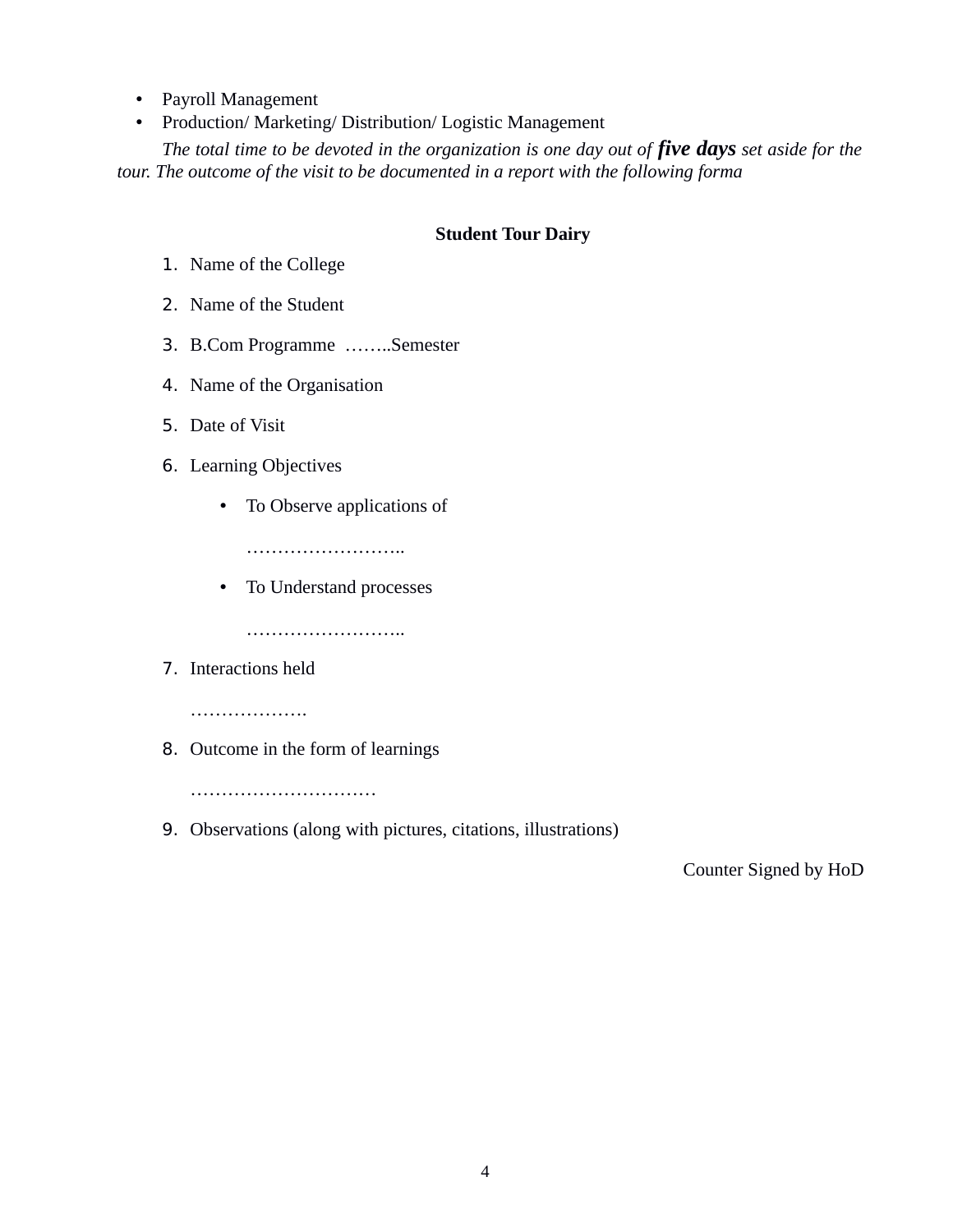- Payroll Management
- Production/ Marketing/ Distribution/ Logistic Management

*The total time to be devoted in the organization is one day out of* ***five days*** *set aside for the tour. The outcome of the visit to be documented in a report with the following forma*

**Student Tour Dairy**

1. Name of the College
2. Name of the Student
3. B.Com Programme ……..Semester
4. Name of the Organisation
5. Date of Visit
6. Learning Objectives
    - To Observe applications of

      ……………………..
    - To Understand processes

      ……………………..
7. Interactions held

   ……………….
8. Outcome in the form of learnings

   …………………………
9. Observations (along with pictures, citations, illustrations)

Counter Signed by HoD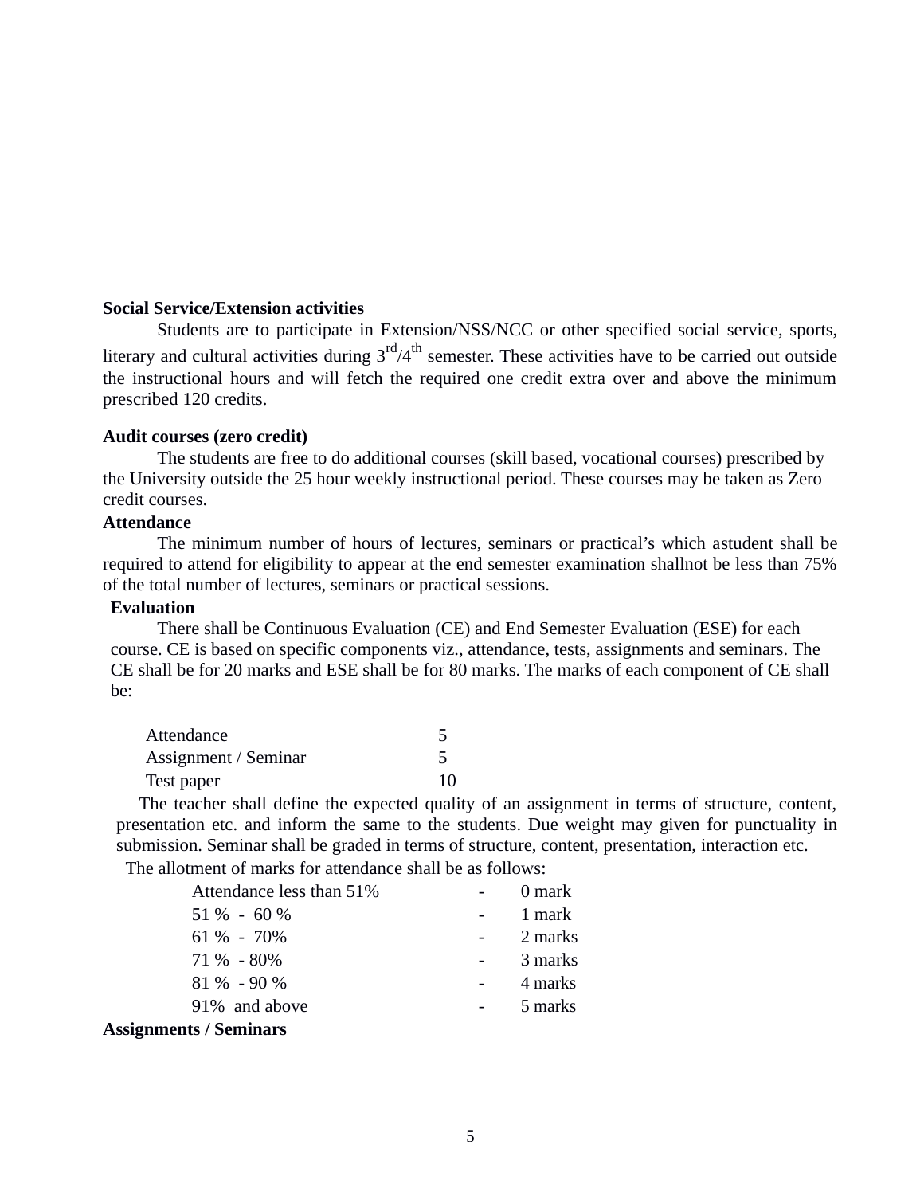**Social Service/Extension activities**

Students are to participate in Extension/NSS/NCC or other specified social service, sports, literary and cultural activities during 3rd/4th semester. These activities have to be carried out outside the instructional hours and will fetch the required one credit extra over and above the minimum prescribed 120 credits.

**Audit courses (zero credit)**

The students are free to do additional courses (skill based, vocational courses) prescribed by the University outside the 25 hour weekly instructional period. These courses may be taken as Zero credit courses.

**Attendance**

The minimum number of hours of lectures, seminars or practical's which astudent shall be required to attend for eligibility to appear at the end semester examination shallnot be less than 75% of the total number of lectures, seminars or practical sessions.

**Evaluation**

There shall be Continuous Evaluation (CE) and End Semester Evaluation (ESE) for each course. CE is based on specific components viz., attendance, tests, assignments and seminars. The CE shall be for 20 marks and ESE shall be for 80 marks. The marks of each component of CE shall be:

| Component | Marks |
|---|---|
| Attendance | 5 |
| Assignment / Seminar | 5 |
| Test paper | 10 |

The teacher shall define the expected quality of an assignment in terms of structure, content, presentation etc. and inform the same to the students. Due weight may given for punctuality in submission. Seminar shall be graded in terms of structure, content, presentation, interaction etc.

The allotment of marks for attendance shall be as follows:

| Attendance | | Marks |
|---|---|---|
| Attendance less than 51% | - | 0 mark |
| 51 % - 60 % | - | 1 mark |
| 61 % - 70% | - | 2 marks |
| 71 % - 80% | - | 3 marks |
| 81 % - 90 % | - | 4 marks |
| 91% and above | - | 5 marks |

**Assignments / Seminars**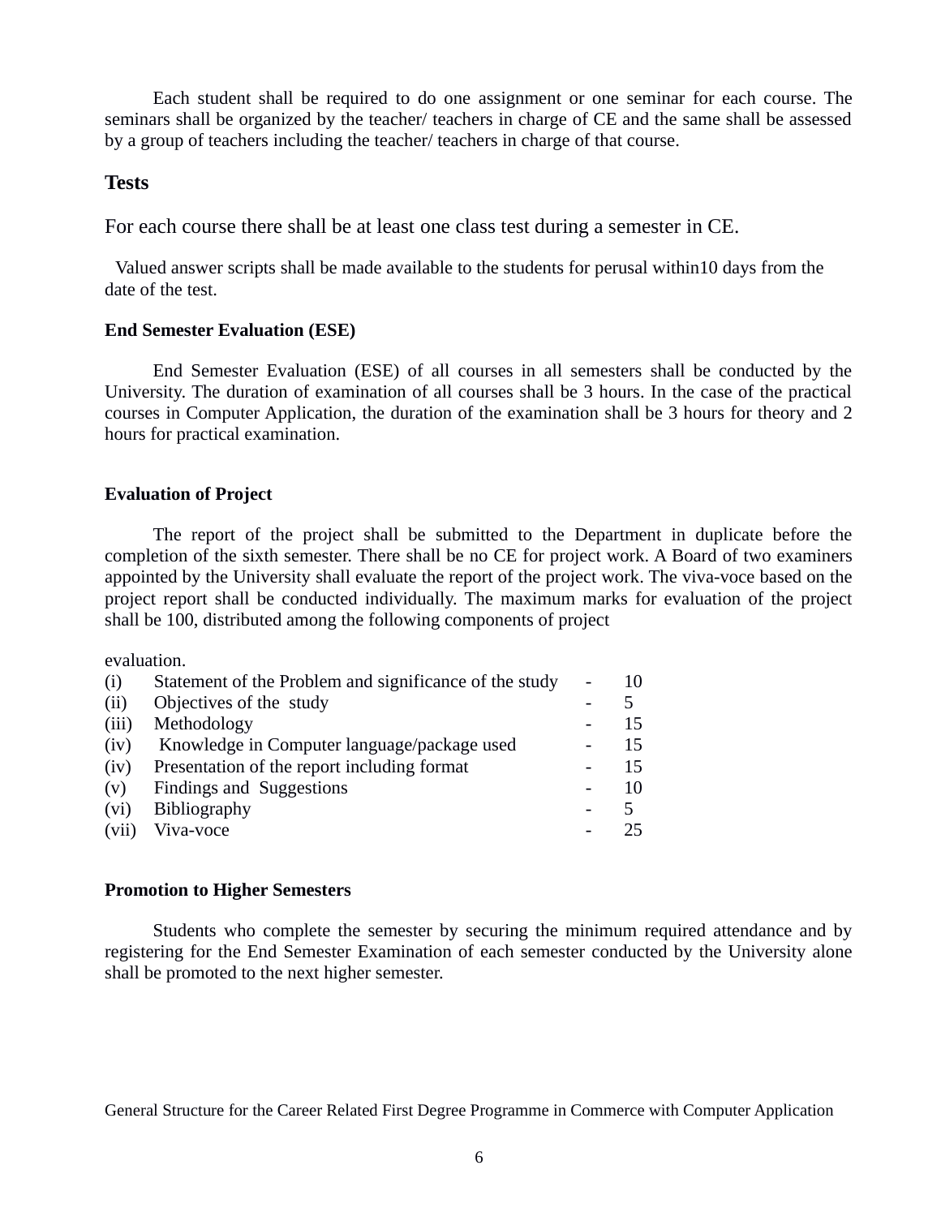Each student shall be required to do one assignment or one seminar for each course. The seminars shall be organized by the teacher/ teachers in charge of CE and the same shall be assessed by a group of teachers including the teacher/ teachers in charge of that course.

## Tests

For each course there shall be at least one class test during a semester in CE.

Valued answer scripts shall be made available to the students for perusal within10 days from the date of the test.

**End Semester Evaluation (ESE)**

End Semester Evaluation (ESE) of all courses in all semesters shall be conducted by the University. The duration of examination of all courses shall be 3 hours. In the case of the practical courses in Computer Application, the duration of the examination shall be 3 hours for theory and 2 hours for practical examination.

**Evaluation of Project**

The report of the project shall be submitted to the Department in duplicate before the completion of the sixth semester. There shall be no CE for project work. A Board of two examiners appointed by the University shall evaluate the report of the project work. The viva-voce based on the project report shall be conducted individually. The maximum marks for evaluation of the project shall be 100, distributed among the following components of project

evaluation.

| | | | |
|---|---|---|---|
| (i) | Statement of the Problem and significance of the study | - | 10 |
| (ii) | Objectives of the study | - | 5 |
| (iii) | Methodology | - | 15 |
| (iv) | Knowledge in Computer language/package used | - | 15 |
| (iv) | Presentation of the report including format | - | 15 |
| (v) | Findings and Suggestions | - | 10 |
| (vi) | Bibliography | - | 5 |
| (vii) | Viva-voce | - | 25 |

**Promotion to Higher Semesters**

Students who complete the semester by securing the minimum required attendance and by registering for the End Semester Examination of each semester conducted by the University alone shall be promoted to the next higher semester.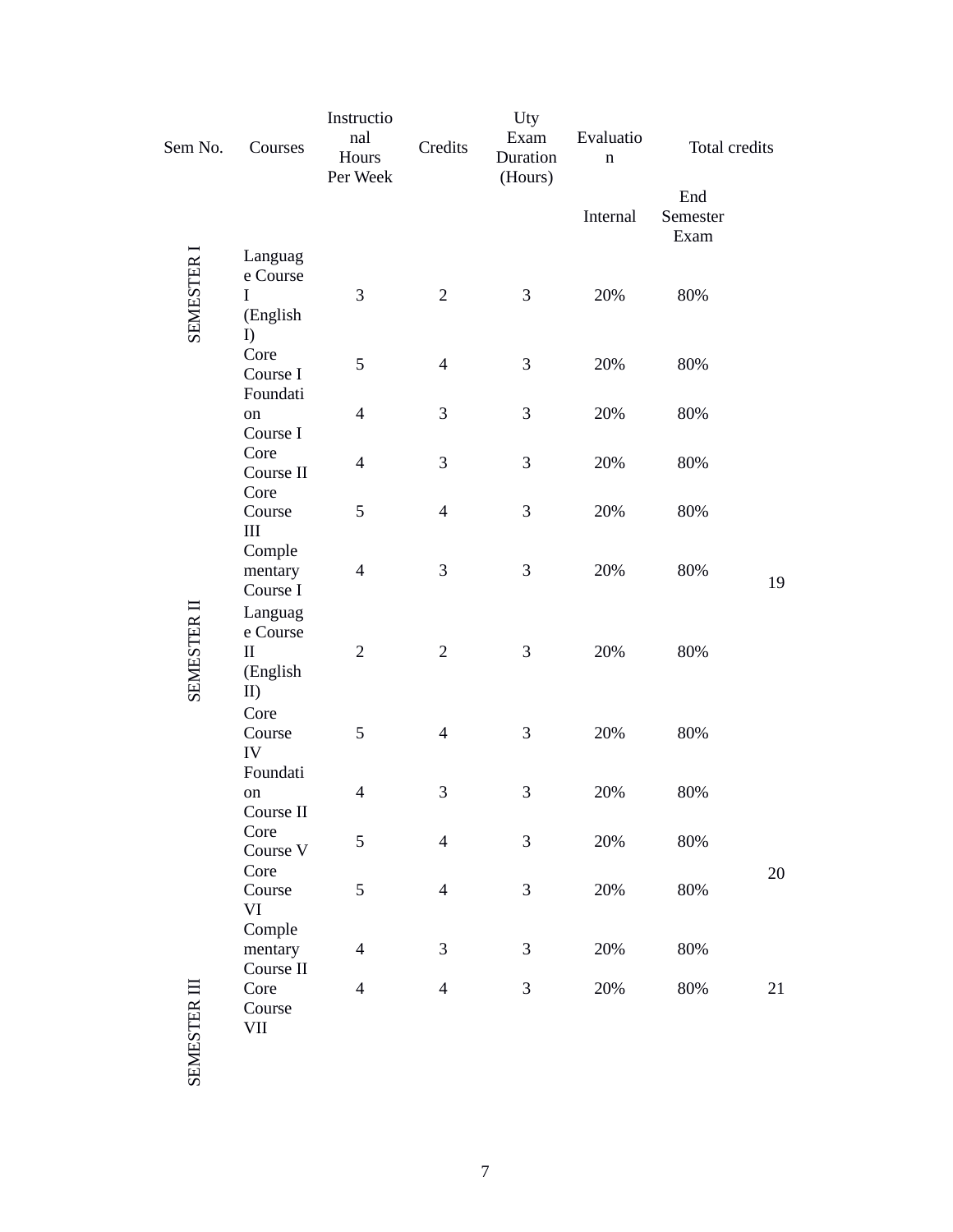| Sem No. | Courses | Instructional Hours Per Week | Credits | Uty Exam Duration (Hours) | Evaluation | | Total credits |
|---|---|---|---|---|---|---|---|
| | | | | | Internal | End Semester Exam | |
| SEMESTER I | Language Course I (English I) | 3 | 2 | 3 | 20% | 80% | |
| | Core Course I | 5 | 4 | 3 | 20% | 80% | |
| | Foundation Course I | 4 | 3 | 3 | 20% | 80% | |
| | Core Course II | 4 | 3 | 3 | 20% | 80% | |
| | Core Course III | 5 | 4 | 3 | 20% | 80% | |
| | Complementary Course I | 4 | 3 | 3 | 20% | 80% | 19 |
| SEMESTER II | Language Course II (English II) | 2 | 2 | 3 | 20% | 80% | |
| | Core Course IV | 5 | 4 | 3 | 20% | 80% | |
| | Foundation Course II | 4 | 3 | 3 | 20% | 80% | |
| | Core Course V | 5 | 4 | 3 | 20% | 80% | |
| | Core Course VI | 5 | 4 | 3 | 20% | 80% | 20 |
| | Complementary Course II | 4 | 3 | 3 | 20% | 80% | |
| SEMESTER III | Core Course VII | 4 | 4 | 3 | 20% | 80% | 21 |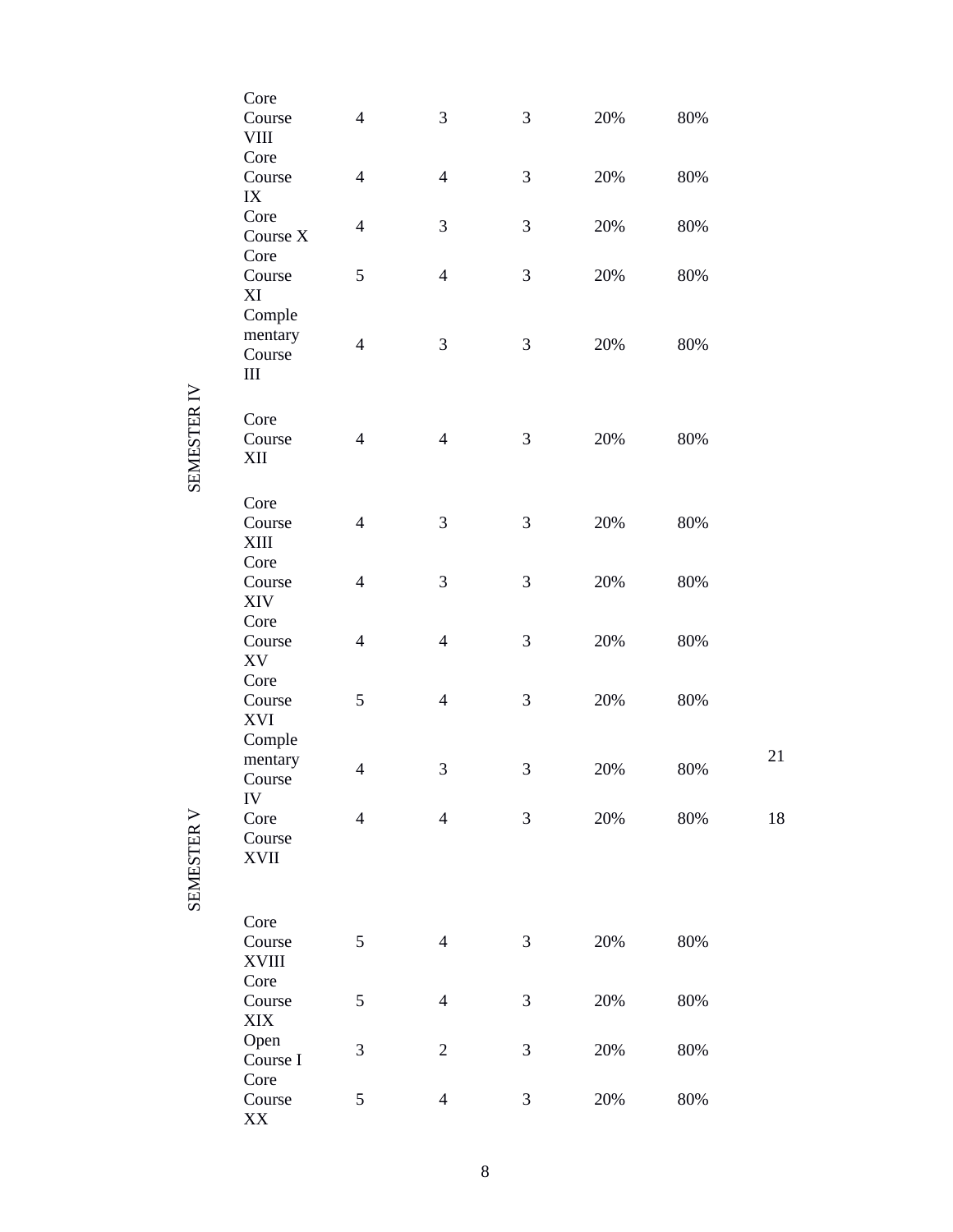| | Course | | | | | | |
|---|---|---|---|---|---|---|---|
| | Core Course VIII | 4 | 3 | 3 | 20% | 80% | |
| | Core Course IX | 4 | 4 | 3 | 20% | 80% | |
| | Core Course X | 4 | 3 | 3 | 20% | 80% | |
| | Core Course XI | 5 | 4 | 3 | 20% | 80% | |
| | Complementary Course III | 4 | 3 | 3 | 20% | 80% | |
| SEMESTER IV | Core Course XII | 4 | 4 | 3 | 20% | 80% | |
| | Core Course XIII | 4 | 3 | 3 | 20% | 80% | |
| | Core Course XIV | 4 | 3 | 3 | 20% | 80% | |
| | Core Course XV | 4 | 4 | 3 | 20% | 80% | |
| | Core Course XVI | 5 | 4 | 3 | 20% | 80% | |
| | Complementary Course IV | 4 | 3 | 3 | 20% | 80% | 21 |
| SEMESTER V | Core Course XVII | 4 | 4 | 3 | 20% | 80% | 18 |
| | Core Course XVIII | 5 | 4 | 3 | 20% | 80% | |
| | Core Course XIX | 5 | 4 | 3 | 20% | 80% | |
| | Open Course I | 3 | 2 | 3 | 20% | 80% | |
| | Core Course XX | 5 | 4 | 3 | 20% | 80% | |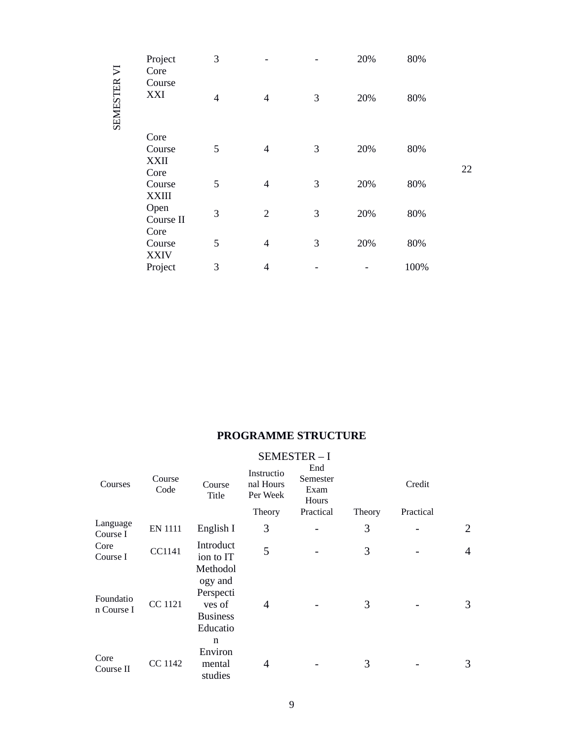| SEMESTER VI | | | | | | |
|---|---|---|---|---|---|---|
| Project | 3 | - | - | 20% | 80% | |
| Core Course XXI | 4 | 4 | 3 | 20% | 80% | |
| Core Course XXII | 5 | 4 | 3 | 20% | 80% | |
| Core Course XXIII | 5 | 4 | 3 | 20% | 80% | 22 |
| Open Course II | 3 | 2 | 3 | 20% | 80% | |
| Core Course XXIV | 5 | 4 | 3 | 20% | 80% | |
| Project | 3 | 4 | - | - | 100% | |

## PROGRAMME STRUCTURE

### SEMESTER – I

| Courses | Course Code | Course Title | Instructional Hours Per Week | | End Semester Exam Hours | | Credit |
|---|---|---|---|---|---|---|---|
| | | | Theory | Practical | Theory | Practical | |
| Language Course I | EN 1111 | English I | 3 | - | 3 | - | 2 |
| Core Course I | CC1141 | Introduction to IT | 5 | - | 3 | - | 4 |
| Foundation Course I | CC 1121 | Methodology and Perspectives of Business Education | 4 | - | 3 | - | 3 |
| Core Course II | CC 1142 | Environmental studies | 4 | - | 3 | - | 3 |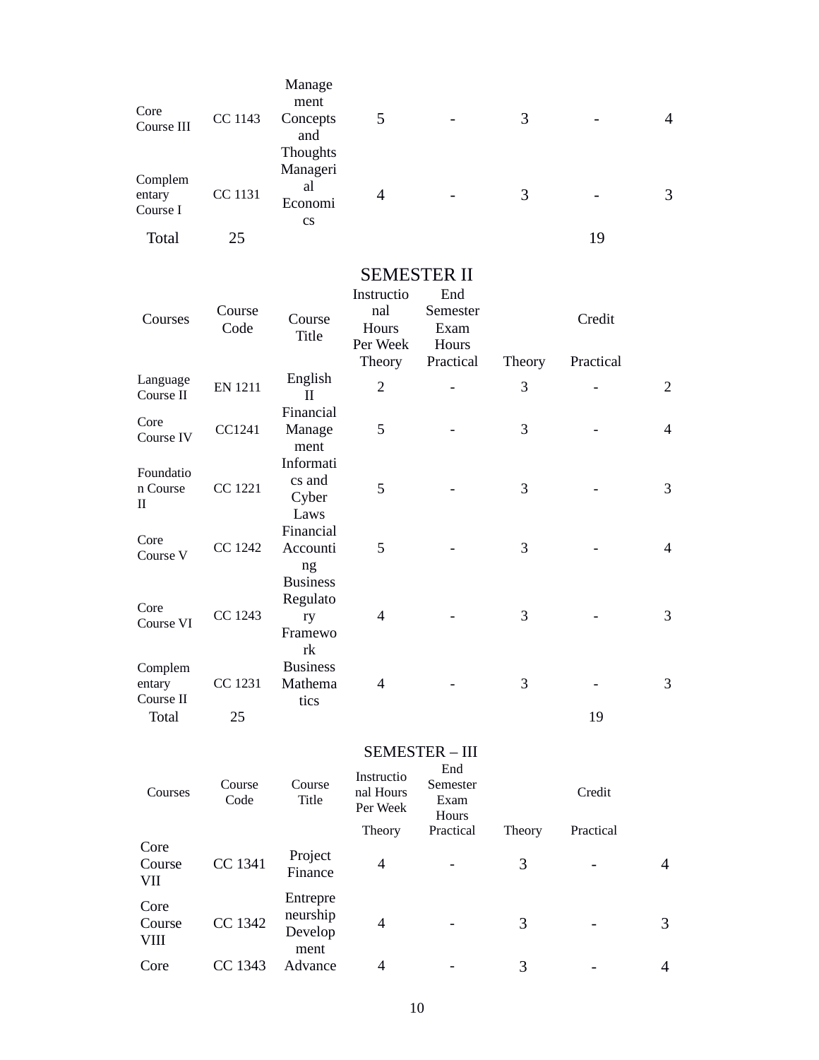| | | | | | | | |
|---|---|---|---|---|---|---|---|
| Core Course III | CC 1143 | Management Concepts and Thoughts | 5 | - | 3 | - | 4 |
| Complementary Course I | CC 1131 | Managerial Economics | 4 | - | 3 | - | 3 |
| Total | 25 | | | | | 19 | |

## SEMESTER II

| Courses | Course Code | Course Title | Instructional Hours Per Week | End Semester Exam Hours | | Credit | |
|---|---|---|---|---|---|---|---|
| | | | Theory | Practical | Theory | Practical | |
| Language Course II | EN 1211 | English II | 2 | - | 3 | - | 2 |
| Core Course IV | CC1241 | Financial Management | 5 | - | 3 | - | 4 |
| Foundation Course II | CC 1221 | Informatics and Cyber Laws | 5 | - | 3 | - | 3 |
| Core Course V | CC 1242 | Financial Accounting | 5 | - | 3 | - | 4 |
| Core Course VI | CC 1243 | Business Regulatory Framework | 4 | - | 3 | - | 3 |
| Complementary Course II | CC 1231 | Business Mathematics | 4 | - | 3 | - | 3 |
| Total | 25 | | | | | 19 | |

## SEMESTER – III

| Courses | Course Code | Course Title | Instructional Hours Per Week | End Semester Exam Hours | | Credit | |
|---|---|---|---|---|---|---|---|
| | | | Theory | Practical | Theory | Practical | |
| Core Course VII | CC 1341 | Project Finance | 4 | - | 3 | - | 4 |
| Core Course VIII | CC 1342 | Entrepreneurship Development | 4 | - | 3 | - | 3 |
| Core | CC 1343 | Advance | 4 | - | 3 | - | 4 |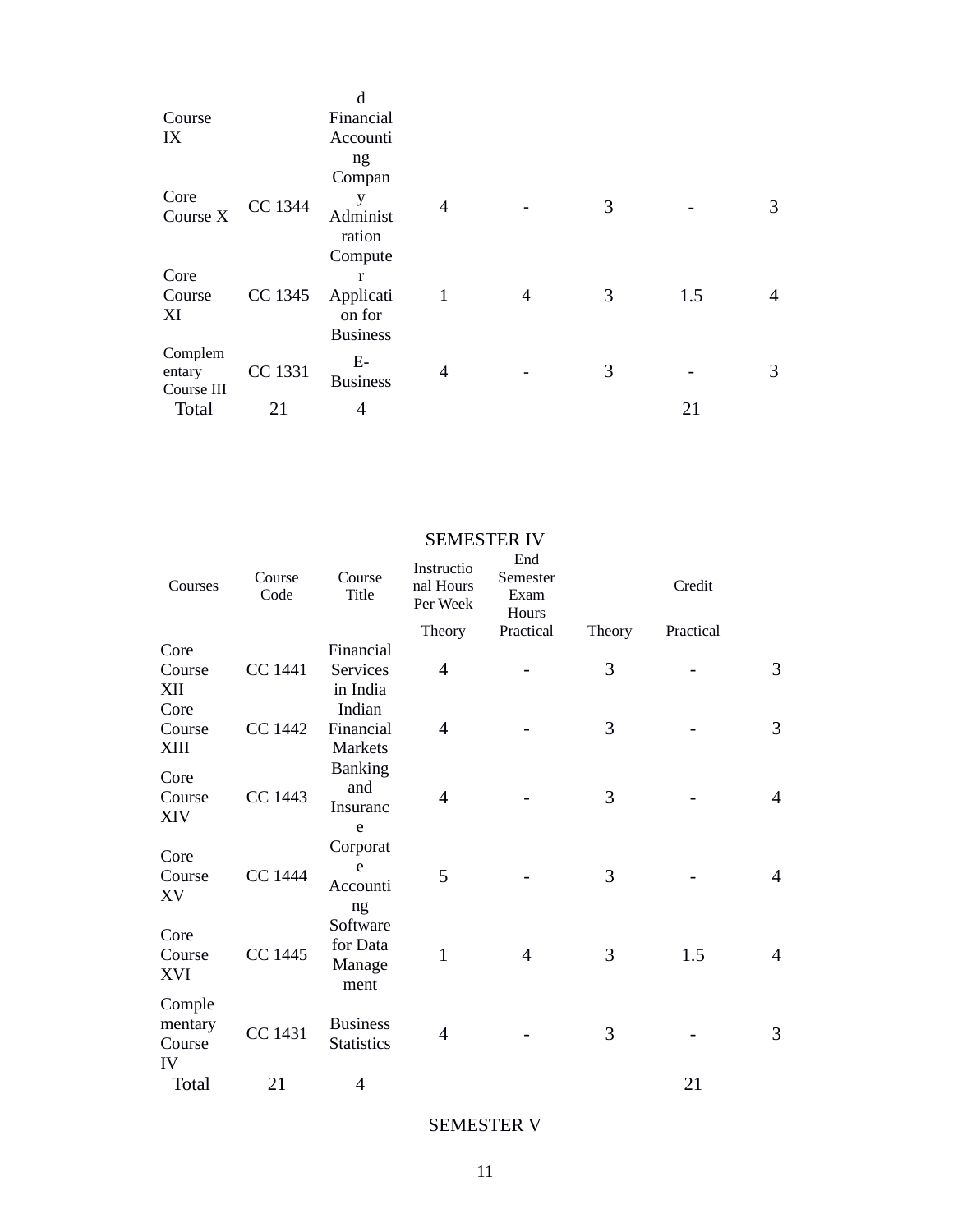| Course IX | | d Financial Accounting | | | | | |
|---|---|---|---|---|---|---|---|
| Core Course X | CC 1344 | Company Administration | 4 | - | 3 | - | 3 |
| Core Course XI | CC 1345 | Computer Application for Business | 1 | 4 | 3 | 1.5 | 4 |
| Complementary Course III | CC 1331 | E-Business | 4 | - | 3 | - | 3 |
| Total | 21 | 4 | | | | 21 | |

SEMESTER IV

| Courses | Course Code | Course Title | Instructional Hours Per Week | End Semester Exam Hours | | Credit | |
|---|---|---|---|---|---|---|---|
| | | | Theory | Practical | Theory | Practical | |
| Core Course XII | CC 1441 | Financial Services in India | 4 | - | 3 | - | 3 |
| Core Course XIII | CC 1442 | Indian Financial Markets | 4 | - | 3 | - | 3 |
| Core Course XIV | CC 1443 | Banking and Insurance | 4 | - | 3 | - | 4 |
| Core Course XV | CC 1444 | Corporate Accounting | 5 | - | 3 | - | 4 |
| Core Course XVI | CC 1445 | Software for Data Management | 1 | 4 | 3 | 1.5 | 4 |
| Complementary Course IV | CC 1431 | Business Statistics | 4 | - | 3 | - | 3 |
| Total | 21 | 4 | | | | 21 | |

SEMESTER V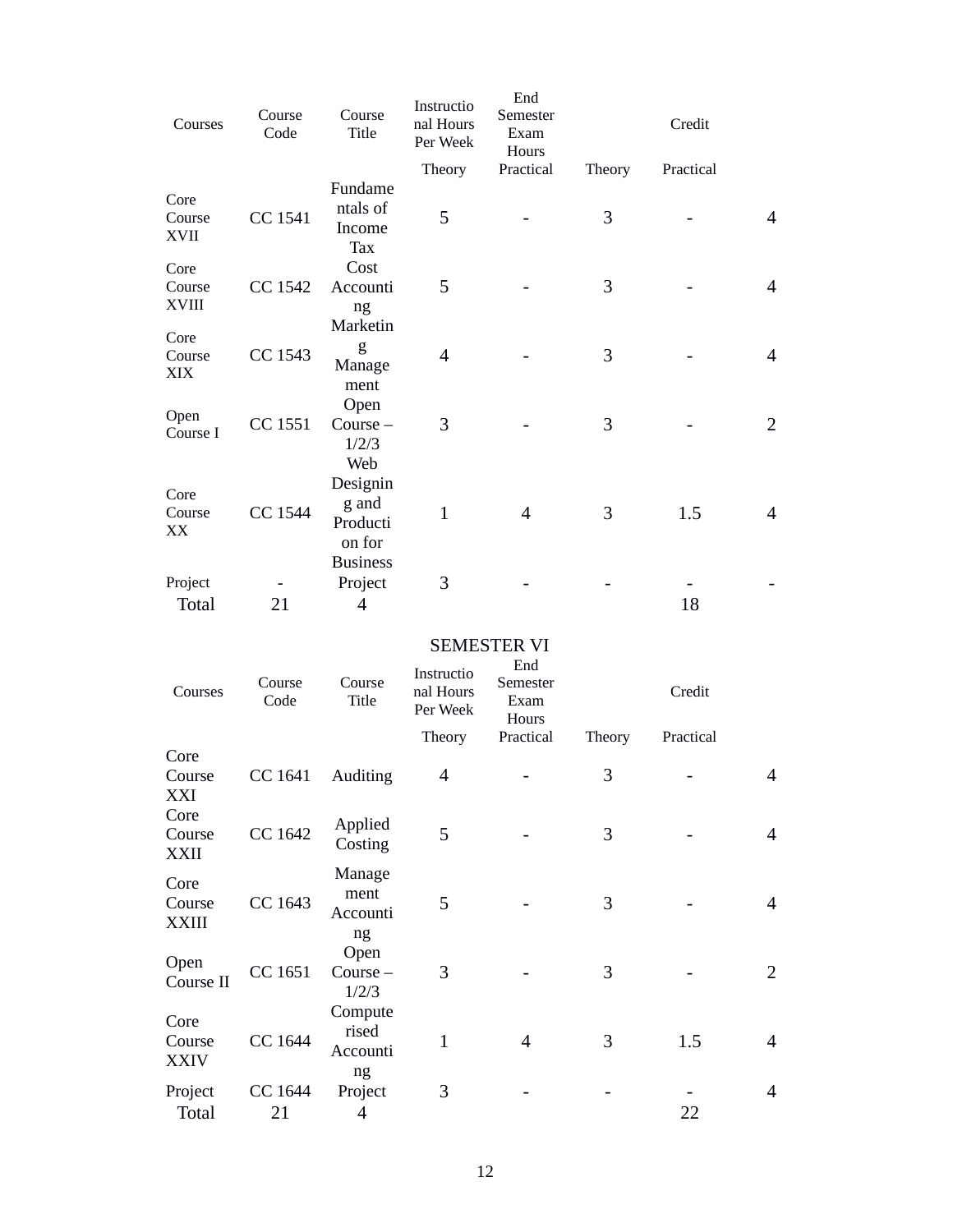| Courses | Course Code | Course Title | Instructional Hours Per Week | End Semester Exam Hours | | Credit | |
|---|---|---|---|---|---|---|---|
| | | | Theory | Practical | Theory | Practical | |
| Core Course XVII | CC 1541 | Fundamentals of Income Tax | 5 | - | 3 | - | 4 |
| Core Course XVIII | CC 1542 | Cost Accounting | 5 | - | 3 | - | 4 |
| Core Course XIX | CC 1543 | Marketing Management | 4 | - | 3 | - | 4 |
| Open Course I | CC 1551 | Open Course – 1/2/3 | 3 | - | 3 | - | 2 |
| Core Course XX | CC 1544 | Web Designing and Production for Business | 1 | 4 | 3 | 1.5 | 4 |
| Project | - | Project | 3 | - | - | - | - |
| Total | 21 | 4 | | | | 18 | |

SEMESTER VI

| Courses | Course Code | Course Title | Instructional Hours Per Week | End Semester Exam Hours | | Credit | |
|---|---|---|---|---|---|---|---|
| | | | Theory | Practical | Theory | Practical | |
| Core Course XXI | CC 1641 | Auditing | 4 | - | 3 | - | 4 |
| Core Course XXII | CC 1642 | Applied Costing | 5 | - | 3 | - | 4 |
| Core Course XXIII | CC 1643 | Management Accounting | 5 | - | 3 | - | 4 |
| Open Course II | CC 1651 | Open Course – 1/2/3 | 3 | - | 3 | - | 2 |
| Core Course XXIV | CC 1644 | Computerised Accounting | 1 | 4 | 3 | 1.5 | 4 |
| Project | CC 1644 | Project | 3 | - | - | - | 4 |
| Total | 21 | 4 | | | | 22 | |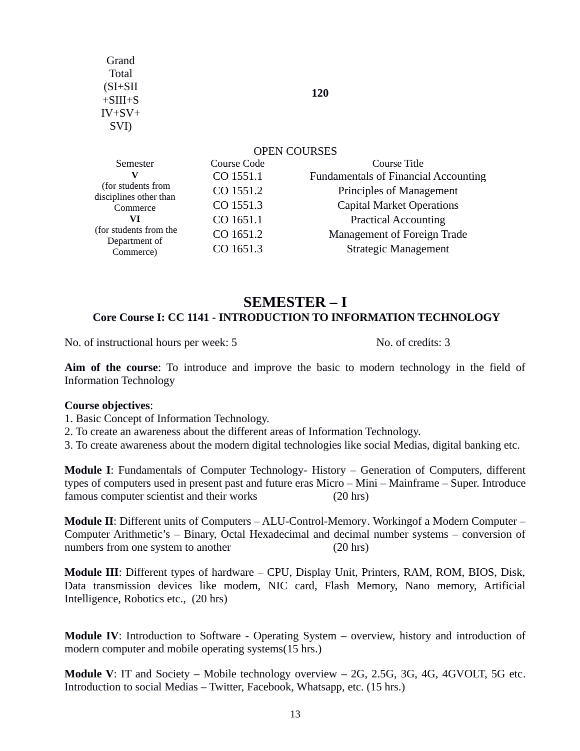| Grand Total (SI+SII +SIII+S IV+SV+ SVI) | **120** |
|---|---|

OPEN COURSES

| Semester | Course Code | Course Title |
|---|---|---|
| **V** (for students from disciplines other than Commerce | CO 1551.1 | Fundamentals of Financial Accounting |
| | CO 1551.2 | Principles of Management |
| | CO 1551.3 | Capital Market Operations |
| **VI** (for students from the Department of Commerce) | CO 1651.1 | Practical Accounting |
| | CO 1651.2 | Management of Foreign Trade |
| | CO 1651.3 | Strategic Management |

# SEMESTER – I

## Core Course I: CC 1141 - INTRODUCTION TO INFORMATION TECHNOLOGY

No. of instructional hours per week: 5 No. of credits: 3

**Aim of the course**: To introduce and improve the basic to modern technology in the field of Information Technology

**Course objectives**:
1. Basic Concept of Information Technology.
2. To create an awareness about the different areas of Information Technology.
3. To create awareness about the modern digital technologies like social Medias, digital banking etc.

**Module I**: Fundamentals of Computer Technology- History – Generation of Computers, different types of computers used in present past and future eras Micro – Mini – Mainframe – Super. Introduce famous computer scientist and their works (20 hrs)

**Module II**: Different units of Computers – ALU-Control-Memory. Workingof a Modern Computer – Computer Arithmetic's – Binary, Octal Hexadecimal and decimal number systems – conversion of numbers from one system to another (20 hrs)

**Module III**: Different types of hardware – CPU, Display Unit, Printers, RAM, ROM, BIOS, Disk, Data transmission devices like modem, NIC card, Flash Memory, Nano memory, Artificial Intelligence, Robotics etc., (20 hrs)

**Module IV**: Introduction to Software - Operating System – overview, history and introduction of modern computer and mobile operating systems(15 hrs.)

**Module V**: IT and Society – Mobile technology overview – 2G, 2.5G, 3G, 4G, 4GVOLT, 5G etc. Introduction to social Medias – Twitter, Facebook, Whatsapp, etc. (15 hrs.)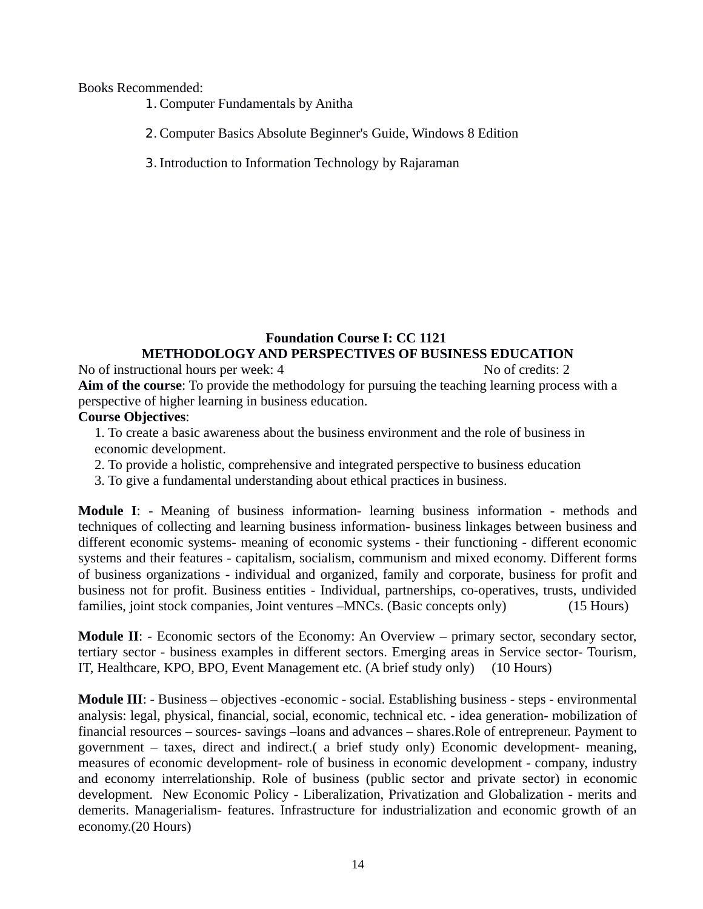Books Recommended:

1. Computer Fundamentals by Anitha
2. Computer Basics Absolute Beginner's Guide, Windows 8 Edition
3. Introduction to Information Technology by Rajaraman

## Foundation Course I: CC 1121
## METHODOLOGY AND PERSPECTIVES OF BUSINESS EDUCATION

No of instructional hours per week: 4 No of credits: 2

**Aim of the course**: To provide the methodology for pursuing the teaching learning process with a perspective of higher learning in business education.

**Course Objectives**:

1. To create a basic awareness about the business environment and the role of business in economic development.
2. To provide a holistic, comprehensive and integrated perspective to business education
3. To give a fundamental understanding about ethical practices in business.

**Module I**: - Meaning of business information- learning business information - methods and techniques of collecting and learning business information- business linkages between business and different economic systems- meaning of economic systems - their functioning - different economic systems and their features - capitalism, socialism, communism and mixed economy. Different forms of business organizations - individual and organized, family and corporate, business for profit and business not for profit. Business entities - Individual, partnerships, co-operatives, trusts, undivided families, joint stock companies, Joint ventures –MNCs. (Basic concepts only) (15 Hours)

**Module II**: - Economic sectors of the Economy: An Overview – primary sector, secondary sector, tertiary sector - business examples in different sectors. Emerging areas in Service sector- Tourism, IT, Healthcare, KPO, BPO, Event Management etc. (A brief study only) (10 Hours)

**Module III**: - Business – objectives -economic - social. Establishing business - steps - environmental analysis: legal, physical, financial, social, economic, technical etc. - idea generation- mobilization of financial resources – sources- savings –loans and advances – shares.Role of entrepreneur. Payment to government – taxes, direct and indirect.( a brief study only) Economic development- meaning, measures of economic development- role of business in economic development - company, industry and economy interrelationship. Role of business (public sector and private sector) in economic development. New Economic Policy - Liberalization, Privatization and Globalization - merits and demerits. Managerialism- features. Infrastructure for industrialization and economic growth of an economy.(20 Hours)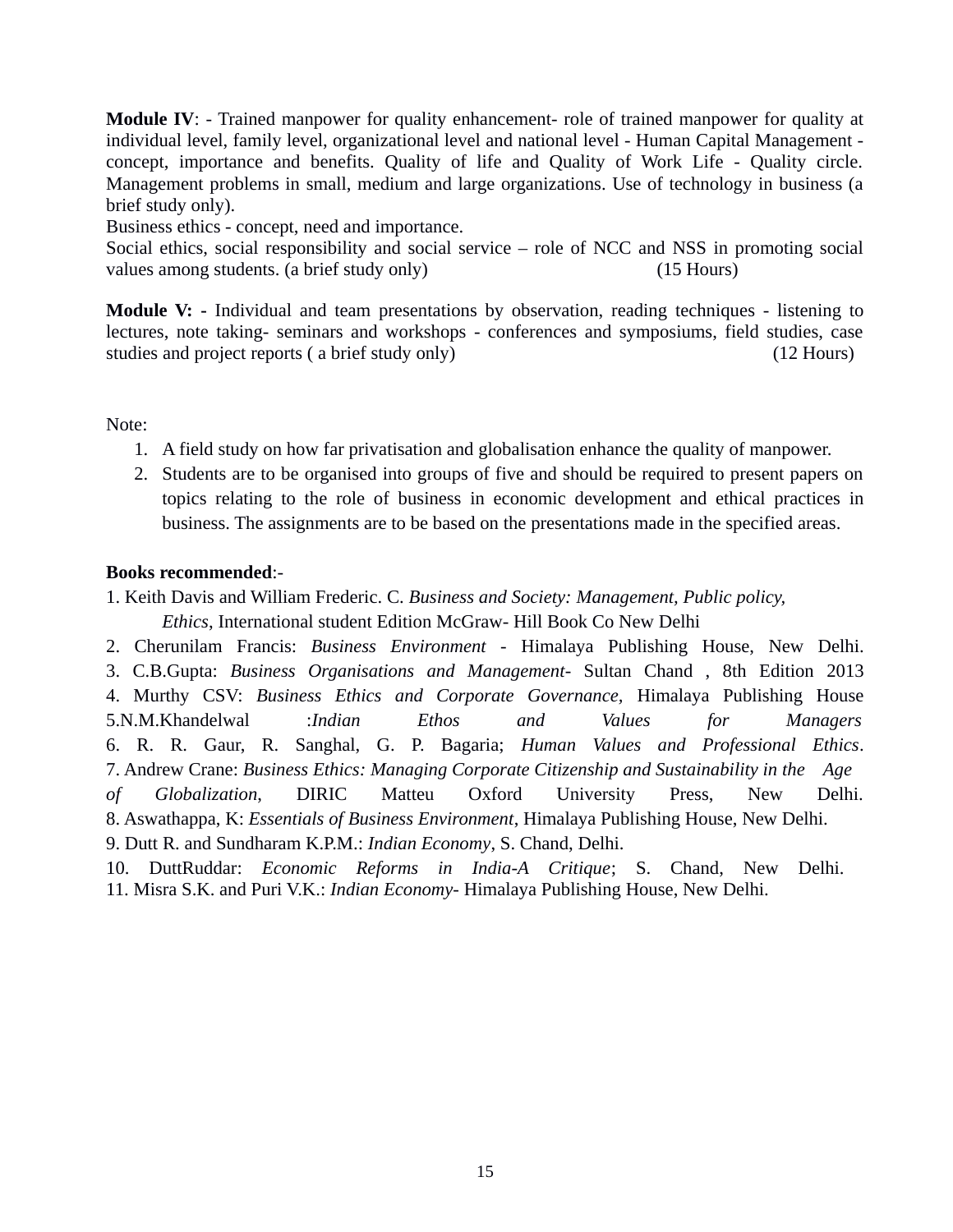**Module IV**: - Trained manpower for quality enhancement- role of trained manpower for quality at individual level, family level, organizational level and national level - Human Capital Management - concept, importance and benefits. Quality of life and Quality of Work Life - Quality circle. Management problems in small, medium and large organizations. Use of technology in business (a brief study only).

Business ethics - concept, need and importance.

Social ethics, social responsibility and social service – role of NCC and NSS in promoting social values among students. (a brief study only) (15 Hours)

**Module V: -** Individual and team presentations by observation, reading techniques - listening to lectures, note taking- seminars and workshops - conferences and symposiums, field studies, case studies and project reports ( a brief study only) (12 Hours)

Note:

1. A field study on how far privatisation and globalisation enhance the quality of manpower.
2. Students are to be organised into groups of five and should be required to present papers on topics relating to the role of business in economic development and ethical practices in business. The assignments are to be based on the presentations made in the specified areas.

**Books recommended**:-

1. Keith Davis and William Frederic. C. *Business and Society: Management, Public policy, Ethics*, International student Edition McGraw- Hill Book Co New Delhi
2. Cherunilam Francis: *Business Environment* - Himalaya Publishing House, New Delhi.
3. C.B.Gupta: *Business Organisations and Management*- Sultan Chand , 8th Edition 2013
4. Murthy CSV: *Business Ethics and Corporate Governance*, Himalaya Publishing House
5. N.M.Khandelwal :*Indian Ethos and Values for Managers*
6. R. R. Gaur, R. Sanghal, G. P. Bagaria; *Human Values and Professional Ethics*.
7. Andrew Crane: *Business Ethics: Managing Corporate Citizenship and Sustainability in the Age of Globalization*, DIRIC Matteu Oxford University Press, New Delhi.
8. Aswathappa, K: *Essentials of Business Environment*, Himalaya Publishing House, New Delhi.
9. Dutt R. and Sundharam K.P.M.: *Indian Economy*, S. Chand, Delhi.
10. DuttRuddar: *Economic Reforms in India-A Critique*; S. Chand, New Delhi.
11. Misra S.K. and Puri V.K.: *Indian Economy*- Himalaya Publishing House, New Delhi.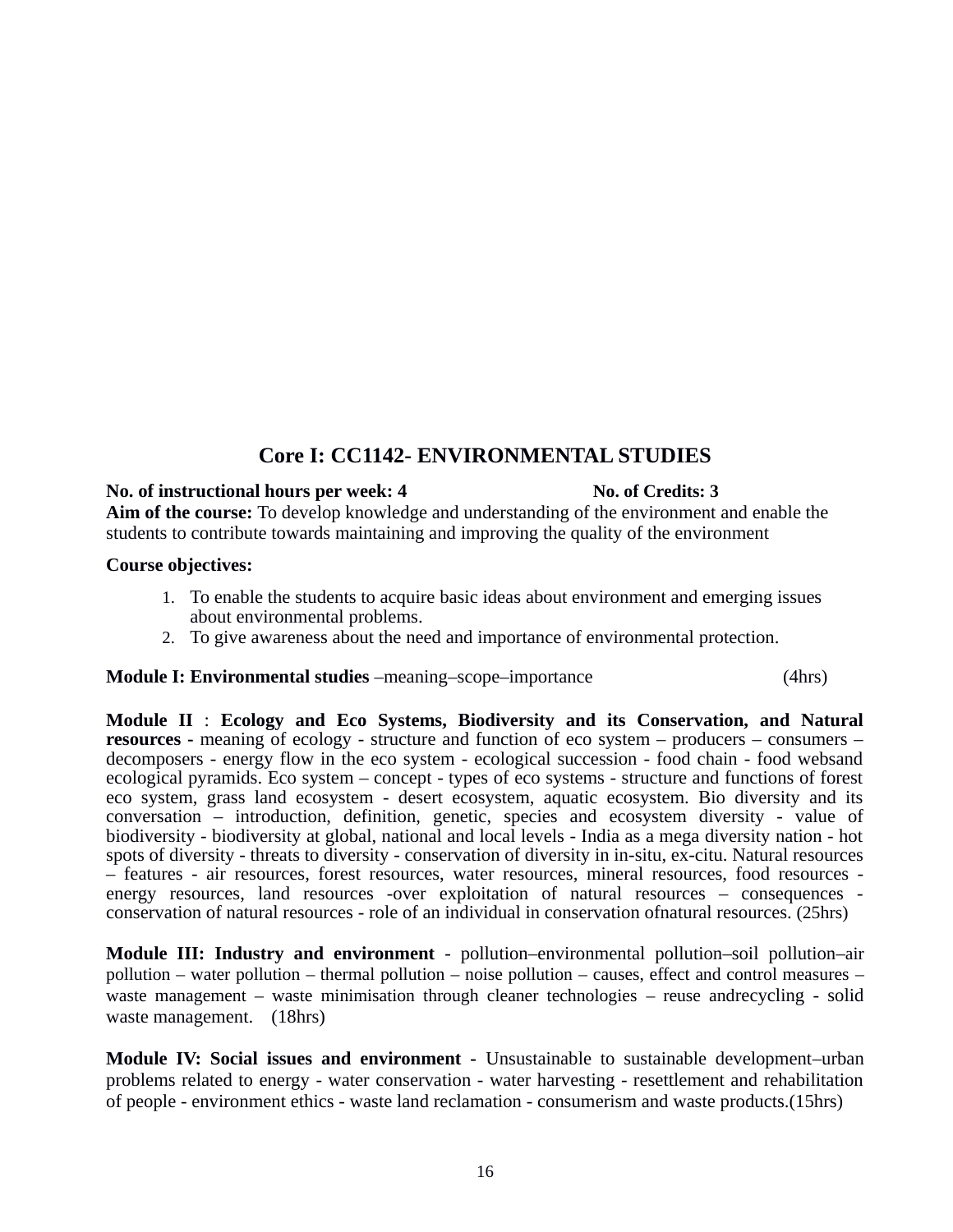## Core I: CC1142- ENVIRONMENTAL STUDIES

**No. of instructional hours per week: 4** **No. of Credits: 3**

**Aim of the course:** To develop knowledge and understanding of the environment and enable the students to contribute towards maintaining and improving the quality of the environment

**Course objectives:**

1. To enable the students to acquire basic ideas about environment and emerging issues about environmental problems.
2. To give awareness about the need and importance of environmental protection.

**Module I: Environmental studies** –meaning–scope–importance (4hrs)

**Module II** : **Ecology and Eco Systems, Biodiversity and its Conservation, and Natural resources -** meaning of ecology - structure and function of eco system – producers – consumers – decomposers - energy flow in the eco system - ecological succession - food chain - food websand ecological pyramids. Eco system – concept - types of eco systems - structure and functions of forest eco system, grass land ecosystem - desert ecosystem, aquatic ecosystem. Bio diversity and its conversation – introduction, definition, genetic, species and ecosystem diversity - value of biodiversity - biodiversity at global, national and local levels - India as a mega diversity nation - hot spots of diversity - threats to diversity - conservation of diversity in in-situ, ex-citu. Natural resources – features - air resources, forest resources, water resources, mineral resources, food resources - energy resources, land resources -over exploitation of natural resources – consequences - conservation of natural resources - role of an individual in conservation ofnatural resources. (25hrs)

**Module III: Industry and environment** - pollution–environmental pollution–soil pollution–air pollution – water pollution – thermal pollution – noise pollution – causes, effect and control measures – waste management – waste minimisation through cleaner technologies – reuse andrecycling - solid waste management. (18hrs)

**Module IV: Social issues and environment -** Unsustainable to sustainable development–urban problems related to energy - water conservation - water harvesting - resettlement and rehabilitation of people - environment ethics - waste land reclamation - consumerism and waste products.(15hrs)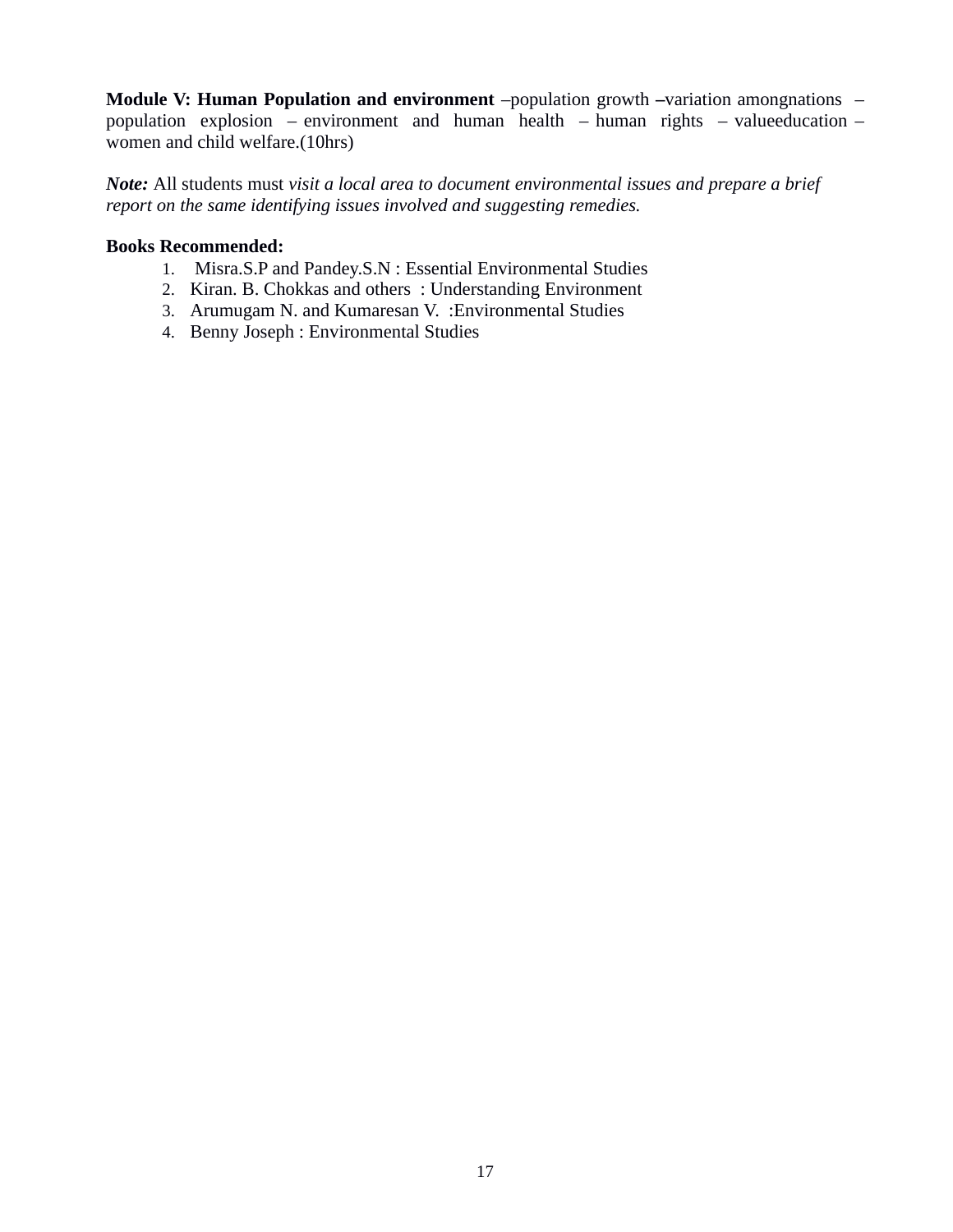**Module V: Human Population and environment** –population growth –variation amongnations – population explosion – environment and human health – human rights – valueeducation – women and child welfare.(10hrs)

***Note:*** All students must *visit a local area to document environmental issues and prepare a brief report on the same identifying issues involved and suggesting remedies.*

**Books Recommended:**

1. Misra.S.P and Pandey.S.N : Essential Environmental Studies
2. Kiran. B. Chokkas and others : Understanding Environment
3. Arumugam N. and Kumaresan V. :Environmental Studies
4. Benny Joseph : Environmental Studies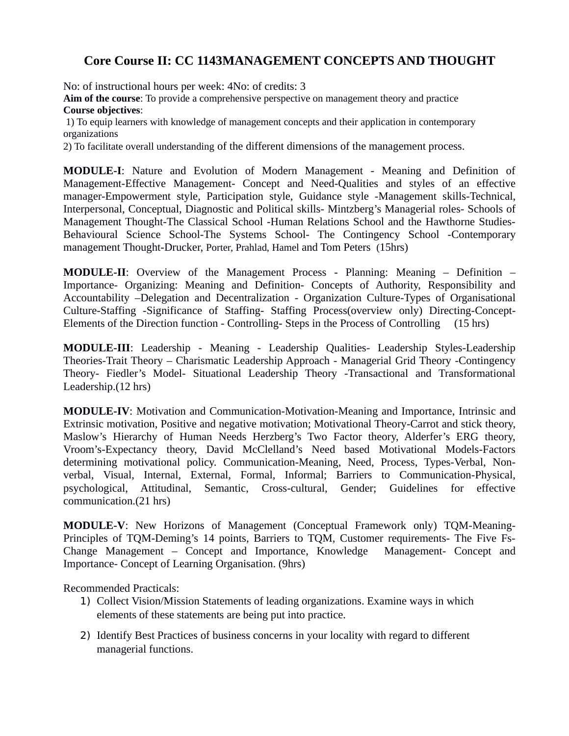# Core Course II: CC 1143MANAGEMENT CONCEPTS AND THOUGHT

No: of instructional hours per week: 4No: of credits: 3

**Aim of the course**: To provide a comprehensive perspective on management theory and practice

**Course objectives**:

1) To equip learners with knowledge of management concepts and their application in contemporary organizations
2) To facilitate overall understanding of the different dimensions of the management process.

**MODULE-I**: Nature and Evolution of Modern Management - Meaning and Definition of Management-Effective Management- Concept and Need-Qualities and styles of an effective manager-Empowerment style, Participation style, Guidance style -Management skills-Technical, Interpersonal, Conceptual, Diagnostic and Political skills- Mintzberg's Managerial roles- Schools of Management Thought-The Classical School -Human Relations School and the Hawthorne Studies-Behavioural Science School-The Systems School- The Contingency School -Contemporary management Thought-Drucker, Porter, Prahlad, Hamel and Tom Peters (15hrs)

**MODULE-II**: Overview of the Management Process - Planning: Meaning – Definition – Importance- Organizing: Meaning and Definition- Concepts of Authority, Responsibility and Accountability –Delegation and Decentralization - Organization Culture-Types of Organisational Culture-Staffing -Significance of Staffing- Staffing Process(overview only) Directing-Concept-Elements of the Direction function - Controlling- Steps in the Process of Controlling (15 hrs)

**MODULE-III**: Leadership - Meaning - Leadership Qualities- Leadership Styles-Leadership Theories-Trait Theory – Charismatic Leadership Approach - Managerial Grid Theory -Contingency Theory- Fiedler's Model- Situational Leadership Theory -Transactional and Transformational Leadership.(12 hrs)

**MODULE-IV**: Motivation and Communication-Motivation-Meaning and Importance, Intrinsic and Extrinsic motivation, Positive and negative motivation; Motivational Theory-Carrot and stick theory, Maslow's Hierarchy of Human Needs Herzberg's Two Factor theory, Alderfer's ERG theory, Vroom's-Expectancy theory, David McClelland's Need based Motivational Models-Factors determining motivational policy. Communication-Meaning, Need, Process, Types-Verbal, Non-verbal, Visual, Internal, External, Formal, Informal; Barriers to Communication-Physical, psychological, Attitudinal, Semantic, Cross-cultural, Gender; Guidelines for effective communication.(21 hrs)

**MODULE-V**: New Horizons of Management (Conceptual Framework only) TQM-Meaning-Principles of TQM-Deming's 14 points, Barriers to TQM, Customer requirements- The Five Fs-Change Management – Concept and Importance, Knowledge Management- Concept and Importance- Concept of Learning Organisation. (9hrs)

Recommended Practicals:

1) Collect Vision/Mission Statements of leading organizations. Examine ways in which elements of these statements are being put into practice.
2) Identify Best Practices of business concerns in your locality with regard to different managerial functions.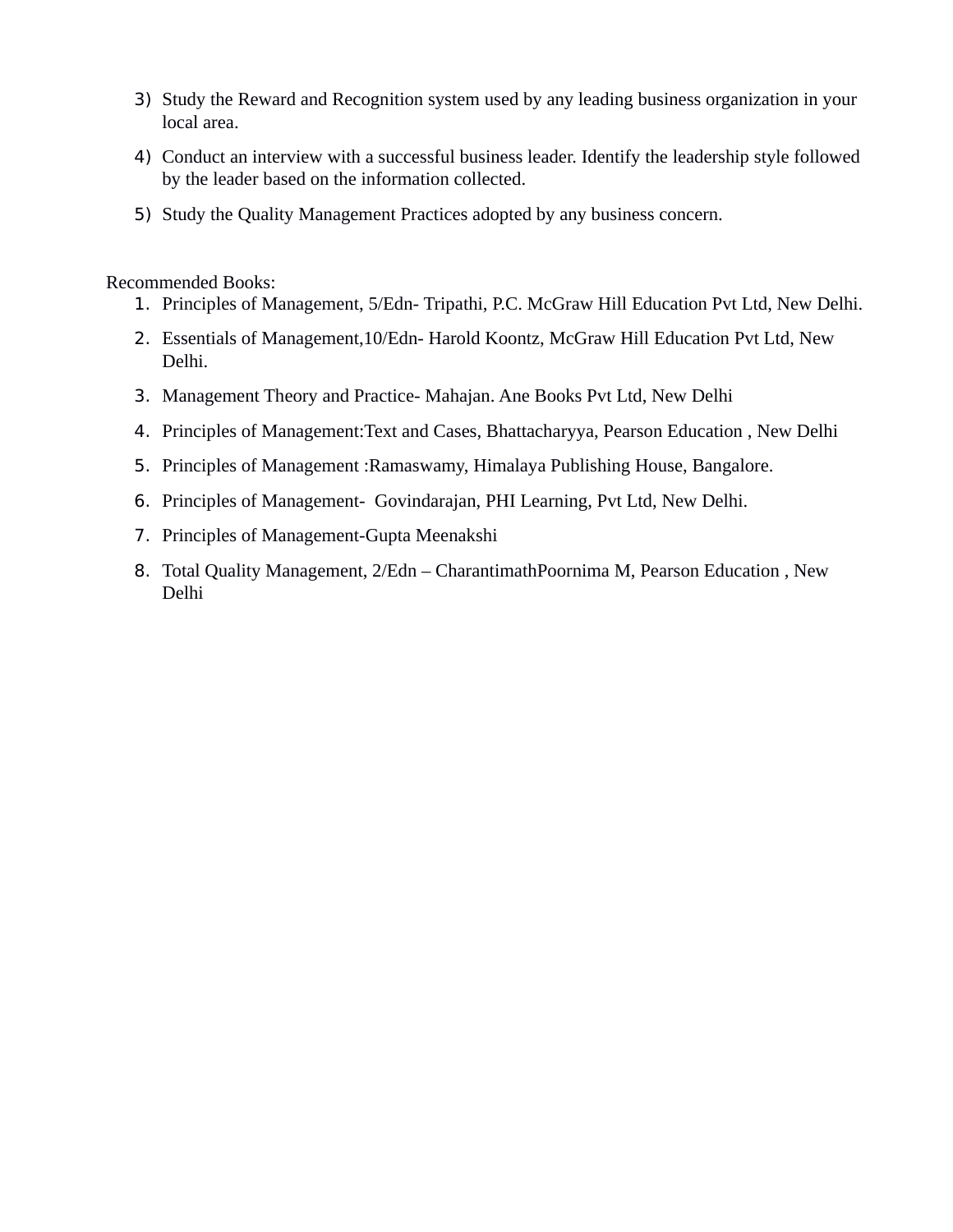3) Study the Reward and Recognition system used by any leading business organization in your local area.
4) Conduct an interview with a successful business leader. Identify the leadership style followed by the leader based on the information collected.
5) Study the Quality Management Practices adopted by any business concern.

Recommended Books:

1. Principles of Management, 5/Edn- Tripathi, P.C. McGraw Hill Education Pvt Ltd, New Delhi.
2. Essentials of Management,10/Edn- Harold Koontz, McGraw Hill Education Pvt Ltd, New Delhi.
3. Management Theory and Practice- Mahajan. Ane Books Pvt Ltd, New Delhi
4. Principles of Management:Text and Cases, Bhattacharyya, Pearson Education , New Delhi
5. Principles of Management :Ramaswamy, Himalaya Publishing House, Bangalore.
6. Principles of Management- Govindarajan, PHI Learning, Pvt Ltd, New Delhi.
7. Principles of Management-Gupta Meenakshi
8. Total Quality Management, 2/Edn – CharantimathPoornima M, Pearson Education , New Delhi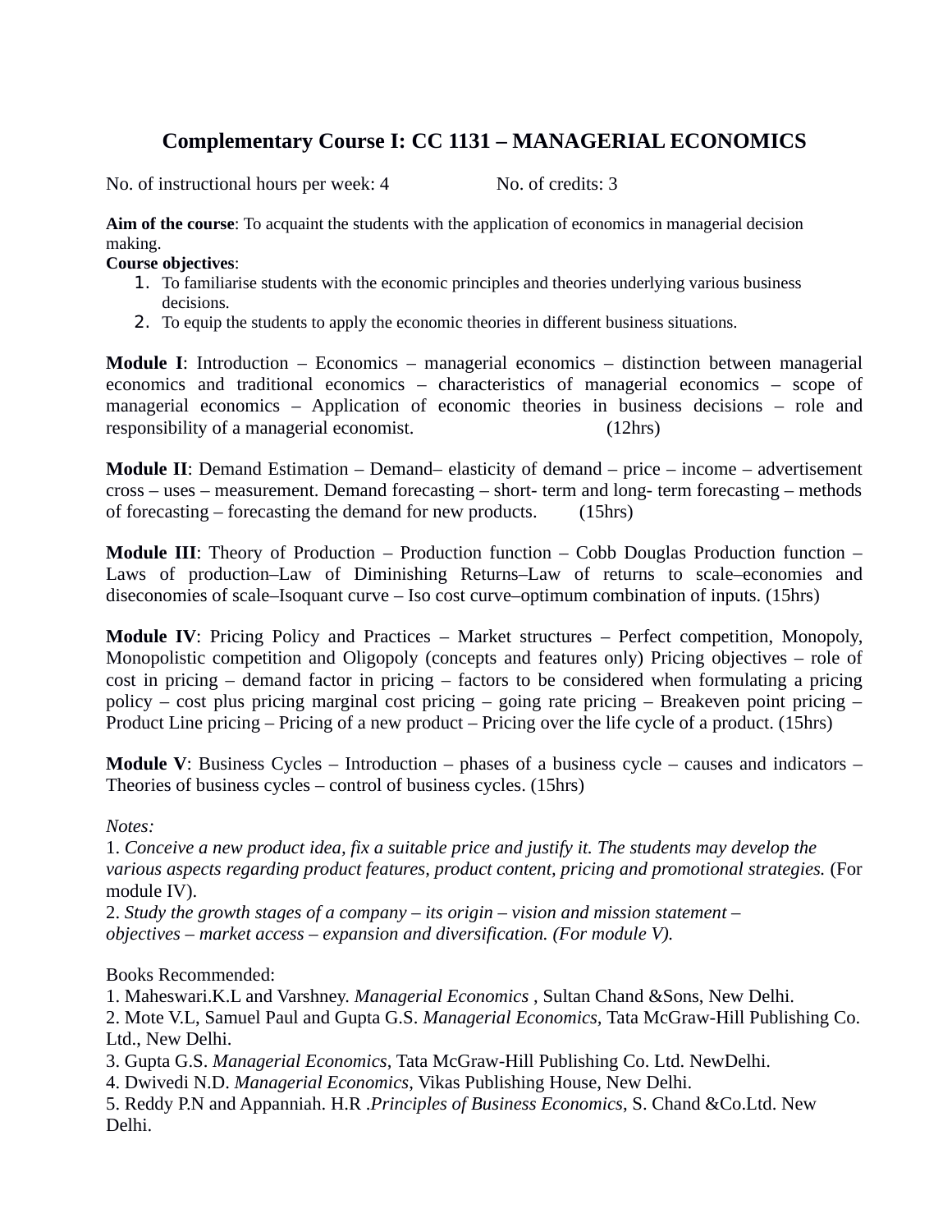## Complementary Course I: CC 1131 – MANAGERIAL ECONOMICS

No. of instructional hours per week: 4 No. of credits: 3

**Aim of the course**: To acquaint the students with the application of economics in managerial decision making.

**Course objectives**:

1. To familiarise students with the economic principles and theories underlying various business decisions.
2. To equip the students to apply the economic theories in different business situations.

**Module I**: Introduction – Economics – managerial economics – distinction between managerial economics and traditional economics – characteristics of managerial economics – scope of managerial economics – Application of economic theories in business decisions – role and responsibility of a managerial economist. (12hrs)

**Module II**: Demand Estimation – Demand– elasticity of demand – price – income – advertisement cross – uses – measurement. Demand forecasting – short- term and long- term forecasting – methods of forecasting – forecasting the demand for new products. (15hrs)

**Module III**: Theory of Production – Production function – Cobb Douglas Production function – Laws of production–Law of Diminishing Returns–Law of returns to scale–economies and diseconomies of scale–Isoquant curve – Iso cost curve–optimum combination of inputs. (15hrs)

**Module IV**: Pricing Policy and Practices – Market structures – Perfect competition, Monopoly, Monopolistic competition and Oligopoly (concepts and features only) Pricing objectives – role of cost in pricing – demand factor in pricing – factors to be considered when formulating a pricing policy – cost plus pricing marginal cost pricing – going rate pricing – Breakeven point pricing – Product Line pricing – Pricing of a new product – Pricing over the life cycle of a product. (15hrs)

**Module V**: Business Cycles – Introduction – phases of a business cycle – causes and indicators – Theories of business cycles – control of business cycles. (15hrs)

*Notes:*

1. *Conceive a new product idea, fix a suitable price and justify it. The students may develop the various aspects regarding product features, product content, pricing and promotional strategies.* (For module IV).
2. *Study the growth stages of a company – its origin – vision and mission statement – objectives – market access – expansion and diversification. (For module V).*

Books Recommended:

1. Maheswari.K.L and Varshney. *Managerial Economics* , Sultan Chand &Sons, New Delhi.
2. Mote V.L, Samuel Paul and Gupta G.S. *Managerial Economics*, Tata McGraw-Hill Publishing Co. Ltd., New Delhi.
3. Gupta G.S. *Managerial Economics*, Tata McGraw-Hill Publishing Co. Ltd. NewDelhi.
4. Dwivedi N.D. *Managerial Economics*, Vikas Publishing House, New Delhi.
5. Reddy P.N and Appanniah. H.R .*Principles of Business Economics*, S. Chand &Co.Ltd. New Delhi.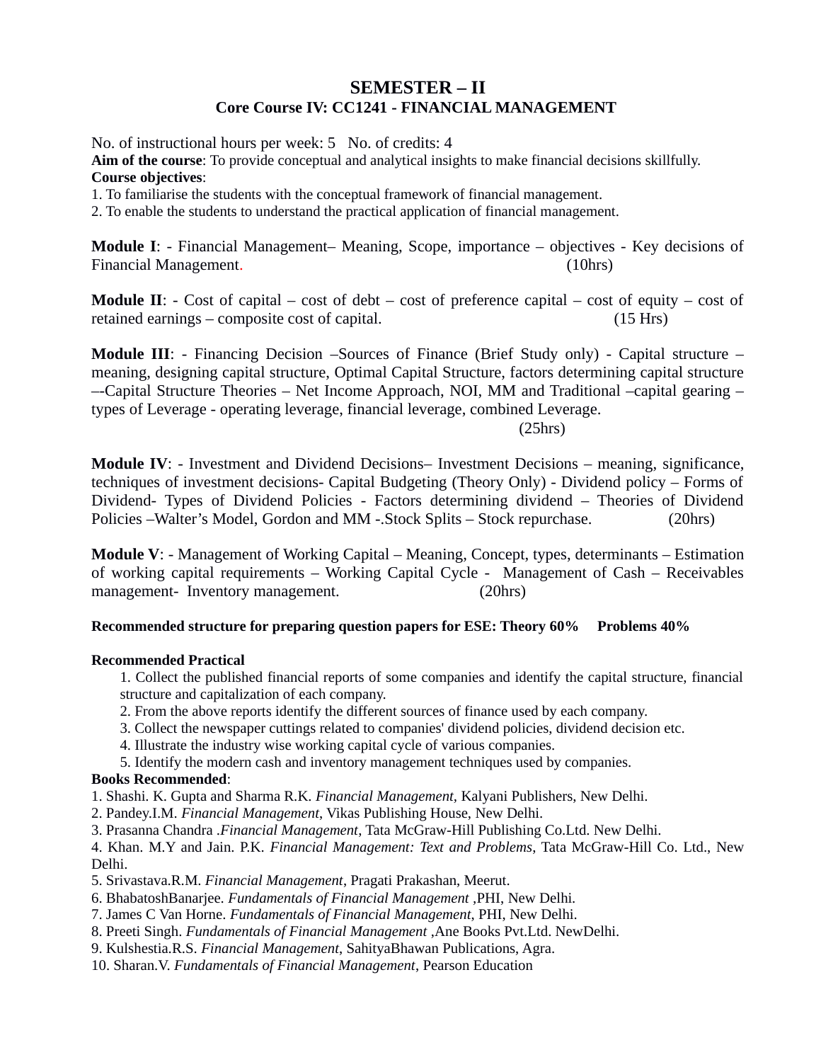# SEMESTER – II

## Core Course IV: CC1241 - FINANCIAL MANAGEMENT

No. of instructional hours per week: 5   No. of credits: 4

**Aim of the course**: To provide conceptual and analytical insights to make financial decisions skillfully.

**Course objectives**:

1. To familiarise the students with the conceptual framework of financial management.
2. To enable the students to understand the practical application of financial management.

**Module I**: - Financial Management– Meaning, Scope, importance – objectives - Key decisions of Financial Management. (10hrs)

**Module II**: - Cost of capital – cost of debt – cost of preference capital – cost of equity – cost of retained earnings – composite cost of capital. (15 Hrs)

**Module III**: - Financing Decision –Sources of Finance (Brief Study only) - Capital structure – meaning, designing capital structure, Optimal Capital Structure, factors determining capital structure –-Capital Structure Theories – Net Income Approach, NOI, MM and Traditional –capital gearing – types of Leverage - operating leverage, financial leverage, combined Leverage. (25hrs)

**Module IV**: - Investment and Dividend Decisions– Investment Decisions – meaning, significance, techniques of investment decisions- Capital Budgeting (Theory Only) - Dividend policy – Forms of Dividend- Types of Dividend Policies - Factors determining dividend – Theories of Dividend Policies –Walter's Model, Gordon and MM -.Stock Splits – Stock repurchase. (20hrs)

**Module V**: - Management of Working Capital – Meaning, Concept, types, determinants – Estimation of working capital requirements – Working Capital Cycle - Management of Cash – Receivables management- Inventory management. (20hrs)

**Recommended structure for preparing question papers for ESE: Theory 60% Problems 40%**

**Recommended Practical**

1. Collect the published financial reports of some companies and identify the capital structure, financial structure and capitalization of each company.
2. From the above reports identify the different sources of finance used by each company.
3. Collect the newspaper cuttings related to companies' dividend policies, dividend decision etc.
4. Illustrate the industry wise working capital cycle of various companies.
5. Identify the modern cash and inventory management techniques used by companies.

**Books Recommended**:

1. Shashi. K. Gupta and Sharma R.K. *Financial Management*, Kalyani Publishers, New Delhi.
2. Pandey.I.M. *Financial Management*, Vikas Publishing House, New Delhi.
3. Prasanna Chandra .*Financial Management*, Tata McGraw-Hill Publishing Co.Ltd. New Delhi.
4. Khan. M.Y and Jain. P.K. *Financial Management: Text and Problems*, Tata McGraw-Hill Co. Ltd., New Delhi.
5. Srivastava.R.M. *Financial Management*, Pragati Prakashan, Meerut.
6. BhabatoshBanarjee. *Fundamentals of Financial Management* ,PHI, New Delhi.
7. James C Van Horne. *Fundamentals of Financial Management*, PHI, New Delhi.
8. Preeti Singh. *Fundamentals of Financial Management* ,Ane Books Pvt.Ltd. NewDelhi.
9. Kulshestia.R.S. *Financial Management*, SahityaBhawan Publications, Agra.
10. Sharan.V. *Fundamentals of Financial Management*, Pearson Education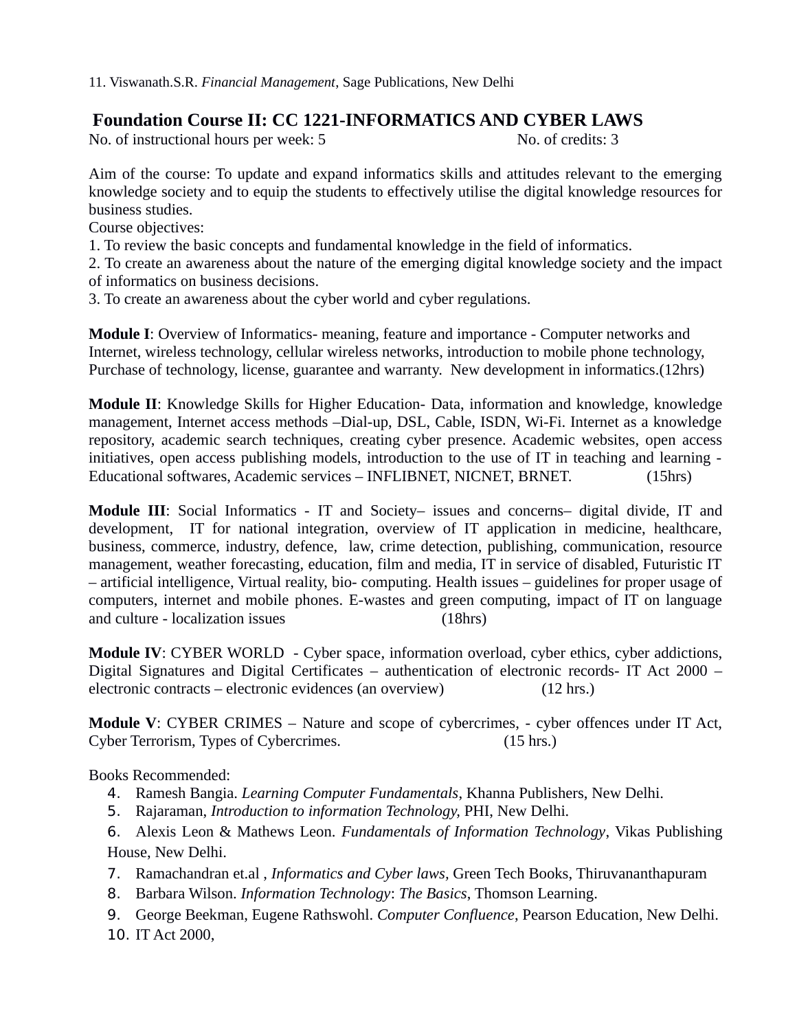11. Viswanath.S.R. *Financial Management*, Sage Publications, New Delhi

## Foundation Course II: CC 1221-INFORMATICS AND CYBER LAWS

No. of instructional hours per week: 5 No. of credits: 3

Aim of the course: To update and expand informatics skills and attitudes relevant to the emerging knowledge society and to equip the students to effectively utilise the digital knowledge resources for business studies.

Course objectives:

1. To review the basic concepts and fundamental knowledge in the field of informatics.
2. To create an awareness about the nature of the emerging digital knowledge society and the impact of informatics on business decisions.
3. To create an awareness about the cyber world and cyber regulations.

**Module I**: Overview of Informatics- meaning, feature and importance - Computer networks and Internet, wireless technology, cellular wireless networks, introduction to mobile phone technology, Purchase of technology, license, guarantee and warranty. New development in informatics.(12hrs)

**Module II**: Knowledge Skills for Higher Education- Data, information and knowledge, knowledge management, Internet access methods –Dial-up, DSL, Cable, ISDN, Wi-Fi. Internet as a knowledge repository, academic search techniques, creating cyber presence. Academic websites, open access initiatives, open access publishing models, introduction to the use of IT in teaching and learning - Educational softwares, Academic services – INFLIBNET, NICNET, BRNET. (15hrs)

**Module III**: Social Informatics - IT and Society– issues and concerns– digital divide, IT and development, IT for national integration, overview of IT application in medicine, healthcare, business, commerce, industry, defence, law, crime detection, publishing, communication, resource management, weather forecasting, education, film and media, IT in service of disabled, Futuristic IT – artificial intelligence, Virtual reality, bio- computing. Health issues – guidelines for proper usage of computers, internet and mobile phones. E-wastes and green computing, impact of IT on language and culture - localization issues (18hrs)

**Module IV**: CYBER WORLD - Cyber space, information overload, cyber ethics, cyber addictions, Digital Signatures and Digital Certificates – authentication of electronic records- IT Act 2000 – electronic contracts – electronic evidences (an overview) (12 hrs.)

**Module V**: CYBER CRIMES – Nature and scope of cybercrimes, - cyber offences under IT Act, Cyber Terrorism, Types of Cybercrimes. (15 hrs.)

Books Recommended:

4. Ramesh Bangia. *Learning Computer Fundamentals*, Khanna Publishers, New Delhi.
5. Rajaraman, *Introduction to information Technology,* PHI, New Delhi.
6. Alexis Leon & Mathews Leon. *Fundamentals of Information Technology*, Vikas Publishing House, New Delhi.
7. Ramachandran et.al , *Informatics and Cyber laws,* Green Tech Books, Thiruvananthapuram
8. Barbara Wilson. *Information Technology*: *The Basics*, Thomson Learning.
9. George Beekman, Eugene Rathswohl. *Computer Confluence*, Pearson Education, New Delhi.
10. IT Act 2000,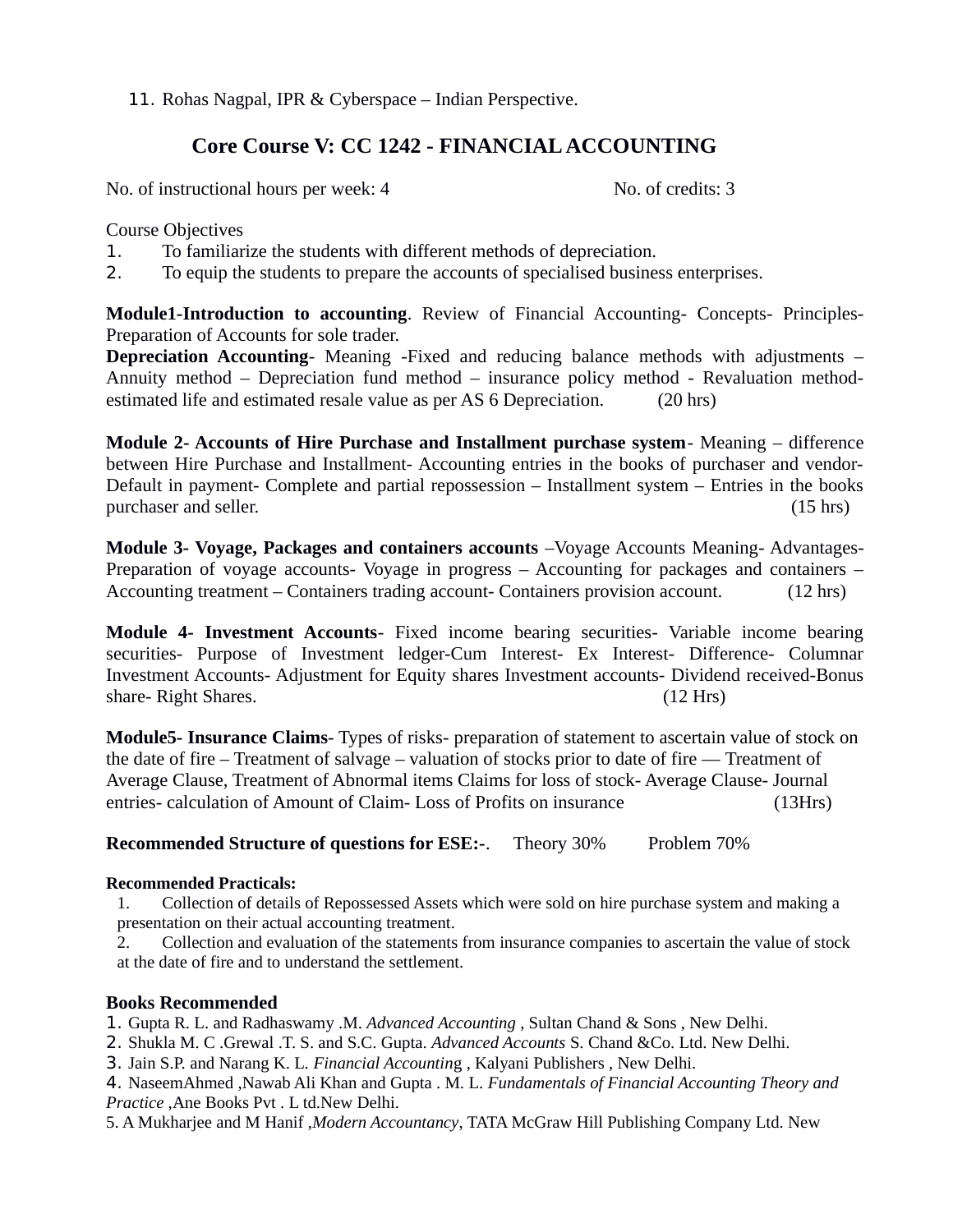11. Rohas Nagpal, IPR & Cyberspace – Indian Perspective.

## Core Course V: CC 1242 - FINANCIAL ACCOUNTING

No. of instructional hours per week: 4 No. of credits: 3

Course Objectives

1. To familiarize the students with different methods of depreciation.
2. To equip the students to prepare the accounts of specialised business enterprises.

**Module1-Introduction to accounting**. Review of Financial Accounting- Concepts- Principles- Preparation of Accounts for sole trader.

**Depreciation Accounting**- Meaning -Fixed and reducing balance methods with adjustments – Annuity method – Depreciation fund method – insurance policy method - Revaluation method- estimated life and estimated resale value as per AS 6 Depreciation. (20 hrs)

**Module 2- Accounts of Hire Purchase and Installment purchase system**- Meaning – difference between Hire Purchase and Installment- Accounting entries in the books of purchaser and vendor- Default in payment- Complete and partial repossession – Installment system – Entries in the books purchaser and seller. (15 hrs)

**Module 3- Voyage, Packages and containers accounts** –Voyage Accounts Meaning- Advantages- Preparation of voyage accounts- Voyage in progress – Accounting for packages and containers – Accounting treatment – Containers trading account- Containers provision account. (12 hrs)

**Module 4- Investment Accounts**- Fixed income bearing securities- Variable income bearing securities- Purpose of Investment ledger-Cum Interest- Ex Interest- Difference- Columnar Investment Accounts- Adjustment for Equity shares Investment accounts- Dividend received-Bonus share- Right Shares. (12 Hrs)

**Module5- Insurance Claims**- Types of risks- preparation of statement to ascertain value of stock on the date of fire – Treatment of salvage – valuation of stocks prior to date of fire — Treatment of Average Clause, Treatment of Abnormal items Claims for loss of stock- Average Clause- Journal entries- calculation of Amount of Claim- Loss of Profits on insurance (13Hrs)

**Recommended Structure of questions for ESE:-**. Theory 30% Problem 70%

**Recommended Practicals:**

1. Collection of details of Repossessed Assets which were sold on hire purchase system and making a presentation on their actual accounting treatment.
2. Collection and evaluation of the statements from insurance companies to ascertain the value of stock at the date of fire and to understand the settlement.

**Books Recommended**

1. Gupta R. L. and Radhaswamy .M. *Advanced Accounting* , Sultan Chand & Sons , New Delhi.
2. Shukla M. C .Grewal .T. S. and S.C. Gupta. *Advanced Accounts* S. Chand &Co. Ltd. New Delhi.
3. Jain S.P. and Narang K. L. *Financial Accountin*g , Kalyani Publishers , New Delhi.
4. NaseemAhmed ,Nawab Ali Khan and Gupta . M. L. *Fundamentals of Financial Accounting Theory and Practice* ,Ane Books Pvt . L td.New Delhi.
5. A Mukharjee and M Hanif ,*Modern Accountancy*, TATA McGraw Hill Publishing Company Ltd. New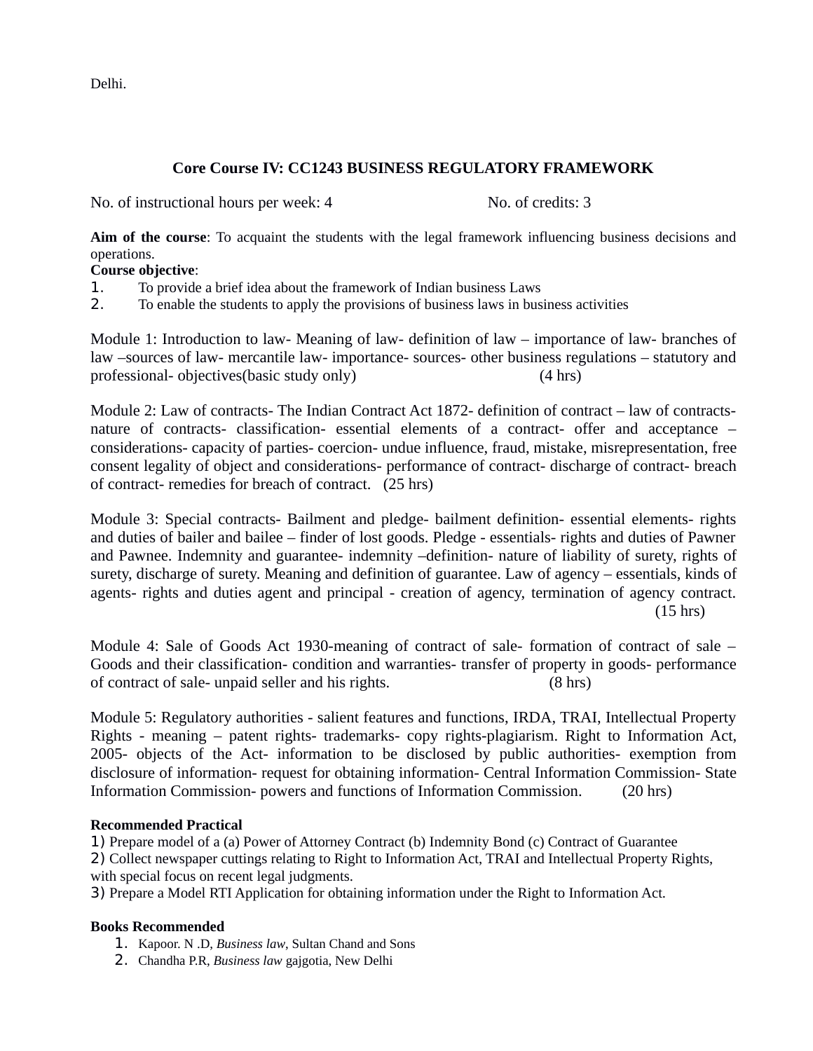Delhi.

## Core Course IV: CC1243 BUSINESS REGULATORY FRAMEWORK

No. of instructional hours per week: 4 No. of credits: 3

**Aim of the course**: To acquaint the students with the legal framework influencing business decisions and operations.

**Course objective**:

1. To provide a brief idea about the framework of Indian business Laws
2. To enable the students to apply the provisions of business laws in business activities

Module 1: Introduction to law- Meaning of law- definition of law – importance of law- branches of law –sources of law- mercantile law- importance- sources- other business regulations – statutory and professional- objectives(basic study only) (4 hrs)

Module 2: Law of contracts- The Indian Contract Act 1872- definition of contract – law of contracts- nature of contracts- classification- essential elements of a contract- offer and acceptance – considerations- capacity of parties- coercion- undue influence, fraud, mistake, misrepresentation, free consent legality of object and considerations- performance of contract- discharge of contract- breach of contract- remedies for breach of contract. (25 hrs)

Module 3: Special contracts- Bailment and pledge- bailment definition- essential elements- rights and duties of bailer and bailee – finder of lost goods. Pledge - essentials- rights and duties of Pawner and Pawnee. Indemnity and guarantee- indemnity –definition- nature of liability of surety, rights of surety, discharge of surety. Meaning and definition of guarantee. Law of agency – essentials, kinds of agents- rights and duties agent and principal - creation of agency, termination of agency contract. (15 hrs)

Module 4: Sale of Goods Act 1930-meaning of contract of sale- formation of contract of sale – Goods and their classification- condition and warranties- transfer of property in goods- performance of contract of sale- unpaid seller and his rights. (8 hrs)

Module 5: Regulatory authorities - salient features and functions, IRDA, TRAI, Intellectual Property Rights - meaning – patent rights- trademarks- copy rights-plagiarism. Right to Information Act, 2005- objects of the Act- information to be disclosed by public authorities- exemption from disclosure of information- request for obtaining information- Central Information Commission- State Information Commission- powers and functions of Information Commission. (20 hrs)

**Recommended Practical**

1) Prepare model of a (a) Power of Attorney Contract (b) Indemnity Bond (c) Contract of Guarantee
2) Collect newspaper cuttings relating to Right to Information Act, TRAI and Intellectual Property Rights, with special focus on recent legal judgments.
3) Prepare a Model RTI Application for obtaining information under the Right to Information Act.

**Books Recommended**

1. Kapoor. N .D, *Business law*, Sultan Chand and Sons
2. Chandha P.R, *Business law* gajgotia, New Delhi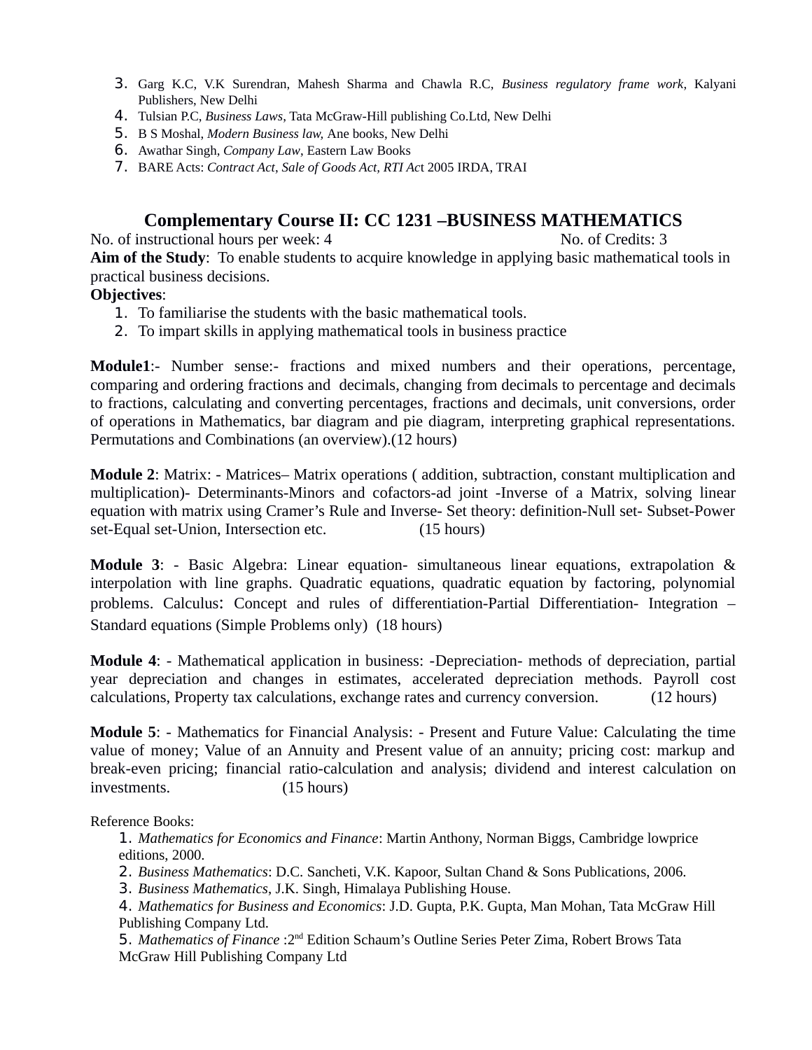3. Garg K.C, V.K Surendran, Mahesh Sharma and Chawla R.C, *Business regulatory frame work*, Kalyani Publishers, New Delhi
4. Tulsian P.C, *Business Laws*, Tata McGraw-Hill publishing Co.Ltd, New Delhi
5. B S Moshal, *Modern Business law*, Ane books, New Delhi
6. Awathar Singh, *Company Law*, Eastern Law Books
7. BARE Acts: *Contract Act*, *Sale of Goods Act*, *RTI Ac*t 2005 IRDA, TRAI

## Complementary Course II: CC 1231 –BUSINESS MATHEMATICS

No. of instructional hours per week: 4 No. of Credits: 3

**Aim of the Study**: To enable students to acquire knowledge in applying basic mathematical tools in practical business decisions.

**Objectives**:

1. To familiarise the students with the basic mathematical tools.
2. To impart skills in applying mathematical tools in business practice

**Module1**:- Number sense:- fractions and mixed numbers and their operations, percentage, comparing and ordering fractions and decimals, changing from decimals to percentage and decimals to fractions, calculating and converting percentages, fractions and decimals, unit conversions, order of operations in Mathematics, bar diagram and pie diagram, interpreting graphical representations. Permutations and Combinations (an overview).(12 hours)

**Module 2**: Matrix: - Matrices– Matrix operations ( addition, subtraction, constant multiplication and multiplication)- Determinants-Minors and cofactors-ad joint -Inverse of a Matrix, solving linear equation with matrix using Cramer's Rule and Inverse- Set theory: definition-Null set- Subset-Power set-Equal set-Union, Intersection etc. (15 hours)

**Module 3**: - Basic Algebra: Linear equation- simultaneous linear equations, extrapolation & interpolation with line graphs. Quadratic equations, quadratic equation by factoring, polynomial problems. Calculus: Concept and rules of differentiation-Partial Differentiation- Integration – Standard equations (Simple Problems only) (18 hours)

**Module 4**: - Mathematical application in business: -Depreciation- methods of depreciation, partial year depreciation and changes in estimates, accelerated depreciation methods. Payroll cost calculations, Property tax calculations, exchange rates and currency conversion. (12 hours)

**Module 5**: - Mathematics for Financial Analysis: - Present and Future Value: Calculating the time value of money; Value of an Annuity and Present value of an annuity; pricing cost: markup and break-even pricing; financial ratio-calculation and analysis; dividend and interest calculation on investments. (15 hours)

Reference Books:

1. *Mathematics for Economics and Finance*: Martin Anthony, Norman Biggs, Cambridge lowprice editions, 2000.
2. *Business Mathematics*: D.C. Sancheti, V.K. Kapoor, Sultan Chand & Sons Publications, 2006.
3. *Business Mathematics*, J.K. Singh, Himalaya Publishing House.
4. *Mathematics for Business and Economics*: J.D. Gupta, P.K. Gupta, Man Mohan, Tata McGraw Hill Publishing Company Ltd.
5. *Mathematics of Finance* :2nd Edition Schaum's Outline Series Peter Zima, Robert Brows Tata McGraw Hill Publishing Company Ltd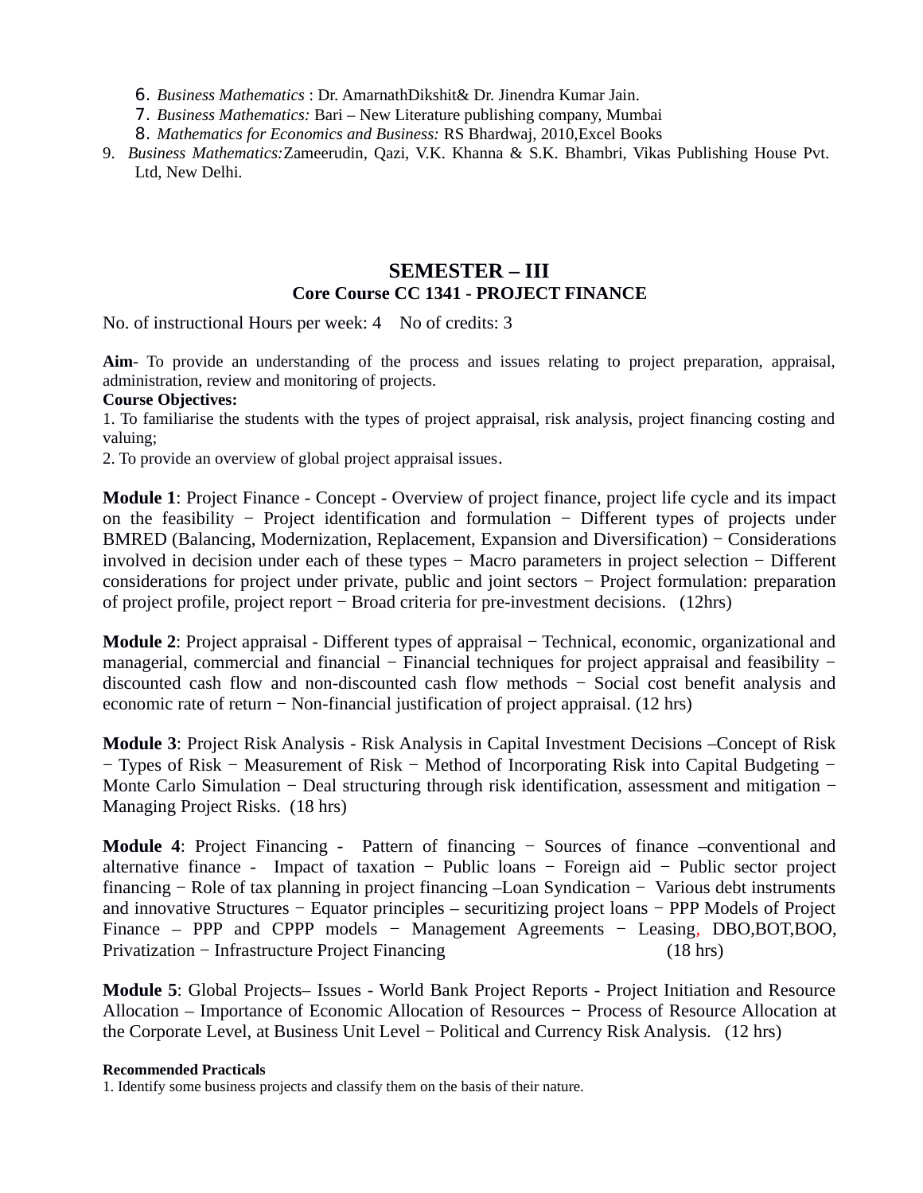6. *Business Mathematics* : Dr. AmarnathDikshit& Dr. Jinendra Kumar Jain.
7. *Business Mathematics:* Bari – New Literature publishing company, Mumbai
8. *Mathematics for Economics and Business:* RS Bhardwaj, 2010,Excel Books
9. *Business Mathematics:*Zameerudin, Qazi, V.K. Khanna & S.K. Bhambri, Vikas Publishing House Pvt. Ltd, New Delhi.

## SEMESTER – III

### Core Course CC 1341 - PROJECT FINANCE

No. of instructional Hours per week: 4    No of credits: 3

**Aim**- To provide an understanding of the process and issues relating to project preparation, appraisal, administration, review and monitoring of projects.

**Course Objectives:**

1. To familiarise the students with the types of project appraisal, risk analysis, project financing costing and valuing;
2. To provide an overview of global project appraisal issues.

**Module 1**: Project Finance - Concept - Overview of project finance, project life cycle and its impact on the feasibility − Project identification and formulation − Different types of projects under BMRED (Balancing, Modernization, Replacement, Expansion and Diversification) − Considerations involved in decision under each of these types − Macro parameters in project selection − Different considerations for project under private, public and joint sectors − Project formulation: preparation of project profile, project report − Broad criteria for pre-investment decisions. (12hrs)

**Module 2**: Project appraisal - Different types of appraisal − Technical, economic, organizational and managerial, commercial and financial − Financial techniques for project appraisal and feasibility − discounted cash flow and non-discounted cash flow methods − Social cost benefit analysis and economic rate of return − Non-financial justification of project appraisal. (12 hrs)

**Module 3**: Project Risk Analysis - Risk Analysis in Capital Investment Decisions –Concept of Risk − Types of Risk − Measurement of Risk − Method of Incorporating Risk into Capital Budgeting − Monte Carlo Simulation − Deal structuring through risk identification, assessment and mitigation − Managing Project Risks. (18 hrs)

**Module 4**: Project Financing - Pattern of financing − Sources of finance –conventional and alternative finance - Impact of taxation − Public loans − Foreign aid − Public sector project financing − Role of tax planning in project financing –Loan Syndication − Various debt instruments and innovative Structures − Equator principles – securitizing project loans − PPP Models of Project Finance – PPP and CPPP models − Management Agreements − Leasing, DBO,BOT,BOO, Privatization − Infrastructure Project Financing (18 hrs)

**Module 5**: Global Projects– Issues - World Bank Project Reports - Project Initiation and Resource Allocation – Importance of Economic Allocation of Resources − Process of Resource Allocation at the Corporate Level, at Business Unit Level − Political and Currency Risk Analysis. (12 hrs)

**Recommended Practicals**

1. Identify some business projects and classify them on the basis of their nature.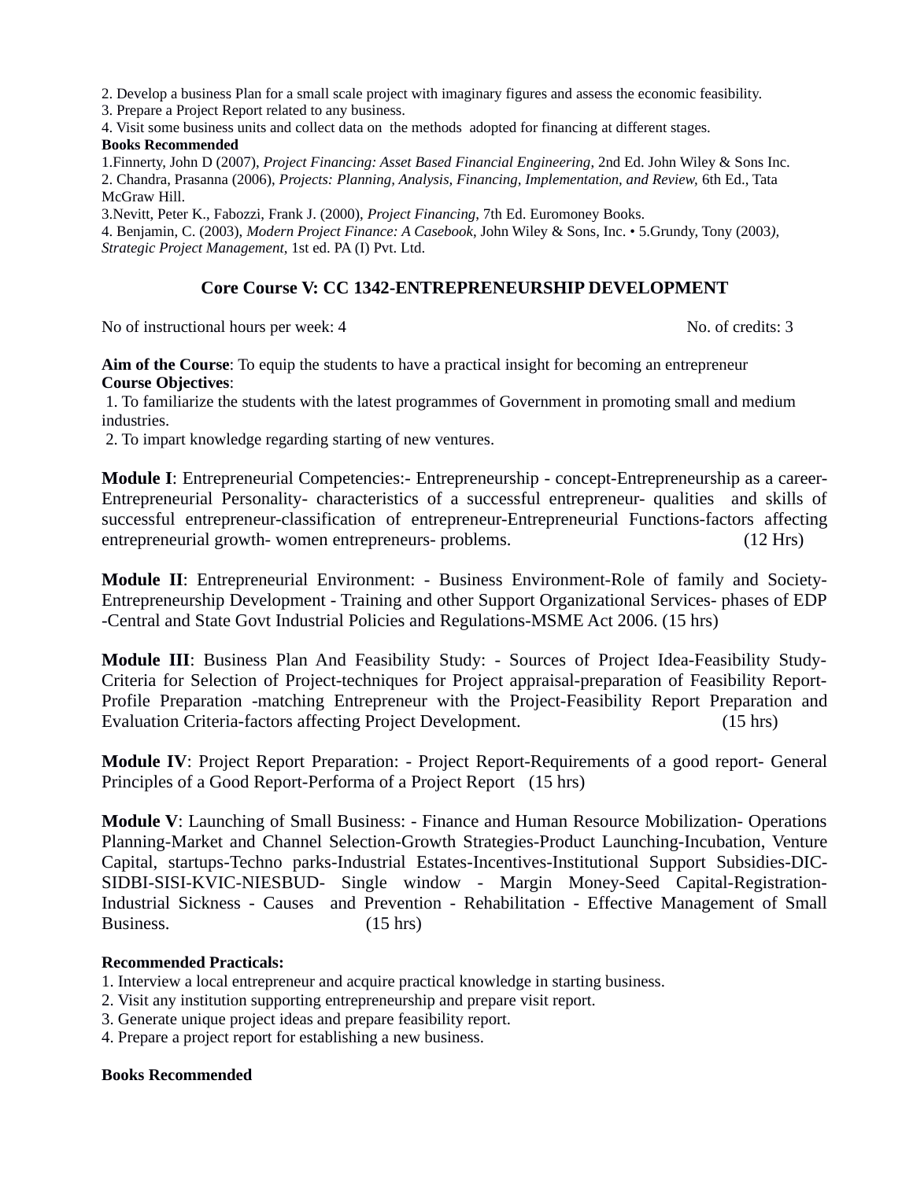2. Develop a business Plan for a small scale project with imaginary figures and assess the economic feasibility.
3. Prepare a Project Report related to any business.
4. Visit some business units and collect data on the methods adopted for financing at different stages.

**Books Recommended**

1.Finnerty, John D (2007), *Project Financing: Asset Based Financial Engineering*, 2nd Ed. John Wiley & Sons Inc.
2. Chandra, Prasanna (2006), *Projects: Planning, Analysis, Financing, Implementation, and Review,* 6th Ed., Tata McGraw Hill.
3.Nevitt, Peter K., Fabozzi, Frank J. (2000), *Project Financing*, 7th Ed. Euromoney Books.
4. Benjamin, C. (2003), *Modern Project Finance: A Casebook*, John Wiley & Sons, Inc. • 5.Grundy, Tony (2003*), Strategic Project Management*, 1st ed. PA (I) Pvt. Ltd.

## Core Course V: CC 1342-ENTREPRENEURSHIP DEVELOPMENT

No of instructional hours per week: 4 No. of credits: 3

**Aim of the Course**: To equip the students to have a practical insight for becoming an entrepreneur
**Course Objectives**:
1. To familiarize the students with the latest programmes of Government in promoting small and medium industries.
2. To impart knowledge regarding starting of new ventures.

**Module I**: Entrepreneurial Competencies:- Entrepreneurship - concept-Entrepreneurship as a career-Entrepreneurial Personality- characteristics of a successful entrepreneur- qualities and skills of successful entrepreneur-classification of entrepreneur-Entrepreneurial Functions-factors affecting entrepreneurial growth- women entrepreneurs- problems. (12 Hrs)

**Module II**: Entrepreneurial Environment: - Business Environment-Role of family and Society-Entrepreneurship Development - Training and other Support Organizational Services- phases of EDP -Central and State Govt Industrial Policies and Regulations-MSME Act 2006. (15 hrs)

**Module III**: Business Plan And Feasibility Study: - Sources of Project Idea-Feasibility Study-Criteria for Selection of Project-techniques for Project appraisal-preparation of Feasibility Report-Profile Preparation -matching Entrepreneur with the Project-Feasibility Report Preparation and Evaluation Criteria-factors affecting Project Development. (15 hrs)

**Module IV**: Project Report Preparation: - Project Report-Requirements of a good report- General Principles of a Good Report-Performa of a Project Report (15 hrs)

**Module V**: Launching of Small Business: - Finance and Human Resource Mobilization- Operations Planning-Market and Channel Selection-Growth Strategies-Product Launching-Incubation, Venture Capital, startups-Techno parks-Industrial Estates-Incentives-Institutional Support Subsidies-DIC-SIDBI-SISI-KVIC-NIESBUD- Single window - Margin Money-Seed Capital-Registration-Industrial Sickness - Causes and Prevention - Rehabilitation - Effective Management of Small Business. (15 hrs)

**Recommended Practicals:**

1. Interview a local entrepreneur and acquire practical knowledge in starting business.
2. Visit any institution supporting entrepreneurship and prepare visit report.
3. Generate unique project ideas and prepare feasibility report.
4. Prepare a project report for establishing a new business.

**Books Recommended**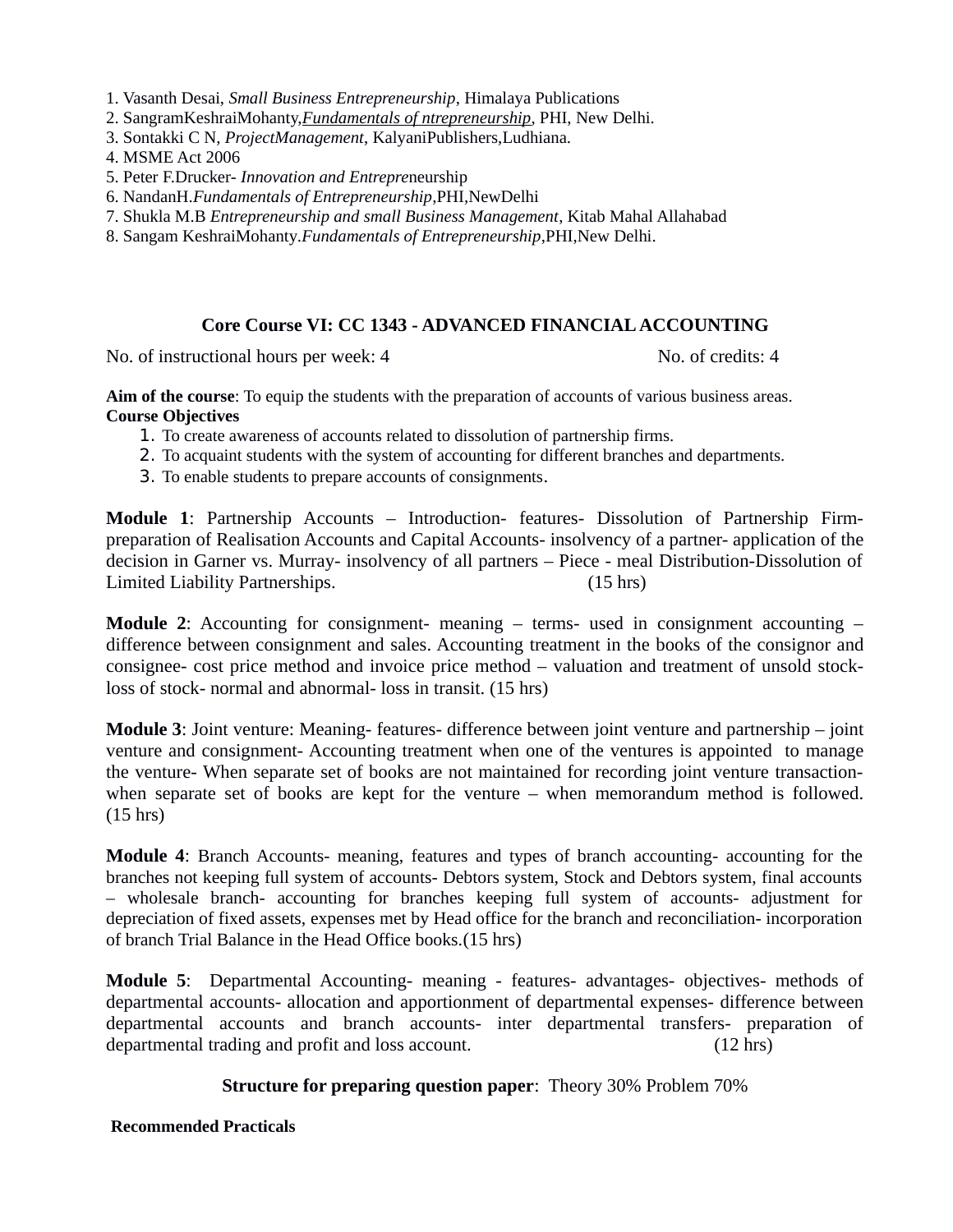1. Vasanth Desai, *Small Business Entrepreneurship*, Himalaya Publications
2. SangramKeshraiMohanty,*Fundamentals of ntrepreneurship*, PHI, New Delhi.
3. Sontakki C N, *ProjectManagement*, KalyaniPublishers,Ludhiana.
4. MSME Act 2006
5. Peter F.Drucker- *Innovation and Entrepre*neurship
6. NandanH.*Fundamentals of Entrepreneurship*,PHI,NewDelhi
7. Shukla M.B *Entrepreneurship and small Business Management*, Kitab Mahal Allahabad
8. Sangam KeshraiMohanty.*Fundamentals of Entrepreneurship*,PHI,New Delhi.

## Core Course VI: CC 1343 - ADVANCED FINANCIAL ACCOUNTING

No. of instructional hours per week: 4 No. of credits: 4

**Aim of the course**: To equip the students with the preparation of accounts of various business areas.

**Course Objectives**

1. To create awareness of accounts related to dissolution of partnership firms.
2. To acquaint students with the system of accounting for different branches and departments.
3. To enable students to prepare accounts of consignments.

**Module 1**: Partnership Accounts – Introduction- features- Dissolution of Partnership Firm- preparation of Realisation Accounts and Capital Accounts- insolvency of a partner- application of the decision in Garner vs. Murray- insolvency of all partners – Piece - meal Distribution-Dissolution of Limited Liability Partnerships. (15 hrs)

**Module 2**: Accounting for consignment- meaning – terms- used in consignment accounting – difference between consignment and sales. Accounting treatment in the books of the consignor and consignee- cost price method and invoice price method – valuation and treatment of unsold stock- loss of stock- normal and abnormal- loss in transit. (15 hrs)

**Module 3**: Joint venture: Meaning- features- difference between joint venture and partnership – joint venture and consignment- Accounting treatment when one of the ventures is appointed to manage the venture- When separate set of books are not maintained for recording joint venture transaction- when separate set of books are kept for the venture – when memorandum method is followed. (15 hrs)

**Module 4**: Branch Accounts- meaning, features and types of branch accounting- accounting for the branches not keeping full system of accounts- Debtors system, Stock and Debtors system, final accounts – wholesale branch- accounting for branches keeping full system of accounts- adjustment for depreciation of fixed assets, expenses met by Head office for the branch and reconciliation- incorporation of branch Trial Balance in the Head Office books.(15 hrs)

**Module 5**: Departmental Accounting- meaning - features- advantages- objectives- methods of departmental accounts- allocation and apportionment of departmental expenses- difference between departmental accounts and branch accounts- inter departmental transfers- preparation of departmental trading and profit and loss account. (12 hrs)

**Structure for preparing question paper**: Theory 30% Problem 70%

**Recommended Practicals**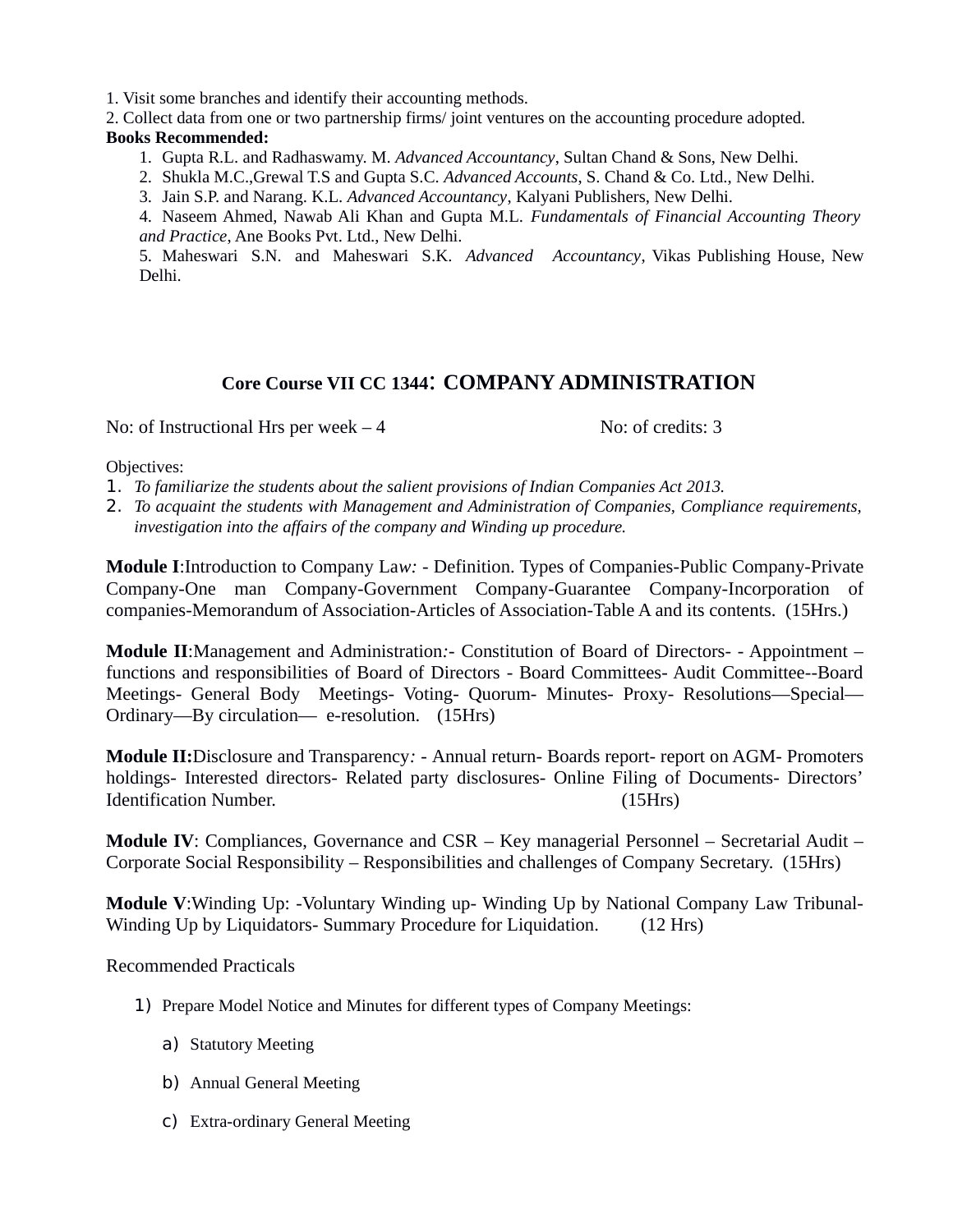1. Visit some branches and identify their accounting methods.
2. Collect data from one or two partnership firms/ joint ventures on the accounting procedure adopted.

**Books Recommended:**

1. Gupta R.L. and Radhaswamy. M. *Advanced Accountancy*, Sultan Chand & Sons, New Delhi.
2. Shukla M.C.,Grewal T.S and Gupta S.C. *Advanced Accounts*, S. Chand & Co. Ltd., New Delhi.
3. Jain S.P. and Narang. K.L. *Advanced Accountancy*, Kalyani Publishers, New Delhi.
4. Naseem Ahmed, Nawab Ali Khan and Gupta M.L. *Fundamentals of Financial Accounting Theory and Practice*, Ane Books Pvt. Ltd., New Delhi.
5. Maheswari S.N. and Maheswari S.K. *Advanced Accountancy*, Vikas Publishing House, New Delhi.

## Core Course VII CC 1344: COMPANY ADMINISTRATION

No: of Instructional Hrs per week – 4 No: of credits: 3

Objectives:

1. *To familiarize the students about the salient provisions of Indian Companies Act 2013.*
2. *To acquaint the students with Management and Administration of Companies, Compliance requirements, investigation into the affairs of the company and Winding up procedure.*

**Module I**:Introduction to Company La*w:* - Definition. Types of Companies-Public Company-Private Company-One man Company-Government Company-Guarantee Company-Incorporation of companies-Memorandum of Association-Articles of Association-Table A and its contents. (15Hrs.)

**Module II**:Management and Administration*:*- Constitution of Board of Directors- - Appointment – functions and responsibilities of Board of Directors - Board Committees- Audit Committee--Board Meetings- General Body Meetings- Voting- Quorum- Minutes- Proxy- Resolutions—Special—Ordinary—By circulation— e-resolution. (15Hrs)

**Module II:**Disclosure and Transparency*:* - Annual return- Boards report- report on AGM- Promoters holdings- Interested directors- Related party disclosures- Online Filing of Documents- Directors' Identification Number. (15Hrs)

**Module IV**: Compliances, Governance and CSR – Key managerial Personnel – Secretarial Audit – Corporate Social Responsibility – Responsibilities and challenges of Company Secretary. (15Hrs)

**Module V**:Winding Up: -Voluntary Winding up- Winding Up by National Company Law Tribunal-Winding Up by Liquidators- Summary Procedure for Liquidation. (12 Hrs)

Recommended Practicals

1) Prepare Model Notice and Minutes for different types of Company Meetings:
   a) Statutory Meeting
   b) Annual General Meeting
   c) Extra-ordinary General Meeting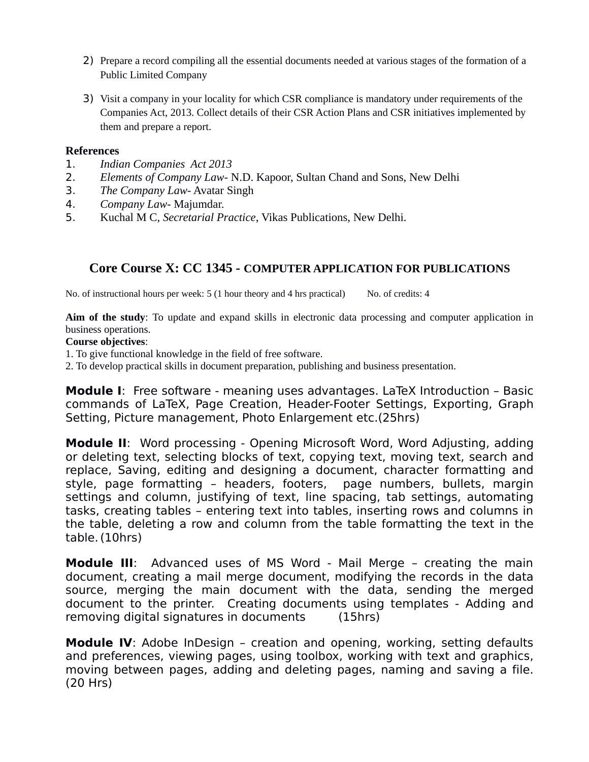2) Prepare a record compiling all the essential documents needed at various stages of the formation of a Public Limited Company

3) Visit a company in your locality for which CSR compliance is mandatory under requirements of the Companies Act, 2013. Collect details of their CSR Action Plans and CSR initiatives implemented by them and prepare a report.

**References**

1. *Indian Companies Act 2013*
2. *Elements of Company Law*- N.D. Kapoor, Sultan Chand and Sons, New Delhi
3. *The Company Law*- Avatar Singh
4. *Company Law*- Majumdar.
5. Kuchal M C, *Secretarial Practice*, Vikas Publications, New Delhi.

## Core Course X: CC 1345 - COMPUTER APPLICATION FOR PUBLICATIONS

No. of instructional hours per week: 5 (1 hour theory and 4 hrs practical) No. of credits: 4

**Aim of the study**: To update and expand skills in electronic data processing and computer application in business operations.

**Course objectives**:

1. To give functional knowledge in the field of free software.
2. To develop practical skills in document preparation, publishing and business presentation.

**Module I**: Free software - meaning uses advantages. LaTeX Introduction – Basic commands of LaTeX, Page Creation, Header-Footer Settings, Exporting, Graph Setting, Picture management, Photo Enlargement etc.(25hrs)

**Module II**: Word processing - Opening Microsoft Word, Word Adjusting, adding or deleting text, selecting blocks of text, copying text, moving text, search and replace, Saving, editing and designing a document, character formatting and style, page formatting – headers, footers, page numbers, bullets, margin settings and column, justifying of text, line spacing, tab settings, automating tasks, creating tables – entering text into tables, inserting rows and columns in the table, deleting a row and column from the table formatting the text in the table. (10hrs)

**Module III**: Advanced uses of MS Word - Mail Merge – creating the main document, creating a mail merge document, modifying the records in the data source, merging the main document with the data, sending the merged document to the printer. Creating documents using templates - Adding and removing digital signatures in documents (15hrs)

**Module IV**: Adobe InDesign – creation and opening, working, setting defaults and preferences, viewing pages, using toolbox, working with text and graphics, moving between pages, adding and deleting pages, naming and saving a file. (20 Hrs)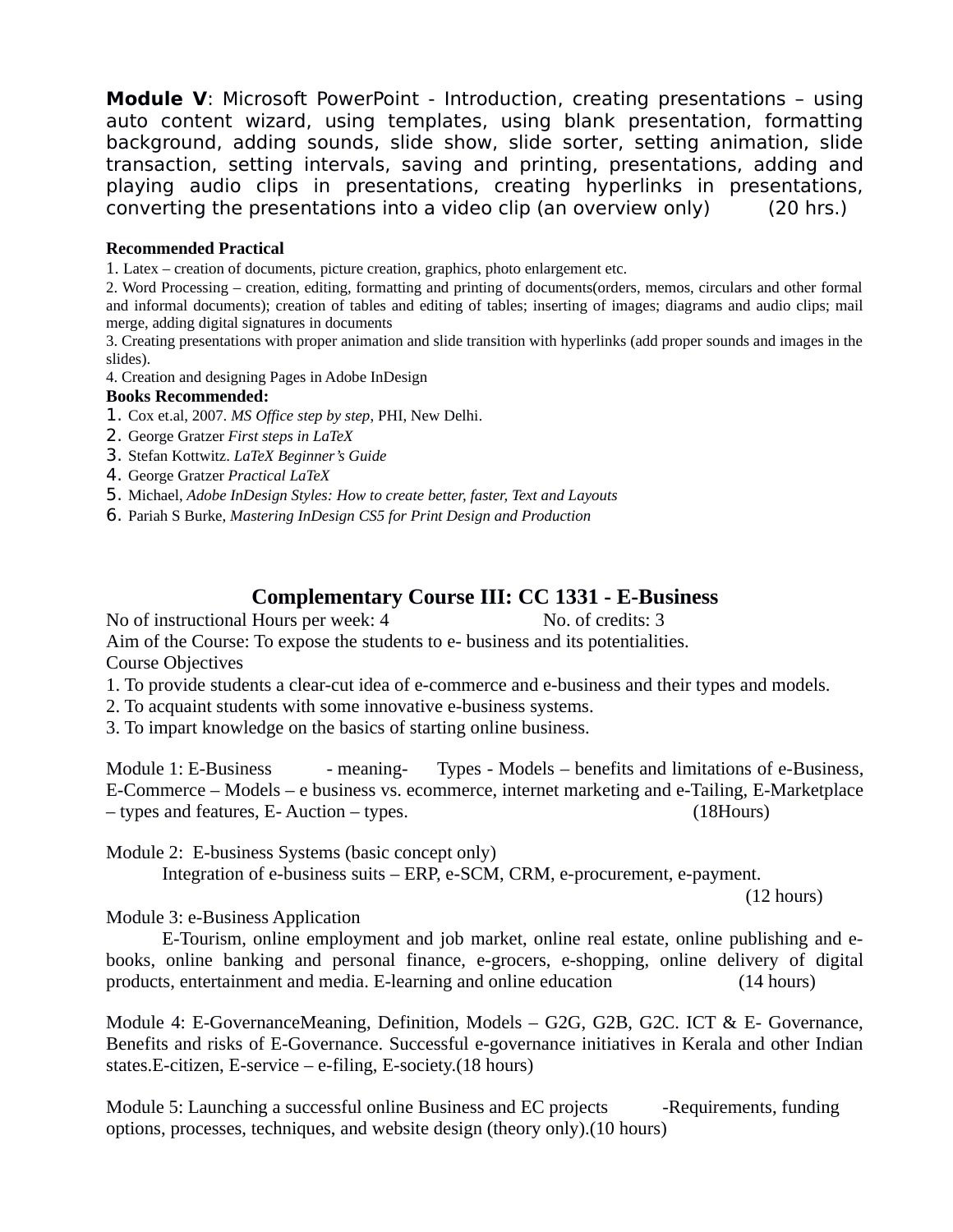**Module V**: Microsoft PowerPoint - Introduction, creating presentations – using auto content wizard, using templates, using blank presentation, formatting background, adding sounds, slide show, slide sorter, setting animation, slide transaction, setting intervals, saving and printing, presentations, adding and playing audio clips in presentations, creating hyperlinks in presentations, converting the presentations into a video clip (an overview only) (20 hrs.)

**Recommended Practical**

1. Latex – creation of documents, picture creation, graphics, photo enlargement etc.
2. Word Processing – creation, editing, formatting and printing of documents(orders, memos, circulars and other formal and informal documents); creation of tables and editing of tables; inserting of images; diagrams and audio clips; mail merge, adding digital signatures in documents
3. Creating presentations with proper animation and slide transition with hyperlinks (add proper sounds and images in the slides).
4. Creation and designing Pages in Adobe InDesign

**Books Recommended:**

1. Cox et.al, 2007. *MS Office step by step*, PHI, New Delhi.
2. George Gratzer *First steps in LaTeX*
3. Stefan Kottwitz. *LaTeX Beginner's Guide*
4. George Gratzer *Practical LaTeX*
5. Michael, *Adobe InDesign Styles: How to create better, faster, Text and Layouts*
6. Pariah S Burke, *Mastering InDesign CS5 for Print Design and Production*

## Complementary Course III: CC 1331 - E-Business

No of instructional Hours per week: 4 No. of credits: 3

Aim of the Course: To expose the students to e- business and its potentialities.

Course Objectives

1. To provide students a clear-cut idea of e-commerce and e-business and their types and models.
2. To acquaint students with some innovative e-business systems.
3. To impart knowledge on the basics of starting online business.

Module 1: E-Business - meaning- Types - Models – benefits and limitations of e-Business, E-Commerce – Models – e business vs. ecommerce, internet marketing and e-Tailing, E-Marketplace – types and features, E- Auction – types. (18Hours)

Module 2: E-business Systems (basic concept only)

Integration of e-business suits – ERP, e-SCM, CRM, e-procurement, e-payment. (12 hours)

Module 3: e-Business Application

E-Tourism, online employment and job market, online real estate, online publishing and e-books, online banking and personal finance, e-grocers, e-shopping, online delivery of digital products, entertainment and media. E-learning and online education (14 hours)

Module 4: E-GovernanceMeaning, Definition, Models – G2G, G2B, G2C. ICT & E- Governance, Benefits and risks of E-Governance. Successful e-governance initiatives in Kerala and other Indian states.E-citizen, E-service – e-filing, E-society.(18 hours)

Module 5: Launching a successful online Business and EC projects -Requirements, funding options, processes, techniques, and website design (theory only).(10 hours)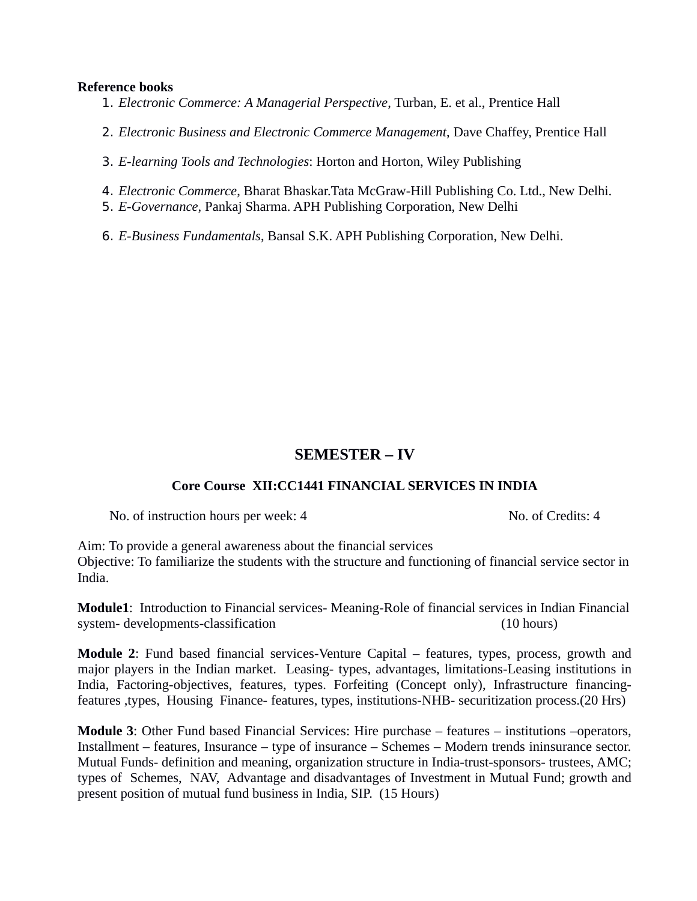**Reference books**

1. *Electronic Commerce: A Managerial Perspective*, Turban, E. et al., Prentice Hall
2. *Electronic Business and Electronic Commerce Management*, Dave Chaffey, Prentice Hall
3. *E-learning Tools and Technologies*: Horton and Horton, Wiley Publishing
4. *Electronic Commerce*, Bharat Bhaskar.Tata McGraw-Hill Publishing Co. Ltd., New Delhi.
5. *E-Governance*, Pankaj Sharma. APH Publishing Corporation, New Delhi
6. *E-Business Fundamentals*, Bansal S.K. APH Publishing Corporation, New Delhi.

## SEMESTER – IV

### Core Course XII:CC1441 FINANCIAL SERVICES IN INDIA

No. of instruction hours per week: 4 No. of Credits: 4

Aim: To provide a general awareness about the financial services
Objective: To familiarize the students with the structure and functioning of financial service sector in India.

**Module1**: Introduction to Financial services- Meaning-Role of financial services in Indian Financial system- developments-classification (10 hours)

**Module 2**: Fund based financial services-Venture Capital – features, types, process, growth and major players in the Indian market. Leasing- types, advantages, limitations-Leasing institutions in India, Factoring-objectives, features, types. Forfeiting (Concept only), Infrastructure financing-features ,types, Housing Finance- features, types, institutions-NHB- securitization process.(20 Hrs)

**Module 3**: Other Fund based Financial Services: Hire purchase – features – institutions –operators, Installment – features, Insurance – type of insurance – Schemes – Modern trends ininsurance sector. Mutual Funds- definition and meaning, organization structure in India-trust-sponsors- trustees, AMC; types of Schemes, NAV, Advantage and disadvantages of Investment in Mutual Fund; growth and present position of mutual fund business in India, SIP. (15 Hours)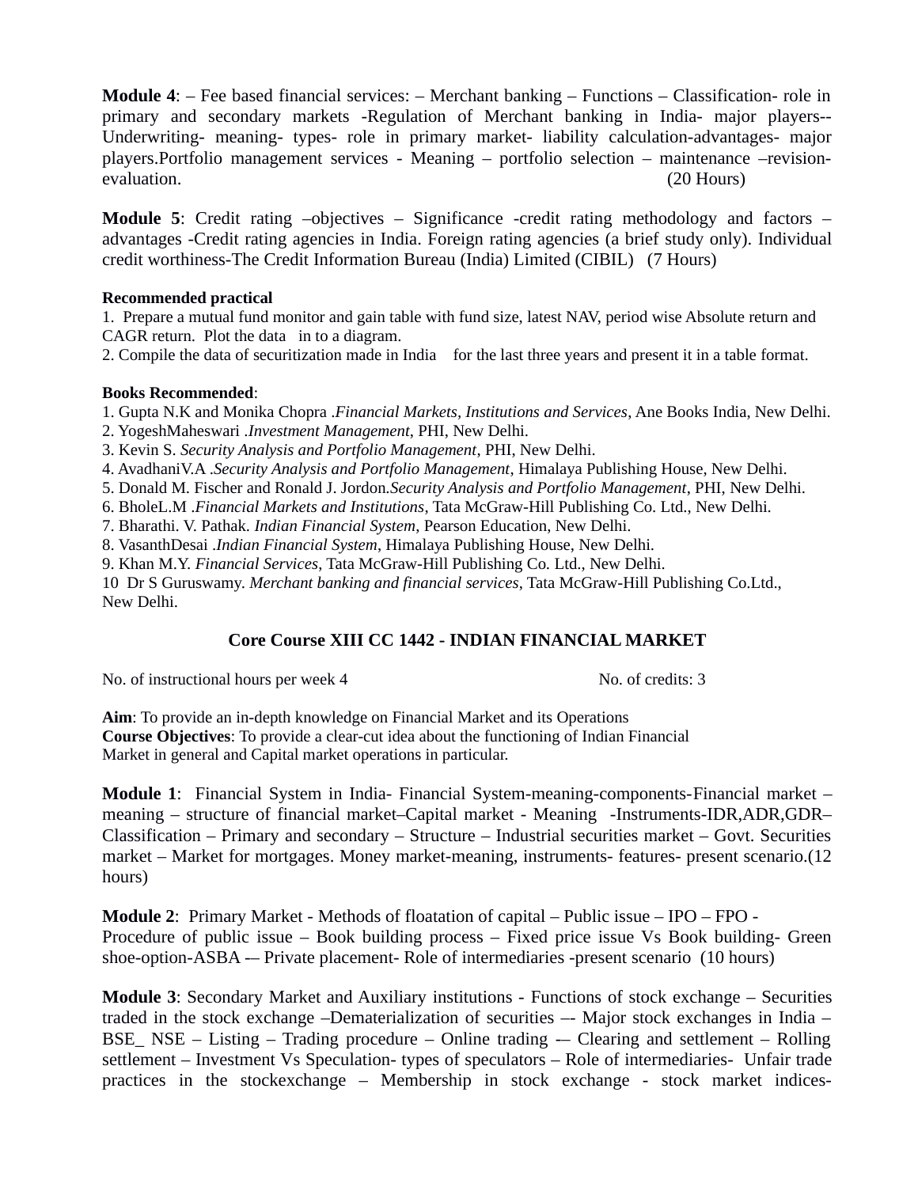**Module 4**: – Fee based financial services: – Merchant banking – Functions – Classification- role in primary and secondary markets -Regulation of Merchant banking in India- major players--Underwriting- meaning- types- role in primary market- liability calculation-advantages- major players.Portfolio management services - Meaning – portfolio selection – maintenance –revision-evaluation. (20 Hours)

**Module 5**: Credit rating –objectives – Significance -credit rating methodology and factors – advantages -Credit rating agencies in India. Foreign rating agencies (a brief study only). Individual credit worthiness-The Credit Information Bureau (India) Limited (CIBIL) (7 Hours)

**Recommended practical**

1. Prepare a mutual fund monitor and gain table with fund size, latest NAV, period wise Absolute return and CAGR return. Plot the data in to a diagram.
2. Compile the data of securitization made in India for the last three years and present it in a table format.

**Books Recommended**:

1. Gupta N.K and Monika Chopra .*Financial Markets, Institutions and Services*, Ane Books India, New Delhi.
2. YogeshMaheswari .*Investment Management*, PHI, New Delhi.
3. Kevin S. *Security Analysis and Portfolio Management*, PHI, New Delhi.
4. AvadhaniV.A .*Security Analysis and Portfolio Management*, Himalaya Publishing House, New Delhi.
5. Donald M. Fischer and Ronald J. Jordon.*Security Analysis and Portfolio Management*, PHI, New Delhi.
6. BholeL.M .*Financial Markets and Institutions*, Tata McGraw-Hill Publishing Co. Ltd., New Delhi.
7. Bharathi. V. Pathak. *Indian Financial System*, Pearson Education, New Delhi.
8. VasanthDesai .*Indian Financial System*, Himalaya Publishing House, New Delhi.
9. Khan M.Y. *Financial Services*, Tata McGraw-Hill Publishing Co. Ltd., New Delhi.
10. Dr S Guruswamy. *Merchant banking and financial services*, Tata McGraw-Hill Publishing Co.Ltd., New Delhi.

## Core Course XIII CC 1442 - INDIAN FINANCIAL MARKET

No. of instructional hours per week 4 No. of credits: 3

**Aim**: To provide an in-depth knowledge on Financial Market and its Operations
**Course Objectives**: To provide a clear-cut idea about the functioning of Indian Financial Market in general and Capital market operations in particular.

**Module 1**: Financial System in India- Financial System-meaning-components-Financial market – meaning – structure of financial market–Capital market - Meaning -Instruments-IDR,ADR,GDR–Classification – Primary and secondary – Structure – Industrial securities market – Govt. Securities market – Market for mortgages. Money market-meaning, instruments- features- present scenario.(12 hours)

**Module 2**: Primary Market - Methods of floatation of capital – Public issue – IPO – FPO - Procedure of public issue – Book building process – Fixed price issue Vs Book building- Green shoe-option-ASBA -– Private placement- Role of intermediaries -present scenario (10 hours)

**Module 3**: Secondary Market and Auxiliary institutions - Functions of stock exchange – Securities traded in the stock exchange –Dematerialization of securities –- Major stock exchanges in India – BSE_ NSE – Listing – Trading procedure – Online trading -– Clearing and settlement – Rolling settlement – Investment Vs Speculation- types of speculators – Role of intermediaries- Unfair trade practices in the stockexchange – Membership in stock exchange - stock market indices-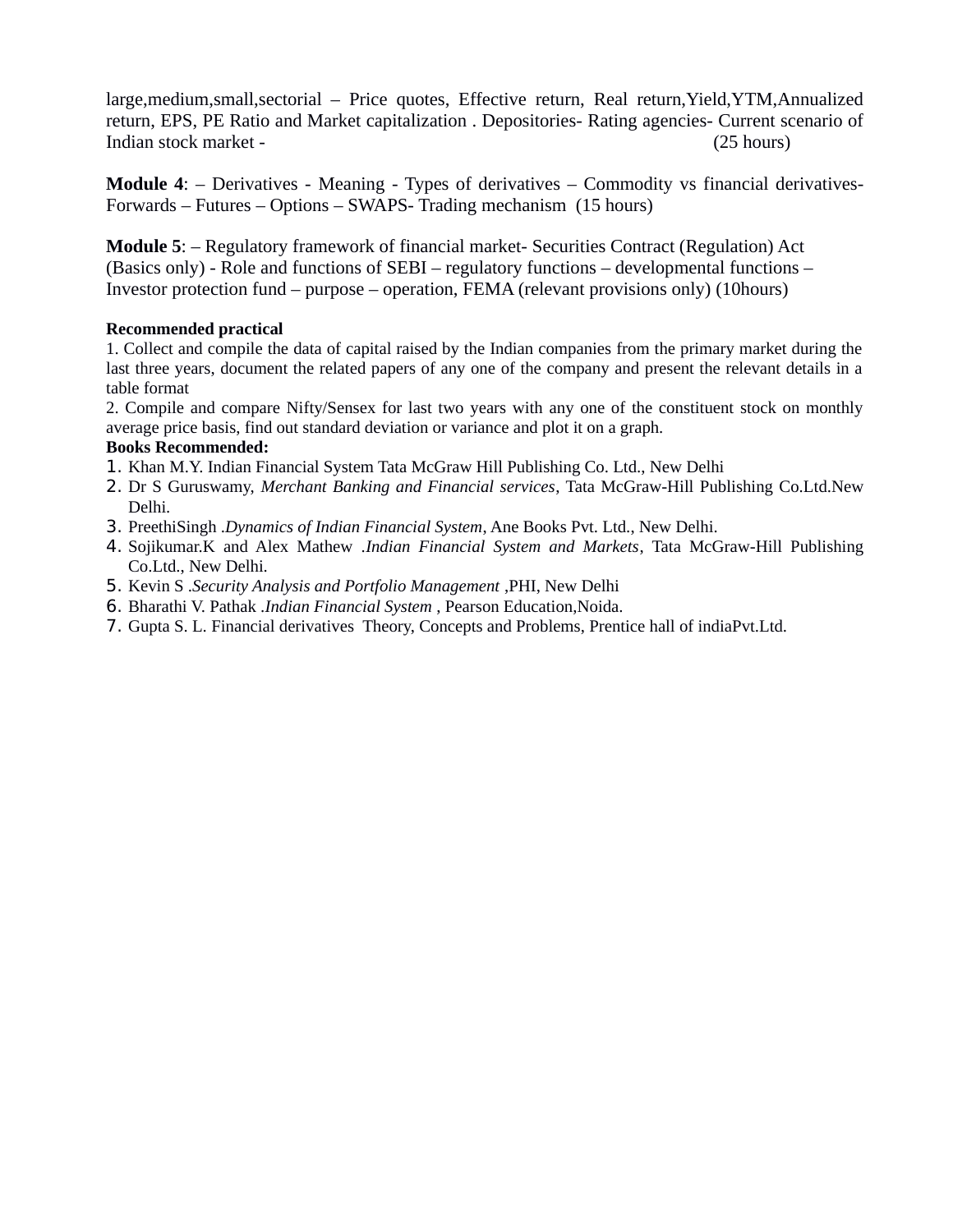large,medium,small,sectorial – Price quotes, Effective return, Real return,Yield,YTM,Annualized return, EPS, PE Ratio and Market capitalization . Depositories- Rating agencies- Current scenario of Indian stock market - (25 hours)

**Module 4**: – Derivatives - Meaning - Types of derivatives – Commodity vs financial derivatives- Forwards – Futures – Options – SWAPS- Trading mechanism (15 hours)

**Module 5**: – Regulatory framework of financial market- Securities Contract (Regulation) Act (Basics only) - Role and functions of SEBI – regulatory functions – developmental functions – Investor protection fund – purpose – operation, FEMA (relevant provisions only) (10hours)

**Recommended practical**

1. Collect and compile the data of capital raised by the Indian companies from the primary market during the last three years, document the related papers of any one of the company and present the relevant details in a table format
2. Compile and compare Nifty/Sensex for last two years with any one of the constituent stock on monthly average price basis, find out standard deviation or variance and plot it on a graph.

**Books Recommended:**

1. Khan M.Y. Indian Financial System Tata McGraw Hill Publishing Co. Ltd., New Delhi
2. Dr S Guruswamy, *Merchant Banking and Financial services*, Tata McGraw-Hill Publishing Co.Ltd.New Delhi.
3. PreethiSingh .*Dynamics of Indian Financial System*, Ane Books Pvt. Ltd., New Delhi.
4. Sojikumar.K and Alex Mathew .*Indian Financial System and Markets*, Tata McGraw-Hill Publishing Co.Ltd., New Delhi.
5. Kevin S .*Security Analysis and Portfolio Management* ,PHI, New Delhi
6. Bharathi V. Pathak .*Indian Financial System* , Pearson Education,Noida.
7. Gupta S. L. Financial derivatives Theory, Concepts and Problems, Prentice hall of indiaPvt.Ltd.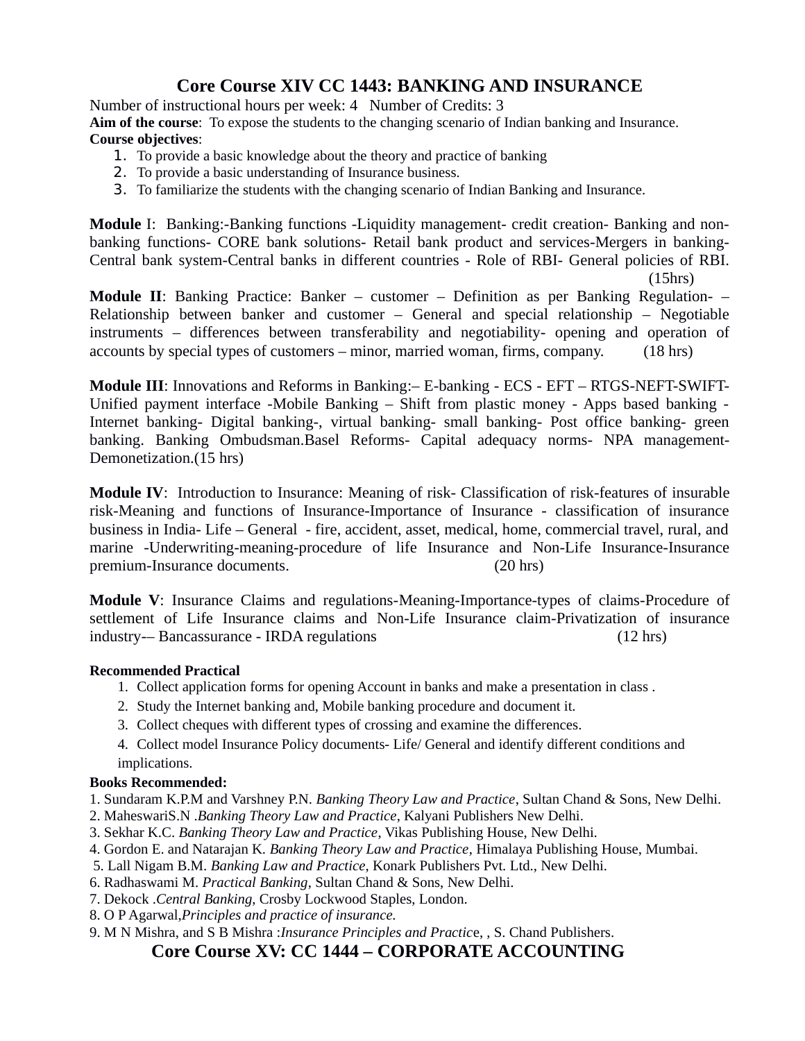## Core Course XIV CC 1443: BANKING AND INSURANCE

Number of instructional hours per week: 4   Number of Credits: 3

**Aim of the course**: To expose the students to the changing scenario of Indian banking and Insurance.

**Course objectives**:

1. To provide a basic knowledge about the theory and practice of banking
2. To provide a basic understanding of Insurance business.
3. To familiarize the students with the changing scenario of Indian Banking and Insurance.

**Module** I: Banking:-Banking functions -Liquidity management- credit creation- Banking and non-banking functions- CORE bank solutions- Retail bank product and services-Mergers in banking-Central bank system-Central banks in different countries - Role of RBI- General policies of RBI. (15hrs)

**Module II**: Banking Practice: Banker – customer – Definition as per Banking Regulation- – Relationship between banker and customer – General and special relationship – Negotiable instruments – differences between transferability and negotiability- opening and operation of accounts by special types of customers – minor, married woman, firms, company. (18 hrs)

**Module III**: Innovations and Reforms in Banking:– E-banking - ECS - EFT – RTGS-NEFT-SWIFT-Unified payment interface -Mobile Banking – Shift from plastic money - Apps based banking - Internet banking- Digital banking-, virtual banking- small banking- Post office banking- green banking. Banking Ombudsman.Basel Reforms- Capital adequacy norms- NPA management-Demonetization.(15 hrs)

**Module IV**: Introduction to Insurance: Meaning of risk- Classification of risk-features of insurable risk-Meaning and functions of Insurance-Importance of Insurance - classification of insurance business in India- Life – General - fire, accident, asset, medical, home, commercial travel, rural, and marine -Underwriting-meaning-procedure of life Insurance and Non-Life Insurance-Insurance premium-Insurance documents. (20 hrs)

**Module V**: Insurance Claims and regulations-Meaning-Importance-types of claims-Procedure of settlement of Life Insurance claims and Non-Life Insurance claim-Privatization of insurance industry-– Bancassurance - IRDA regulations (12 hrs)

**Recommended Practical**

1. Collect application forms for opening Account in banks and make a presentation in class .
2. Study the Internet banking and, Mobile banking procedure and document it.
3. Collect cheques with different types of crossing and examine the differences.
4. Collect model Insurance Policy documents- Life/ General and identify different conditions and implications.

**Books Recommended:**

1. Sundaram K.P.M and Varshney P.N. *Banking Theory Law and Practice*, Sultan Chand & Sons, New Delhi.
2. MaheswariS.N .*Banking Theory Law and Practice*, Kalyani Publishers New Delhi.
3. Sekhar K.C. *Banking Theory Law and Practice*, Vikas Publishing House, New Delhi.
4. Gordon E. and Natarajan K. *Banking Theory Law and Practice*, Himalaya Publishing House, Mumbai.
5. Lall Nigam B.M. *Banking Law and Practice*, Konark Publishers Pvt. Ltd., New Delhi.
6. Radhaswami M. *Practical Banking*, Sultan Chand & Sons, New Delhi.
7. Dekock .*Central Banking*, Crosby Lockwood Staples, London.
8. O P Agarwal,*Principles and practice of insurance.*
9. M N Mishra, and S B Mishra :*Insurance Principles and Practic*e, , S. Chand Publishers.

## Core Course XV: CC 1444 – CORPORATE ACCOUNTING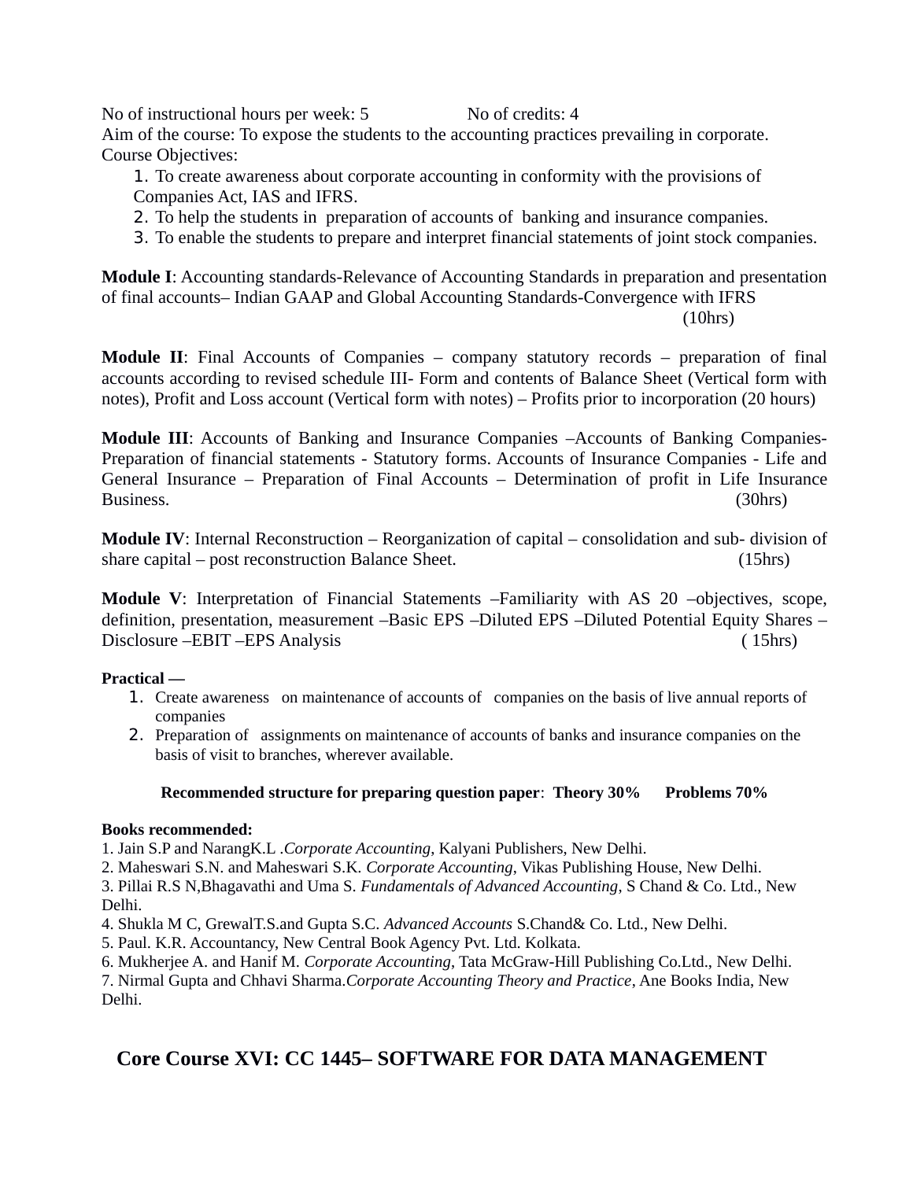No of instructional hours per week: 5 No of credits: 4

Aim of the course: To expose the students to the accounting practices prevailing in corporate.

Course Objectives:

1. To create awareness about corporate accounting in conformity with the provisions of Companies Act, IAS and IFRS.
2. To help the students in preparation of accounts of banking and insurance companies.
3. To enable the students to prepare and interpret financial statements of joint stock companies.

**Module I**: Accounting standards-Relevance of Accounting Standards in preparation and presentation of final accounts– Indian GAAP and Global Accounting Standards-Convergence with IFRS (10hrs)

**Module II**: Final Accounts of Companies – company statutory records – preparation of final accounts according to revised schedule III- Form and contents of Balance Sheet (Vertical form with notes), Profit and Loss account (Vertical form with notes) – Profits prior to incorporation (20 hours)

**Module III**: Accounts of Banking and Insurance Companies –Accounts of Banking Companies-Preparation of financial statements - Statutory forms. Accounts of Insurance Companies - Life and General Insurance – Preparation of Final Accounts – Determination of profit in Life Insurance Business. (30hrs)

**Module IV**: Internal Reconstruction – Reorganization of capital – consolidation and sub- division of share capital – post reconstruction Balance Sheet. (15hrs)

**Module V**: Interpretation of Financial Statements –Familiarity with AS 20 –objectives, scope, definition, presentation, measurement –Basic EPS –Diluted EPS –Diluted Potential Equity Shares – Disclosure –EBIT –EPS Analysis ( 15hrs)

**Practical —**

1. Create awareness on maintenance of accounts of companies on the basis of live annual reports of companies
2. Preparation of assignments on maintenance of accounts of banks and insurance companies on the basis of visit to branches, wherever available.

**Recommended structure for preparing question paper**: **Theory 30% Problems 70%**

**Books recommended:**

1. Jain S.P and NarangK.L .*Corporate Accounting*, Kalyani Publishers, New Delhi.
2. Maheswari S.N. and Maheswari S.K. *Corporate Accounting*, Vikas Publishing House, New Delhi.
3. Pillai R.S N,Bhagavathi and Uma S. *Fundamentals of Advanced Accounting*, S Chand & Co. Ltd., New Delhi.
4. Shukla M C, GrewalT.S.and Gupta S.C. *Advanced Accounts* S.Chand& Co. Ltd., New Delhi.
5. Paul. K.R. Accountancy, New Central Book Agency Pvt. Ltd. Kolkata.
6. Mukherjee A. and Hanif M. *Corporate Accounting*, Tata McGraw-Hill Publishing Co.Ltd., New Delhi.
7. Nirmal Gupta and Chhavi Sharma.*Corporate Accounting Theory and Practice*, Ane Books India, New Delhi.

## Core Course XVI: CC 1445– SOFTWARE FOR DATA MANAGEMENT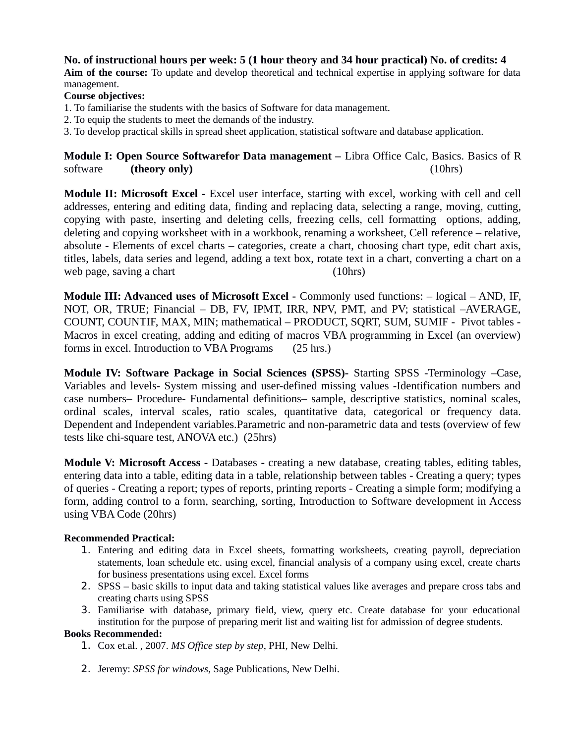**No. of instructional hours per week: 5 (1 hour theory and 34 hour practical) No. of credits: 4**

**Aim of the course:** To update and develop theoretical and technical expertise in applying software for data management.

**Course objectives:**

1. To familiarise the students with the basics of Software for data management.
2. To equip the students to meet the demands of the industry.
3. To develop practical skills in spread sheet application, statistical software and database application.

**Module I: Open Source Softwarefor Data management –** Libra Office Calc, Basics. Basics of R software **(theory only)** (10hrs)

**Module II: Microsoft Excel -** Excel user interface, starting with excel, working with cell and cell addresses, entering and editing data, finding and replacing data, selecting a range, moving, cutting, copying with paste, inserting and deleting cells, freezing cells, cell formatting options, adding, deleting and copying worksheet with in a workbook, renaming a worksheet, Cell reference – relative, absolute - Elements of excel charts – categories, create a chart, choosing chart type, edit chart axis, titles, labels, data series and legend, adding a text box, rotate text in a chart, converting a chart on a web page, saving a chart (10hrs)

**Module III: Advanced uses of Microsoft Excel -** Commonly used functions: – logical – AND, IF, NOT, OR, TRUE; Financial – DB, FV, IPMT, IRR, NPV, PMT, and PV; statistical –AVERAGE, COUNT, COUNTIF, MAX, MIN; mathematical – PRODUCT, SQRT, SUM, SUMIF - Pivot tables - Macros in excel creating, adding and editing of macros VBA programming in Excel (an overview) forms in excel. Introduction to VBA Programs (25 hrs.)

**Module IV: Software Package in Social Sciences (SPSS)-** Starting SPSS -Terminology –Case, Variables and levels- System missing and user-defined missing values -Identification numbers and case numbers– Procedure- Fundamental definitions– sample, descriptive statistics, nominal scales, ordinal scales, interval scales, ratio scales, quantitative data, categorical or frequency data. Dependent and Independent variables.Parametric and non-parametric data and tests (overview of few tests like chi-square test, ANOVA etc.) (25hrs)

**Module V: Microsoft Access -** Databases **-** creating a new database, creating tables, editing tables, entering data into a table, editing data in a table, relationship between tables - Creating a query; types of queries - Creating a report; types of reports, printing reports - Creating a simple form; modifying a form, adding control to a form, searching, sorting, Introduction to Software development in Access using VBA Code (20hrs)

**Recommended Practical:**

1. Entering and editing data in Excel sheets, formatting worksheets, creating payroll, depreciation statements, loan schedule etc. using excel, financial analysis of a company using excel, create charts for business presentations using excel. Excel forms
2. SPSS – basic skills to input data and taking statistical values like averages and prepare cross tabs and creating charts using SPSS
3. Familiarise with database, primary field, view, query etc. Create database for your educational institution for the purpose of preparing merit list and waiting list for admission of degree students.

**Books Recommended:**

1. Cox et.al. , 2007. *MS Office step by step*, PHI, New Delhi.
2. Jeremy: *SPSS for windows*, Sage Publications, New Delhi.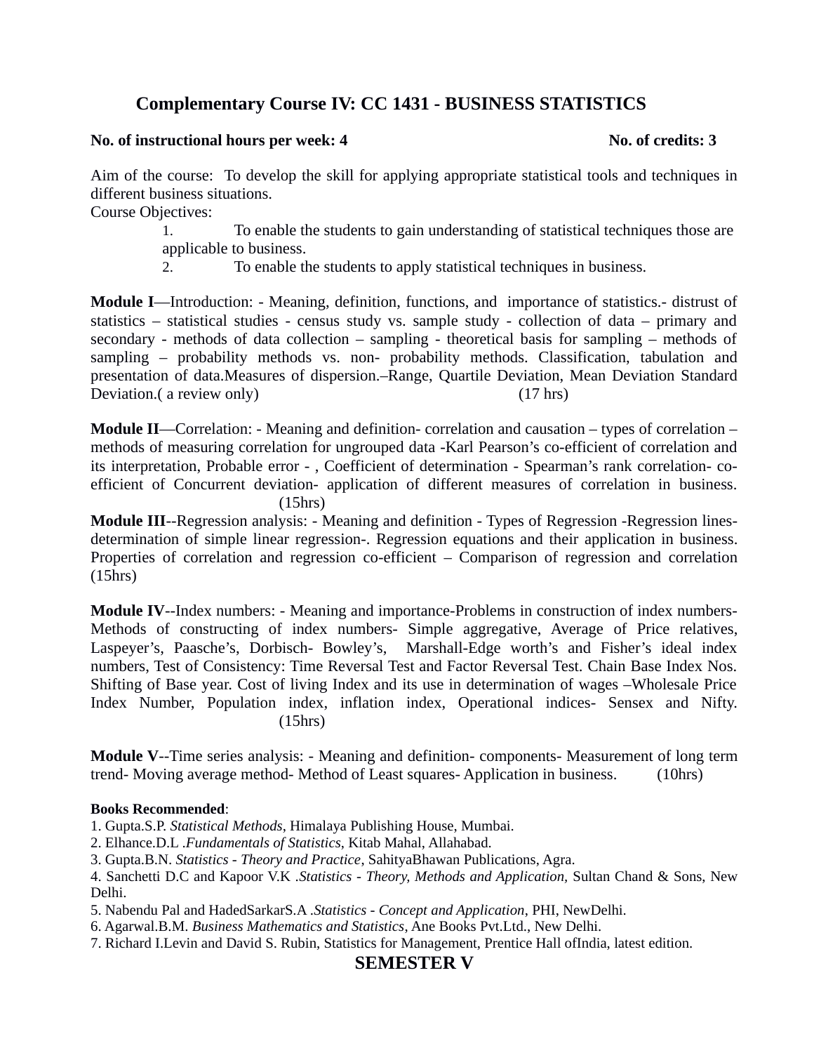## Complementary Course IV: CC 1431 - BUSINESS STATISTICS

**No. of instructional hours per week: 4** **No. of credits: 3**

Aim of the course: To develop the skill for applying appropriate statistical tools and techniques in different business situations.

Course Objectives:

1. To enable the students to gain understanding of statistical techniques those are applicable to business.
2. To enable the students to apply statistical techniques in business.

**Module I**—Introduction: - Meaning, definition, functions, and importance of statistics.- distrust of statistics – statistical studies - census study vs. sample study - collection of data – primary and secondary - methods of data collection – sampling - theoretical basis for sampling – methods of sampling – probability methods vs. non- probability methods. Classification, tabulation and presentation of data.Measures of dispersion.–Range, Quartile Deviation, Mean Deviation Standard Deviation.( a review only) (17 hrs)

**Module II**—Correlation: - Meaning and definition- correlation and causation – types of correlation – methods of measuring correlation for ungrouped data -Karl Pearson's co-efficient of correlation and its interpretation, Probable error - , Coefficient of determination - Spearman's rank correlation- co-efficient of Concurrent deviation- application of different measures of correlation in business. (15hrs)

**Module III**--Regression analysis: - Meaning and definition - Types of Regression -Regression lines- determination of simple linear regression-. Regression equations and their application in business. Properties of correlation and regression co-efficient – Comparison of regression and correlation (15hrs)

**Module IV**--Index numbers: - Meaning and importance-Problems in construction of index numbers- Methods of constructing of index numbers- Simple aggregative, Average of Price relatives, Laspeyer's, Paasche's, Dorbisch- Bowley's, Marshall-Edge worth's and Fisher's ideal index numbers, Test of Consistency: Time Reversal Test and Factor Reversal Test. Chain Base Index Nos. Shifting of Base year. Cost of living Index and its use in determination of wages –Wholesale Price Index Number, Population index, inflation index, Operational indices- Sensex and Nifty. (15hrs)

**Module V**--Time series analysis: - Meaning and definition- components- Measurement of long term trend- Moving average method- Method of Least squares- Application in business. (10hrs)

**Books Recommended**:

1. Gupta.S.P. *Statistical Methods*, Himalaya Publishing House, Mumbai.
2. Elhance.D.L .*Fundamentals of Statistics*, Kitab Mahal, Allahabad.
3. Gupta.B.N. *Statistics - Theory and Practice*, SahityaBhawan Publications, Agra.
4. Sanchetti D.C and Kapoor V.K .*Statistics - Theory, Methods and Application,* Sultan Chand & Sons, New Delhi.
5. Nabendu Pal and HadedSarkarS.A .*Statistics - Concept and Application*, PHI, NewDelhi.
6. Agarwal.B.M. *Business Mathematics and Statistics*, Ane Books Pvt.Ltd., New Delhi.
7. Richard I.Levin and David S. Rubin, Statistics for Management, Prentice Hall ofIndia, latest edition.

## SEMESTER V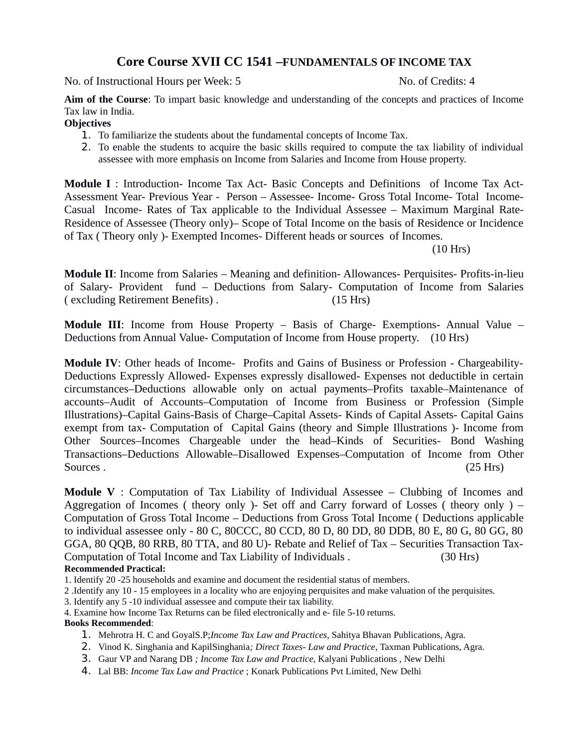# Core Course XVII CC 1541 –FUNDAMENTALS OF INCOME TAX

No. of Instructional Hours per Week: 5 No. of Credits: 4

**Aim of the Course**: To impart basic knowledge and understanding of the concepts and practices of Income Tax law in India.

**Objectives**

1. To familiarize the students about the fundamental concepts of Income Tax.
2. To enable the students to acquire the basic skills required to compute the tax liability of individual assessee with more emphasis on Income from Salaries and Income from House property.

**Module I** : Introduction- Income Tax Act- Basic Concepts and Definitions of Income Tax Act- Assessment Year- Previous Year - Person – Assessee- Income- Gross Total Income- Total Income- Casual Income- Rates of Tax applicable to the Individual Assessee – Maximum Marginal Rate- Residence of Assessee (Theory only)– Scope of Total Income on the basis of Residence or Incidence of Tax ( Theory only )- Exempted Incomes- Different heads or sources of Incomes. (10 Hrs)

**Module II**: Income from Salaries – Meaning and definition- Allowances- Perquisites- Profits-in-lieu of Salary- Provident fund – Deductions from Salary- Computation of Income from Salaries ( excluding Retirement Benefits) . (15 Hrs)

**Module III**: Income from House Property – Basis of Charge- Exemptions- Annual Value – Deductions from Annual Value- Computation of Income from House property. (10 Hrs)

**Module IV**: Other heads of Income- Profits and Gains of Business or Profession - Chargeability- Deductions Expressly Allowed- Expenses expressly disallowed- Expenses not deductible in certain circumstances–Deductions allowable only on actual payments–Profits taxable–Maintenance of accounts–Audit of Accounts–Computation of Income from Business or Profession (Simple Illustrations)–Capital Gains-Basis of Charge–Capital Assets- Kinds of Capital Assets- Capital Gains exempt from tax- Computation of Capital Gains (theory and Simple Illustrations )- Income from Other Sources–Incomes Chargeable under the head–Kinds of Securities- Bond Washing Transactions–Deductions Allowable–Disallowed Expenses–Computation of Income from Other Sources . (25 Hrs)

**Module V** : Computation of Tax Liability of Individual Assessee – Clubbing of Incomes and Aggregation of Incomes ( theory only )- Set off and Carry forward of Losses ( theory only ) – Computation of Gross Total Income – Deductions from Gross Total Income ( Deductions applicable to individual assessee only - 80 C, 80CCC, 80 CCD, 80 D, 80 DD, 80 DDB, 80 E, 80 G, 80 GG, 80 GGA, 80 QQB, 80 RRB, 80 TTA, and 80 U)- Rebate and Relief of Tax – Securities Transaction Tax- Computation of Total Income and Tax Liability of Individuals . (30 Hrs)

**Recommended Practical:**

1. Identify 20 -25 households and examine and document the residential status of members.
2 .Identify any 10 - 15 employees in a locality who are enjoying perquisites and make valuation of the perquisites.
3. Identify any 5 -10 individual assessee and compute their tax liability.
4. Examine how Income Tax Returns can be filed electronically and e- file 5-10 returns.

**Books Recommended**:

1. Mehrotra H. C and GoyalS.P;*Income Tax Law and Practices*, Sahitya Bhavan Publications, Agra.
2. Vinod K. Singhania and KapilSinghania*; Direct Taxes- Law and Practice*, Taxman Publications, Agra.
3. Gaur VP and Narang DB *; Income Tax Law and Practice*, Kalyani Publications , New Delhi
4. Lal BB: *Income Tax Law and Practice* ; Konark Publications Pvt Limited, New Delhi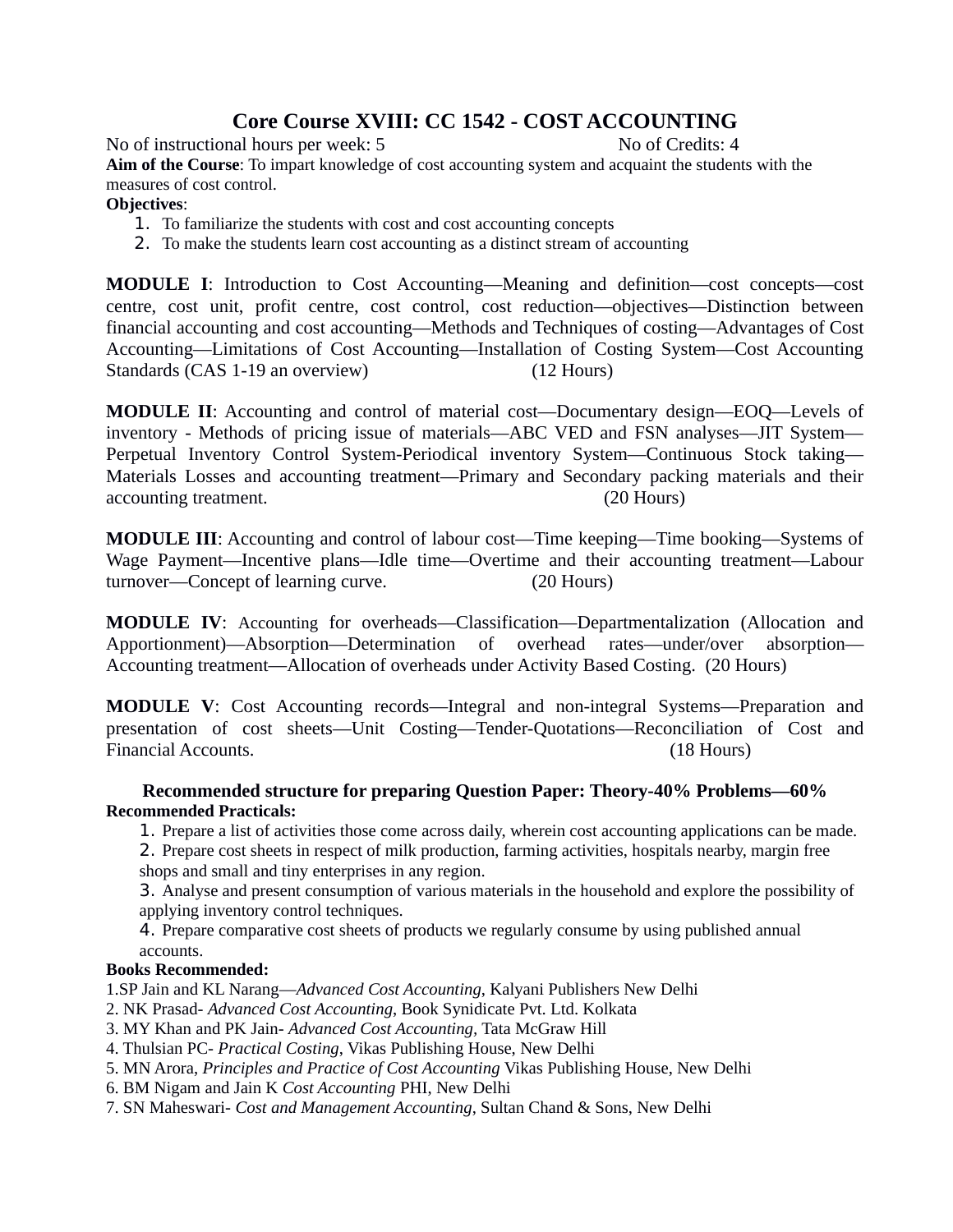# Core Course XVIII: CC 1542 - COST ACCOUNTING

No of instructional hours per week: 5 No of Credits: 4

**Aim of the Course**: To impart knowledge of cost accounting system and acquaint the students with the measures of cost control.

**Objectives**:

1. To familiarize the students with cost and cost accounting concepts
2. To make the students learn cost accounting as a distinct stream of accounting

**MODULE I**: Introduction to Cost Accounting—Meaning and definition—cost concepts—cost centre, cost unit, profit centre, cost control, cost reduction—objectives—Distinction between financial accounting and cost accounting—Methods and Techniques of costing—Advantages of Cost Accounting—Limitations of Cost Accounting—Installation of Costing System—Cost Accounting Standards (CAS 1-19 an overview) (12 Hours)

**MODULE II**: Accounting and control of material cost—Documentary design—EOQ—Levels of inventory - Methods of pricing issue of materials—ABC VED and FSN analyses—JIT System—Perpetual Inventory Control System-Periodical inventory System—Continuous Stock taking—Materials Losses and accounting treatment—Primary and Secondary packing materials and their accounting treatment. (20 Hours)

**MODULE III**: Accounting and control of labour cost—Time keeping—Time booking—Systems of Wage Payment—Incentive plans—Idle time—Overtime and their accounting treatment—Labour turnover—Concept of learning curve. (20 Hours)

**MODULE IV**: Accounting for overheads—Classification—Departmentalization (Allocation and Apportionment)—Absorption—Determination of overhead rates—under/over absorption—Accounting treatment—Allocation of overheads under Activity Based Costing. (20 Hours)

**MODULE V**: Cost Accounting records—Integral and non-integral Systems—Preparation and presentation of cost sheets—Unit Costing—Tender-Quotations—Reconciliation of Cost and Financial Accounts. (18 Hours)

**Recommended structure for preparing Question Paper: Theory-40% Problems—60%**

**Recommended Practicals:**

1. Prepare a list of activities those come across daily, wherein cost accounting applications can be made.
2. Prepare cost sheets in respect of milk production, farming activities, hospitals nearby, margin free shops and small and tiny enterprises in any region.
3. Analyse and present consumption of various materials in the household and explore the possibility of applying inventory control techniques.
4. Prepare comparative cost sheets of products we regularly consume by using published annual accounts.

**Books Recommended:**

1. SP Jain and KL Narang—*Advanced Cost Accounting*, Kalyani Publishers New Delhi
2. NK Prasad- *Advanced Cost Accounting*, Book Synidicate Pvt. Ltd. Kolkata
3. MY Khan and PK Jain- *Advanced Cost Accounting*, Tata McGraw Hill
4. Thulsian PC- *Practical Costing*, Vikas Publishing House, New Delhi
5. MN Arora, *Principles and Practice of Cost Accounting* Vikas Publishing House, New Delhi
6. BM Nigam and Jain K *Cost Accounting* PHI, New Delhi
7. SN Maheswari- *Cost and Management Accounting*, Sultan Chand & Sons, New Delhi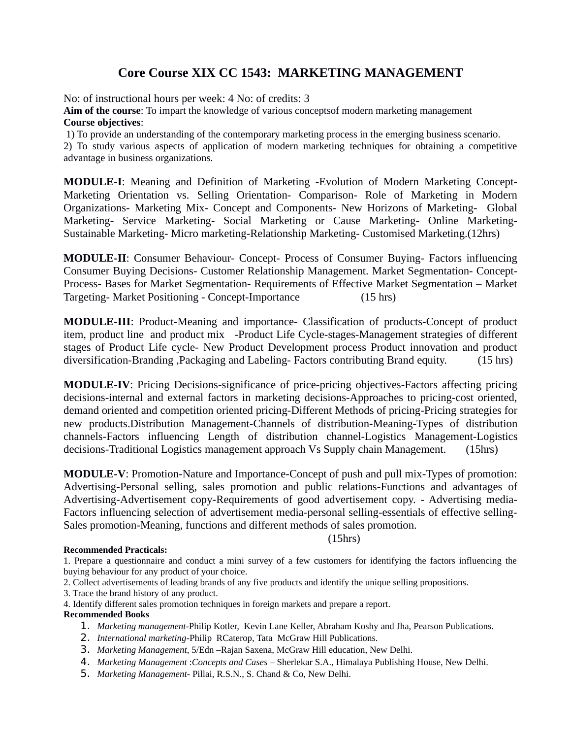# Core Course XIX CC 1543: MARKETING MANAGEMENT

No: of instructional hours per week: 4 No: of credits: 3

**Aim of the course**: To impart the knowledge of various conceptsof modern marketing management

**Course objectives**:

1) To provide an understanding of the contemporary marketing process in the emerging business scenario.

2) To study various aspects of application of modern marketing techniques for obtaining a competitive advantage in business organizations.

**MODULE-I**: Meaning and Definition of Marketing -Evolution of Modern Marketing Concept- Marketing Orientation vs. Selling Orientation- Comparison- Role of Marketing in Modern Organizations- Marketing Mix- Concept and Components- New Horizons of Marketing- Global Marketing- Service Marketing- Social Marketing or Cause Marketing- Online Marketing- Sustainable Marketing- Micro marketing-Relationship Marketing- Customised Marketing.(12hrs)

**MODULE-II**: Consumer Behaviour- Concept- Process of Consumer Buying- Factors influencing Consumer Buying Decisions- Customer Relationship Management. Market Segmentation- Concept- Process- Bases for Market Segmentation- Requirements of Effective Market Segmentation – Market Targeting- Market Positioning - Concept-Importance (15 hrs)

**MODULE-III**: Product-Meaning and importance- Classification of products-Concept of product item, product line and product mix -Product Life Cycle-stages-Management strategies of different stages of Product Life cycle- New Product Development process Product innovation and product diversification-Branding ,Packaging and Labeling- Factors contributing Brand equity. (15 hrs)

**MODULE-IV**: Pricing Decisions-significance of price-pricing objectives-Factors affecting pricing decisions-internal and external factors in marketing decisions-Approaches to pricing-cost oriented, demand oriented and competition oriented pricing-Different Methods of pricing-Pricing strategies for new products.Distribution Management-Channels of distribution-Meaning-Types of distribution channels-Factors influencing Length of distribution channel-Logistics Management-Logistics decisions-Traditional Logistics management approach Vs Supply chain Management. (15hrs)

**MODULE-V**: Promotion-Nature and Importance-Concept of push and pull mix-Types of promotion: Advertising-Personal selling, sales promotion and public relations-Functions and advantages of Advertising-Advertisement copy-Requirements of good advertisement copy. - Advertising media- Factors influencing selection of advertisement media-personal selling-essentials of effective selling- Sales promotion-Meaning, functions and different methods of sales promotion.

(15hrs)

**Recommended Practicals:**

1. Prepare a questionnaire and conduct a mini survey of a few customers for identifying the factors influencing the buying behaviour for any product of your choice.
2. Collect advertisements of leading brands of any five products and identify the unique selling propositions.
3. Trace the brand history of any product.
4. Identify different sales promotion techniques in foreign markets and prepare a report.

**Recommended Books**

1. *Marketing management*-Philip Kotler, Kevin Lane Keller, Abraham Koshy and Jha, Pearson Publications.
2. *International marketing*-Philip RCaterop, Tata McGraw Hill Publications.
3. *Marketing Management*, 5/Edn –Rajan Saxena, McGraw Hill education, New Delhi.
4. *Marketing Management :Concepts and Cases* – Sherlekar S.A., Himalaya Publishing House, New Delhi.
5. *Marketing Management*- Pillai, R.S.N., S. Chand & Co, New Delhi.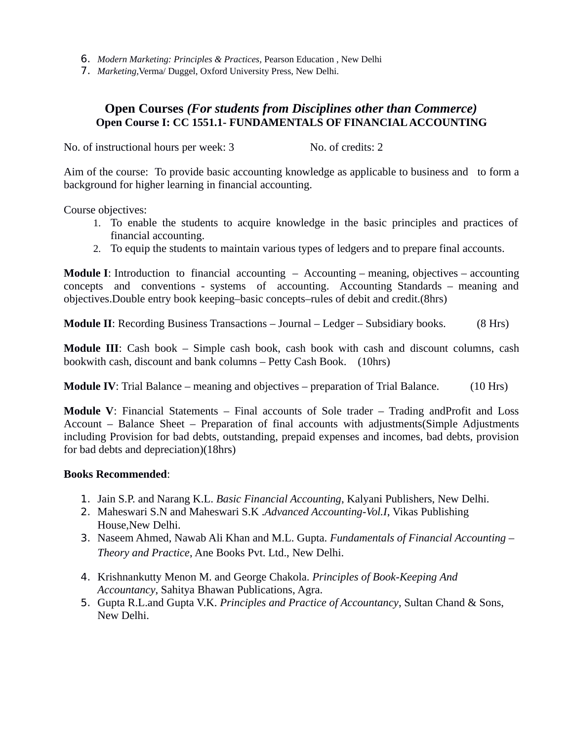6. *Modern Marketing: Principles & Practices*, Pearson Education , New Delhi
7. *Marketing*,Verma/ Duggel, Oxford University Press, New Delhi.

## Open Courses *(For students from Disciplines other than Commerce)*
### Open Course I: CC 1551.1- FUNDAMENTALS OF FINANCIAL ACCOUNTING

No. of instructional hours per week: 3 No. of credits: 2

Aim of the course: To provide basic accounting knowledge as applicable to business and to form a background for higher learning in financial accounting.

Course objectives:

1. To enable the students to acquire knowledge in the basic principles and practices of financial accounting.
2. To equip the students to maintain various types of ledgers and to prepare final accounts.

**Module I**: Introduction to financial accounting – Accounting – meaning, objectives – accounting concepts and conventions - systems of accounting. Accounting Standards – meaning and objectives.Double entry book keeping–basic concepts–rules of debit and credit.(8hrs)

**Module II**: Recording Business Transactions – Journal – Ledger – Subsidiary books. (8 Hrs)

**Module III**: Cash book – Simple cash book, cash book with cash and discount columns, cash bookwith cash, discount and bank columns – Petty Cash Book. (10hrs)

**Module IV**: Trial Balance – meaning and objectives – preparation of Trial Balance. (10 Hrs)

**Module V**: Financial Statements – Final accounts of Sole trader – Trading andProfit and Loss Account – Balance Sheet – Preparation of final accounts with adjustments(Simple Adjustments including Provision for bad debts, outstanding, prepaid expenses and incomes, bad debts, provision for bad debts and depreciation)(18hrs)

**Books Recommended**:

1. Jain S.P. and Narang K.L. *Basic Financial Accounting*, Kalyani Publishers, New Delhi.
2. Maheswari S.N and Maheswari S.K .*Advanced Accounting-Vol.I*, Vikas Publishing House,New Delhi.
3. Naseem Ahmed, Nawab Ali Khan and M.L. Gupta. *Fundamentals of Financial Accounting – Theory and Practice*, Ane Books Pvt. Ltd., New Delhi.
4. Krishnankutty Menon M. and George Chakola. *Principles of Book-Keeping And Accountancy*, Sahitya Bhawan Publications, Agra.
5. Gupta R.L.and Gupta V.K. *Principles and Practice of Accountancy*, Sultan Chand & Sons, New Delhi.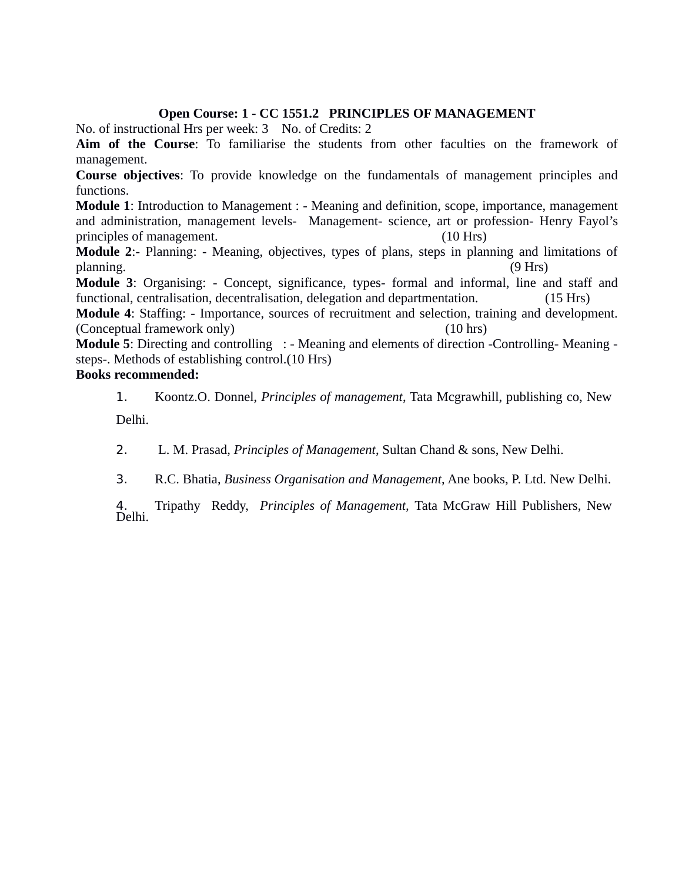## Open Course: 1 - CC 1551.2 PRINCIPLES OF MANAGEMENT

No. of instructional Hrs per week: 3 No. of Credits: 2

**Aim of the Course**: To familiarise the students from other faculties on the framework of management.

**Course objectives**: To provide knowledge on the fundamentals of management principles and functions.

**Module 1**: Introduction to Management : - Meaning and definition, scope, importance, management and administration, management levels- Management- science, art or profession- Henry Fayol's principles of management. (10 Hrs)

**Module 2**:- Planning: - Meaning, objectives, types of plans, steps in planning and limitations of planning. (9 Hrs)

**Module 3**: Organising: - Concept, significance, types- formal and informal, line and staff and functional, centralisation, decentralisation, delegation and departmentation. (15 Hrs)

**Module 4**: Staffing: - Importance, sources of recruitment and selection, training and development. (Conceptual framework only) (10 hrs)

**Module 5**: Directing and controlling : - Meaning and elements of direction -Controlling- Meaning - steps-. Methods of establishing control.(10 Hrs)

**Books recommended:**

1. Koontz.O. Donnel, *Principles of management*, Tata Mcgrawhill, publishing co, New Delhi.
2. L. M. Prasad, *Principles of Management*, Sultan Chand & sons, New Delhi.
3. R.C. Bhatia, *Business Organisation and Management*, Ane books, P. Ltd. New Delhi.
4. Tripathy Reddy, *Principles of Management*, Tata McGraw Hill Publishers, New Delhi.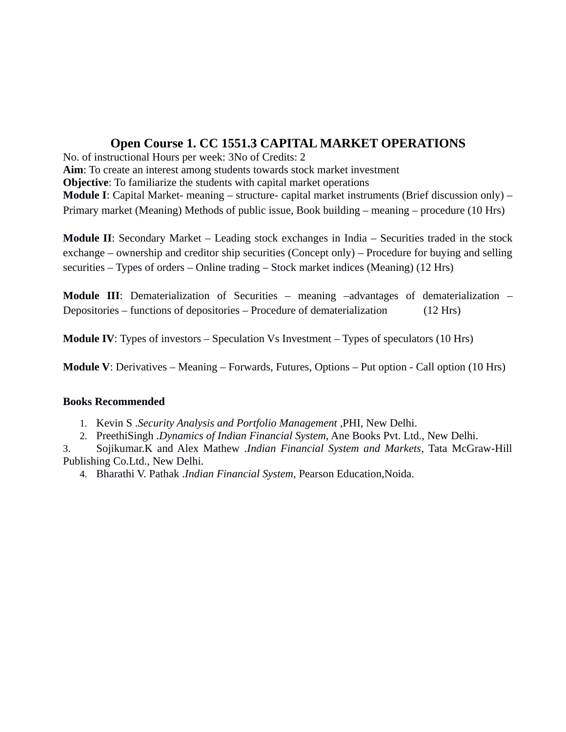# Open Course 1. CC 1551.3 CAPITAL MARKET OPERATIONS

No. of instructional Hours per week: 3No of Credits: 2

**Aim**: To create an interest among students towards stock market investment

**Objective**: To familiarize the students with capital market operations

**Module I**: Capital Market- meaning – structure- capital market instruments (Brief discussion only) – Primary market (Meaning) Methods of public issue, Book building – meaning – procedure (10 Hrs)

**Module II**: Secondary Market – Leading stock exchanges in India – Securities traded in the stock exchange – ownership and creditor ship securities (Concept only) – Procedure for buying and selling securities – Types of orders – Online trading – Stock market indices (Meaning) (12 Hrs)

**Module III**: Dematerialization of Securities – meaning –advantages of dematerialization – Depositories – functions of depositories – Procedure of dematerialization (12 Hrs)

**Module IV**: Types of investors – Speculation Vs Investment – Types of speculators (10 Hrs)

**Module V**: Derivatives – Meaning – Forwards, Futures, Options – Put option - Call option (10 Hrs)

**Books Recommended**

1. Kevin S .*Security Analysis and Portfolio Management* ,PHI, New Delhi.
2. PreethiSingh .*Dynamics of Indian Financial System*, Ane Books Pvt. Ltd., New Delhi.
3. Sojikumar.K and Alex Mathew .*Indian Financial System and Markets*, Tata McGraw-Hill Publishing Co.Ltd., New Delhi.
4. Bharathi V. Pathak .*Indian Financial System*, Pearson Education,Noida.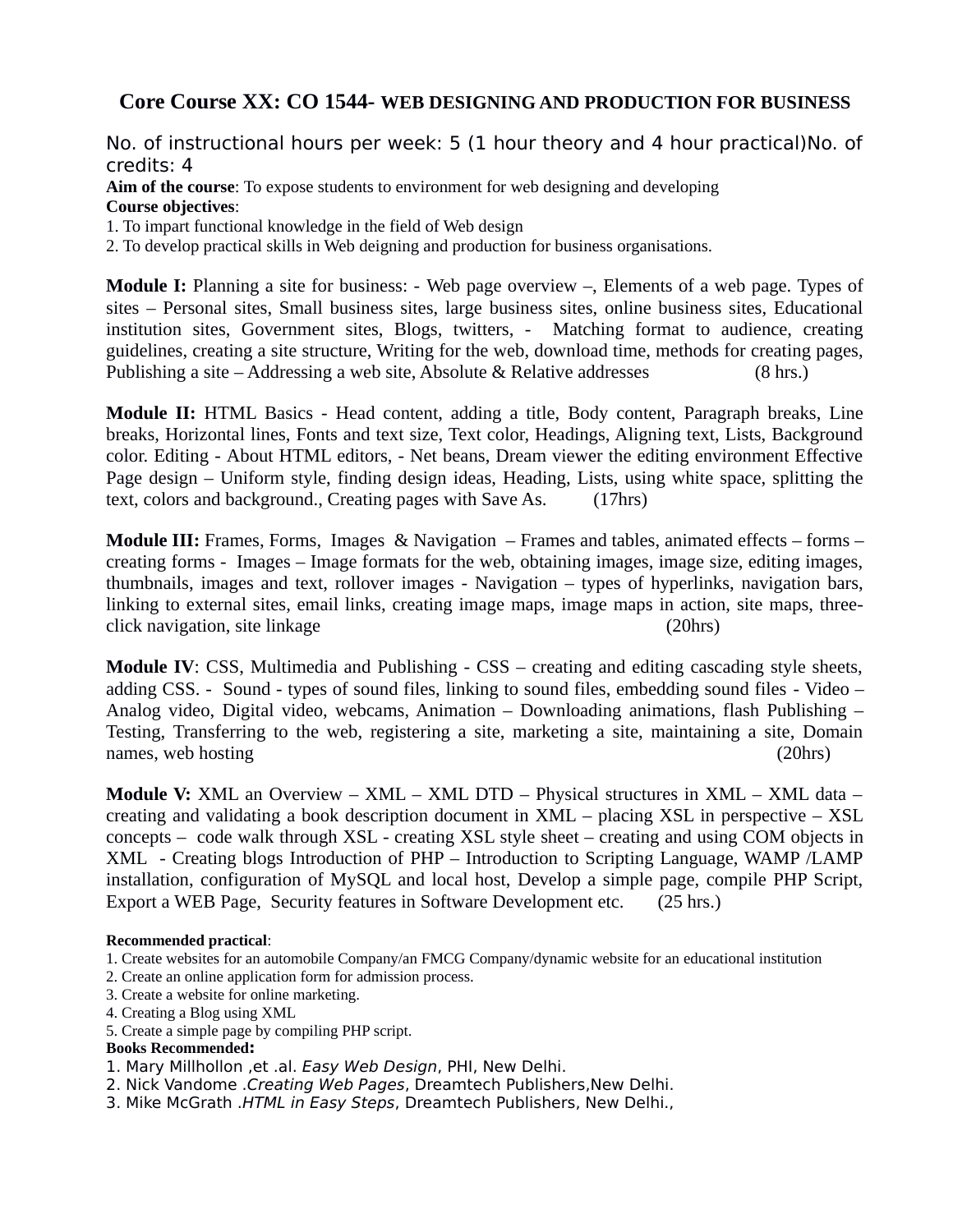## Core Course XX: CO 1544- WEB DESIGNING AND PRODUCTION FOR BUSINESS

No. of instructional hours per week: 5 (1 hour theory and 4 hour practical)No. of credits: 4

**Aim of the course**: To expose students to environment for web designing and developing

**Course objectives**:

1. To impart functional knowledge in the field of Web design
2. To develop practical skills in Web deigning and production for business organisations.

**Module I:** Planning a site for business: - Web page overview –, Elements of a web page. Types of sites – Personal sites, Small business sites, large business sites, online business sites, Educational institution sites, Government sites, Blogs, twitters, - Matching format to audience, creating guidelines, creating a site structure, Writing for the web, download time, methods for creating pages, Publishing a site – Addressing a web site, Absolute & Relative addresses (8 hrs.)

**Module II:** HTML Basics - Head content, adding a title, Body content, Paragraph breaks, Line breaks, Horizontal lines, Fonts and text size, Text color, Headings, Aligning text, Lists, Background color. Editing - About HTML editors, - Net beans, Dream viewer the editing environment Effective Page design – Uniform style, finding design ideas, Heading, Lists, using white space, splitting the text, colors and background., Creating pages with Save As. (17hrs)

**Module III:** Frames, Forms, Images & Navigation – Frames and tables, animated effects – forms – creating forms - Images – Image formats for the web, obtaining images, image size, editing images, thumbnails, images and text, rollover images - Navigation – types of hyperlinks, navigation bars, linking to external sites, email links, creating image maps, image maps in action, site maps, three-click navigation, site linkage (20hrs)

**Module IV**: CSS, Multimedia and Publishing - CSS – creating and editing cascading style sheets, adding CSS. - Sound - types of sound files, linking to sound files, embedding sound files - Video – Analog video, Digital video, webcams, Animation – Downloading animations, flash Publishing – Testing, Transferring to the web, registering a site, marketing a site, maintaining a site, Domain names, web hosting (20hrs)

**Module V:** XML an Overview – XML – XML DTD – Physical structures in XML – XML data – creating and validating a book description document in XML – placing XSL in perspective – XSL concepts – code walk through XSL - creating XSL style sheet – creating and using COM objects in XML - Creating blogs Introduction of PHP – Introduction to Scripting Language, WAMP /LAMP installation, configuration of MySQL and local host, Develop a simple page, compile PHP Script, Export a WEB Page, Security features in Software Development etc. (25 hrs.)

**Recommended practical**:

1. Create websites for an automobile Company/an FMCG Company/dynamic website for an educational institution
2. Create an online application form for admission process.
3. Create a website for online marketing.
4. Creating a Blog using XML
5. Create a simple page by compiling PHP script.

**Books Recommended:**

1. Mary Millhollon ,et .al. *Easy Web Design*, PHI, New Delhi.
2. Nick Vandome .*Creating Web Pages*, Dreamtech Publishers,New Delhi.
3. Mike McGrath .*HTML in Easy Steps*, Dreamtech Publishers, New Delhi.,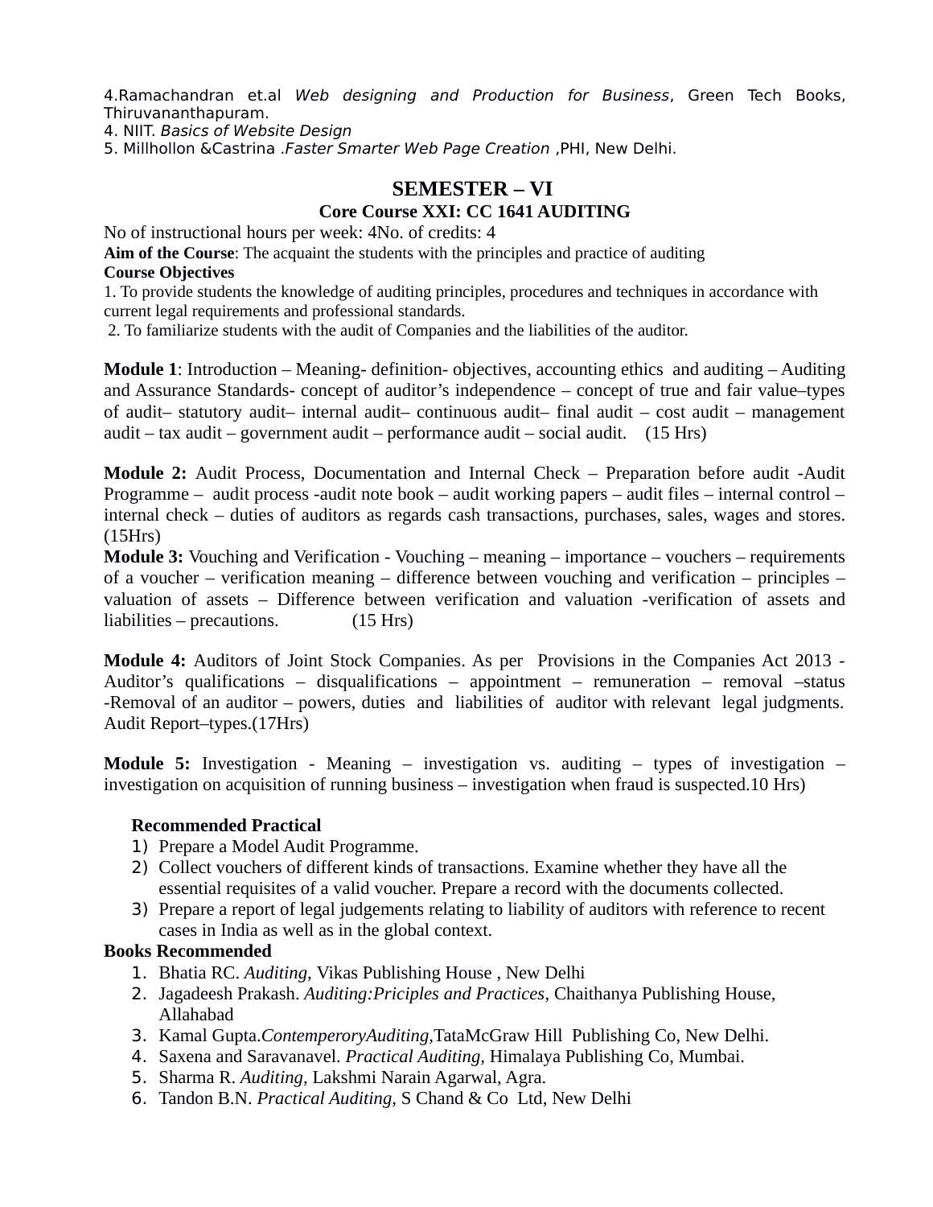4.Ramachandran et.al *Web designing and Production for Business*, Green Tech Books, Thiruvananthapuram.
4. NIIT. *Basics of Website Design*
5. Millhollon &Castrina .*Faster Smarter Web Page Creation* ,PHI, New Delhi.

## SEMESTER – VI

### Core Course XXI: CC 1641 AUDITING

No of instructional hours per week: 4No. of credits: 4

**Aim of the Course**: The acquaint the students with the principles and practice of auditing

**Course Objectives**

1. To provide students the knowledge of auditing principles, procedures and techniques in accordance with current legal requirements and professional standards.
2. To familiarize students with the audit of Companies and the liabilities of the auditor.

**Module 1**: Introduction – Meaning- definition- objectives, accounting ethics and auditing – Auditing and Assurance Standards- concept of auditor's independence – concept of true and fair value–types of audit– statutory audit– internal audit– continuous audit– final audit – cost audit – management audit – tax audit – government audit – performance audit – social audit. (15 Hrs)

**Module 2:** Audit Process, Documentation and Internal Check – Preparation before audit -Audit Programme – audit process -audit note book – audit working papers – audit files – internal control – internal check – duties of auditors as regards cash transactions, purchases, sales, wages and stores. (15Hrs)

**Module 3:** Vouching and Verification - Vouching – meaning – importance – vouchers – requirements of a voucher – verification meaning – difference between vouching and verification – principles – valuation of assets – Difference between verification and valuation -verification of assets and liabilities – precautions. (15 Hrs)

**Module 4:** Auditors of Joint Stock Companies. As per Provisions in the Companies Act 2013 - Auditor's qualifications – disqualifications – appointment – remuneration – removal –status -Removal of an auditor – powers, duties and liabilities of auditor with relevant legal judgments. Audit Report–types.(17Hrs)

**Module 5:** Investigation - Meaning – investigation vs. auditing – types of investigation – investigation on acquisition of running business – investigation when fraud is suspected.10 Hrs)

**Recommended Practical**

1) Prepare a Model Audit Programme.
2) Collect vouchers of different kinds of transactions. Examine whether they have all the essential requisites of a valid voucher. Prepare a record with the documents collected.
3) Prepare a report of legal judgements relating to liability of auditors with reference to recent cases in India as well as in the global context.

**Books Recommended**

1. Bhatia RC. *Auditing*, Vikas Publishing House , New Delhi
2. Jagadeesh Prakash. *Auditing:Priciples and Practices*, Chaithanya Publishing House, Allahabad
3. Kamal Gupta.*ContemperoryAuditing*,TataMcGraw Hill Publishing Co, New Delhi.
4. Saxena and Saravanavel. *Practical Auditing*, Himalaya Publishing Co, Mumbai.
5. Sharma R. *Auditing*, Lakshmi Narain Agarwal, Agra.
6. Tandon B.N. *Practical Auditing*, S Chand & Co Ltd, New Delhi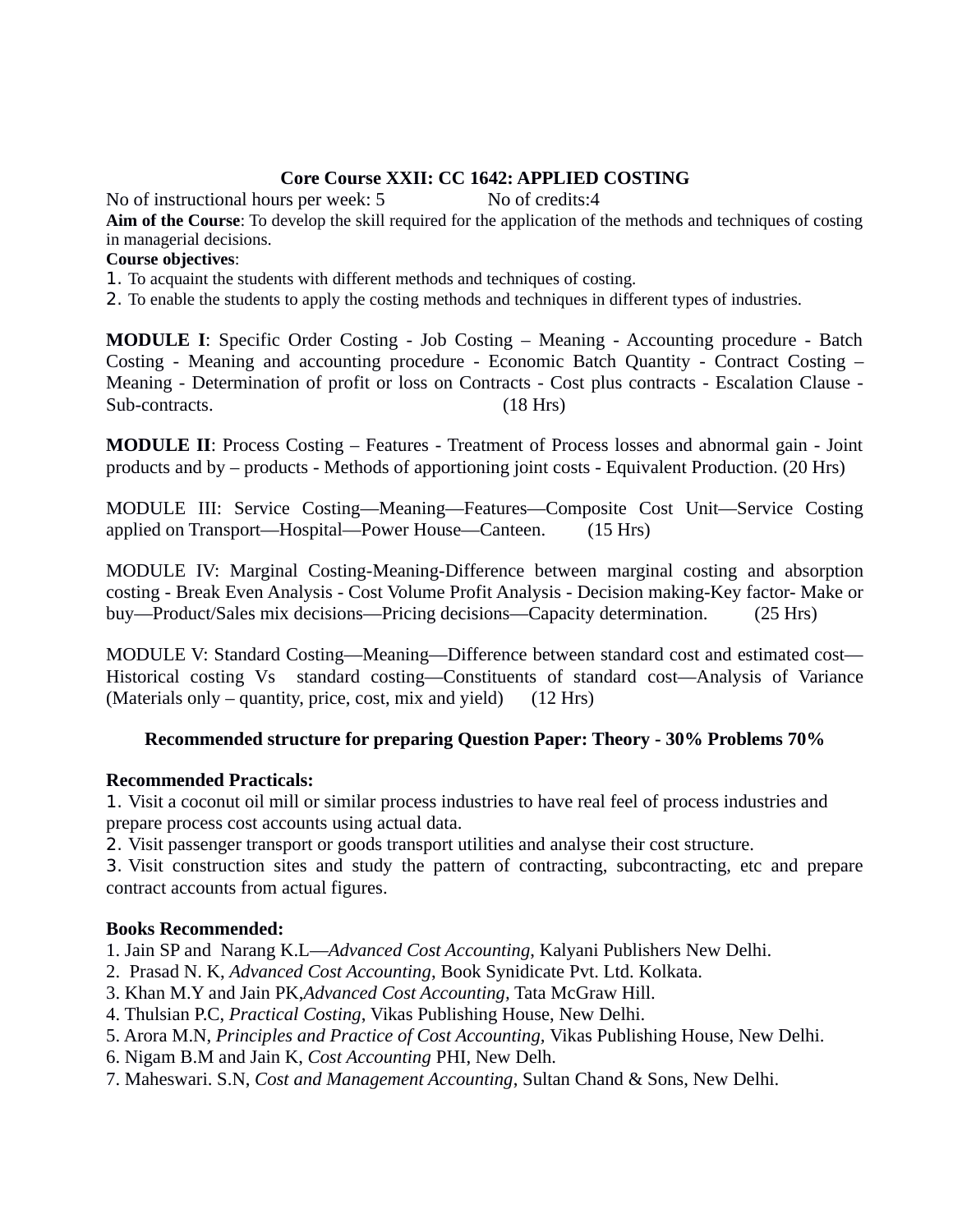## Core Course XXII: CC 1642: APPLIED COSTING

No of instructional hours per week: 5 No of credits:4

**Aim of the Course**: To develop the skill required for the application of the methods and techniques of costing in managerial decisions.

**Course objectives**:

1. To acquaint the students with different methods and techniques of costing.
2. To enable the students to apply the costing methods and techniques in different types of industries.

**MODULE I**: Specific Order Costing - Job Costing – Meaning - Accounting procedure - Batch Costing - Meaning and accounting procedure - Economic Batch Quantity - Contract Costing – Meaning - Determination of profit or loss on Contracts - Cost plus contracts - Escalation Clause - Sub-contracts. (18 Hrs)

**MODULE II**: Process Costing – Features - Treatment of Process losses and abnormal gain - Joint products and by – products - Methods of apportioning joint costs - Equivalent Production. (20 Hrs)

MODULE III: Service Costing—Meaning—Features—Composite Cost Unit—Service Costing applied on Transport—Hospital—Power House—Canteen. (15 Hrs)

MODULE IV: Marginal Costing-Meaning-Difference between marginal costing and absorption costing - Break Even Analysis - Cost Volume Profit Analysis - Decision making-Key factor- Make or buy—Product/Sales mix decisions—Pricing decisions—Capacity determination. (25 Hrs)

MODULE V: Standard Costing—Meaning—Difference between standard cost and estimated cost—Historical costing Vs standard costing—Constituents of standard cost—Analysis of Variance (Materials only – quantity, price, cost, mix and yield) (12 Hrs)

**Recommended structure for preparing Question Paper: Theory - 30% Problems 70%**

**Recommended Practicals:**

1. Visit a coconut oil mill or similar process industries to have real feel of process industries and prepare process cost accounts using actual data.
2. Visit passenger transport or goods transport utilities and analyse their cost structure.
3. Visit construction sites and study the pattern of contracting, subcontracting, etc and prepare contract accounts from actual figures.

**Books Recommended:**

1. Jain SP and Narang K.L—*Advanced Cost Accounting*, Kalyani Publishers New Delhi.
2. Prasad N. K, *Advanced Cost Accounting*, Book Synidicate Pvt. Ltd. Kolkata.
3. Khan M.Y and Jain PK,*Advanced Cost Accounting,* Tata McGraw Hill.
4. Thulsian P.C, *Practical Costing*, Vikas Publishing House, New Delhi.
5. Arora M.N, *Principles and Practice of Cost Accounting,* Vikas Publishing House, New Delhi.
6. Nigam B.M and Jain K, *Cost Accounting* PHI, New Delh.
7. Maheswari. S.N, *Cost and Management Accounting*, Sultan Chand & Sons, New Delhi.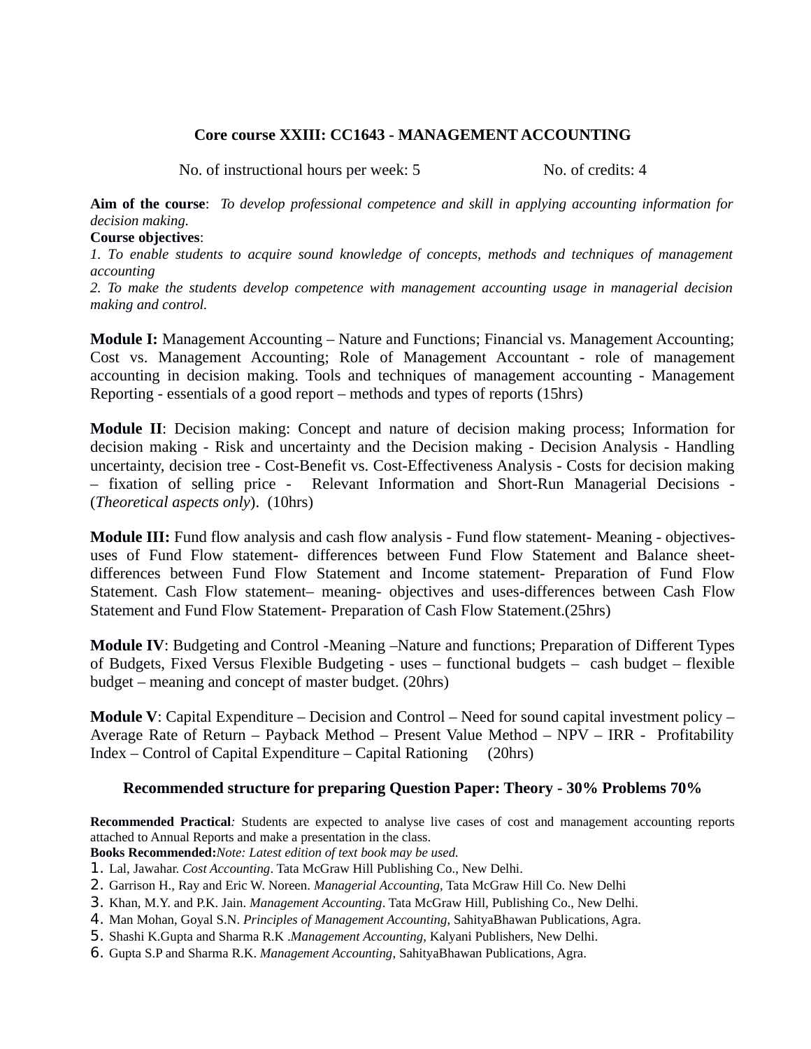## Core course XXIII: CC1643 - MANAGEMENT ACCOUNTING

No. of instructional hours per week: 5 No. of credits: 4

**Aim of the course**: *To develop professional competence and skill in applying accounting information for decision making.*

**Course objectives**:

*1. To enable students to acquire sound knowledge of concepts, methods and techniques of management accounting*

*2. To make the students develop competence with management accounting usage in managerial decision making and control.*

**Module I:** Management Accounting – Nature and Functions; Financial vs. Management Accounting; Cost vs. Management Accounting; Role of Management Accountant - role of management accounting in decision making. Tools and techniques of management accounting - Management Reporting - essentials of a good report – methods and types of reports (15hrs)

**Module II**: Decision making: Concept and nature of decision making process; Information for decision making - Risk and uncertainty and the Decision making - Decision Analysis - Handling uncertainty, decision tree - Cost-Benefit vs. Cost-Effectiveness Analysis - Costs for decision making – fixation of selling price - Relevant Information and Short-Run Managerial Decisions - (*Theoretical aspects only*). (10hrs)

**Module III:** Fund flow analysis and cash flow analysis - Fund flow statement- Meaning - objectives- uses of Fund Flow statement- differences between Fund Flow Statement and Balance sheet- differences between Fund Flow Statement and Income statement- Preparation of Fund Flow Statement. Cash Flow statement– meaning- objectives and uses-differences between Cash Flow Statement and Fund Flow Statement- Preparation of Cash Flow Statement.(25hrs)

**Module IV**: Budgeting and Control -Meaning –Nature and functions; Preparation of Different Types of Budgets, Fixed Versus Flexible Budgeting - uses – functional budgets – cash budget – flexible budget – meaning and concept of master budget. (20hrs)

**Module V**: Capital Expenditure – Decision and Control – Need for sound capital investment policy – Average Rate of Return – Payback Method – Present Value Method – NPV – IRR - Profitability Index – Control of Capital Expenditure – Capital Rationing (20hrs)

**Recommended structure for preparing Question Paper: Theory - 30% Problems 70%**

**Recommended Practical***:* Students are expected to analyse live cases of cost and management accounting reports attached to Annual Reports and make a presentation in the class.

**Books Recommended:***Note: Latest edition of text book may be used.*

1. Lal, Jawahar. *Cost Accounting*. Tata McGraw Hill Publishing Co., New Delhi.
2. Garrison H., Ray and Eric W. Noreen. *Managerial Accounting*, Tata McGraw Hill Co. New Delhi
3. Khan, M.Y. and P.K. Jain. *Management Accounting*. Tata McGraw Hill, Publishing Co., New Delhi.
4. Man Mohan, Goyal S.N. *Principles of Management Accounting*, SahityaBhawan Publications, Agra.
5. Shashi K.Gupta and Sharma R.K .*Management Accounting*, Kalyani Publishers, New Delhi.
6. Gupta S.P and Sharma R.K. *Management Accounting*, SahityaBhawan Publications, Agra.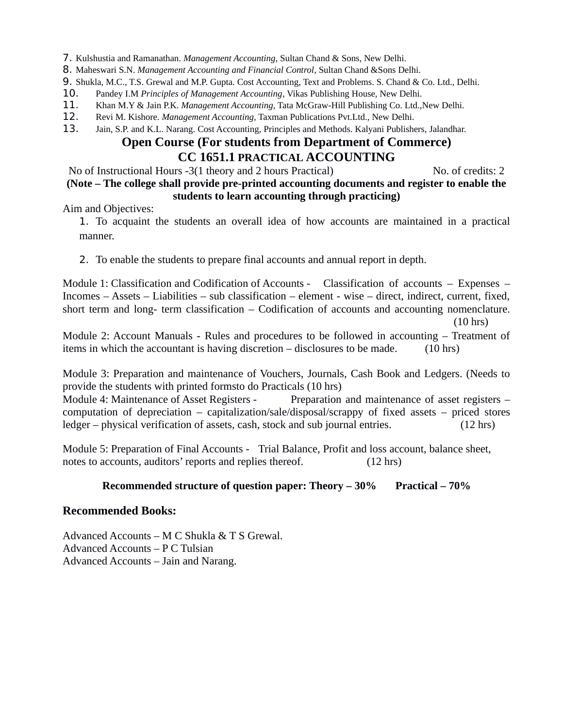7. Kulshustia and Ramanathan. *Management Accounting*, Sultan Chand & Sons, New Delhi.
8. Maheswari S.N. *Management Accounting and Financial Control*, Sultan Chand &Sons Delhi.
9. Shukla, M.C., T.S. Grewal and M.P. Gupta. Cost Accounting, Text and Problems. S. Chand & Co. Ltd., Delhi.
10. Pandey I.M *Principles of Management Accounting*, Vikas Publishing House, New Delhi.
11. Khan M.Y & Jain P.K. *Management Accounting*, Tata McGraw-Hill Publishing Co. Ltd.,New Delhi.
12. Revi M. Kishore. *Management Accounting*, Taxman Publications Pvt.Ltd., New Delhi.
13. Jain, S.P. and K.L. Narang. Cost Accounting, Principles and Methods. Kalyani Publishers, Jalandhar.

## Open Course (For students from Department of Commerce)

## CC 1651.1 PRACTICAL ACCOUNTING

No of Instructional Hours -3(1 theory and 2 hours Practical) No. of credits: 2

**(Note – The college shall provide pre-printed accounting documents and register to enable the students to learn accounting through practicing)**

Aim and Objectives:

1. To acquaint the students an overall idea of how accounts are maintained in a practical manner.
2. To enable the students to prepare final accounts and annual report in depth.

Module 1: Classification and Codification of Accounts - Classification of accounts – Expenses – Incomes – Assets – Liabilities – sub classification – element - wise – direct, indirect, current, fixed, short term and long- term classification – Codification of accounts and accounting nomenclature. (10 hrs)

Module 2: Account Manuals - Rules and procedures to be followed in accounting – Treatment of items in which the accountant is having discretion – disclosures to be made. (10 hrs)

Module 3: Preparation and maintenance of Vouchers, Journals, Cash Book and Ledgers. (Needs to provide the students with printed formsto do Practicals (10 hrs)

Module 4: Maintenance of Asset Registers - Preparation and maintenance of asset registers – computation of depreciation – capitalization/sale/disposal/scrappy of fixed assets – priced stores ledger – physical verification of assets, cash, stock and sub journal entries. (12 hrs)

Module 5: Preparation of Final Accounts - Trial Balance, Profit and loss account, balance sheet, notes to accounts, auditors' reports and replies thereof. (12 hrs)

**Recommended structure of question paper: Theory – 30% Practical – 70%**

### Recommended Books:

Advanced Accounts – M C Shukla & T S Grewal.
Advanced Accounts – P C Tulsian
Advanced Accounts – Jain and Narang.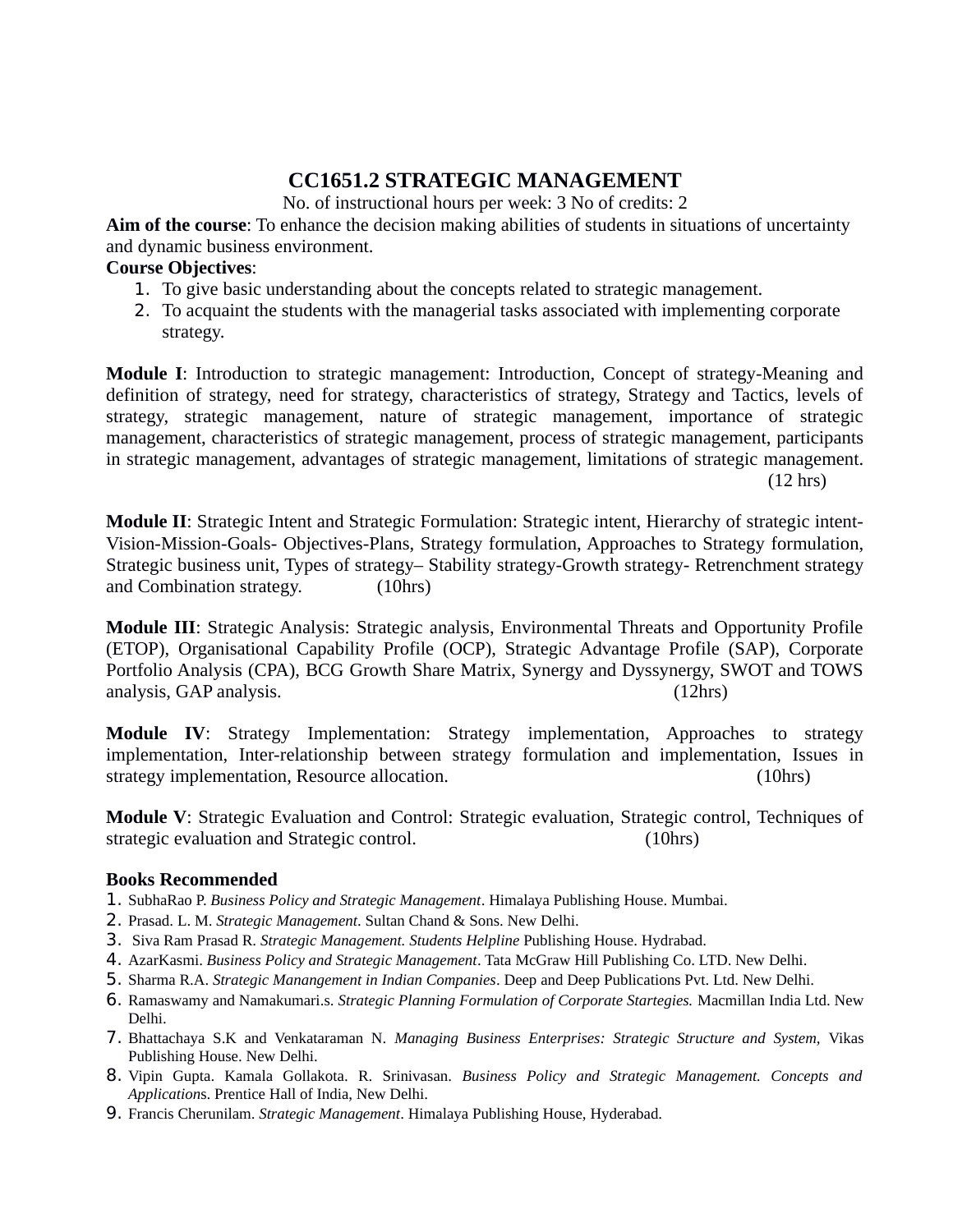# CC1651.2 STRATEGIC MANAGEMENT

No. of instructional hours per week: 3 No of credits: 2

**Aim of the course**: To enhance the decision making abilities of students in situations of uncertainty and dynamic business environment.

**Course Objectives**:

1. To give basic understanding about the concepts related to strategic management.
2. To acquaint the students with the managerial tasks associated with implementing corporate strategy.

**Module I**: Introduction to strategic management: Introduction, Concept of strategy-Meaning and definition of strategy, need for strategy, characteristics of strategy, Strategy and Tactics, levels of strategy, strategic management, nature of strategic management, importance of strategic management, characteristics of strategic management, process of strategic management, participants in strategic management, advantages of strategic management, limitations of strategic management. (12 hrs)

**Module II**: Strategic Intent and Strategic Formulation: Strategic intent, Hierarchy of strategic intent-Vision-Mission-Goals- Objectives-Plans, Strategy formulation, Approaches to Strategy formulation, Strategic business unit, Types of strategy– Stability strategy-Growth strategy- Retrenchment strategy and Combination strategy. (10hrs)

**Module III**: Strategic Analysis: Strategic analysis, Environmental Threats and Opportunity Profile (ETOP), Organisational Capability Profile (OCP), Strategic Advantage Profile (SAP), Corporate Portfolio Analysis (CPA), BCG Growth Share Matrix, Synergy and Dyssynergy, SWOT and TOWS analysis, GAP analysis. (12hrs)

**Module IV**: Strategy Implementation: Strategy implementation, Approaches to strategy implementation, Inter-relationship between strategy formulation and implementation, Issues in strategy implementation, Resource allocation. (10hrs)

**Module V**: Strategic Evaluation and Control: Strategic evaluation, Strategic control, Techniques of strategic evaluation and Strategic control. (10hrs)

**Books Recommended**

1. SubhaRao P. *Business Policy and Strategic Management*. Himalaya Publishing House. Mumbai.
2. Prasad. L. M. *Strategic Management*. Sultan Chand & Sons. New Delhi.
3. Siva Ram Prasad R. *Strategic Management. Students Helpline* Publishing House. Hydrabad.
4. AzarKasmi. *Business Policy and Strategic Management*. Tata McGraw Hill Publishing Co. LTD. New Delhi.
5. Sharma R.A. *Strategic Manangement in Indian Companies*. Deep and Deep Publications Pvt. Ltd. New Delhi.
6. Ramaswamy and Namakumari.s. *Strategic Planning Formulation of Corporate Startegies.* Macmillan India Ltd. New Delhi.
7. Bhattachaya S.K and Venkataraman N. *Managing Business Enterprises: Strategic Structure and System,* Vikas Publishing House. New Delhi.
8. Vipin Gupta. Kamala Gollakota. R. Srinivasan. *Business Policy and Strategic Management. Concepts and Application*s. Prentice Hall of India, New Delhi.
9. Francis Cherunilam. *Strategic Management*. Himalaya Publishing House, Hyderabad.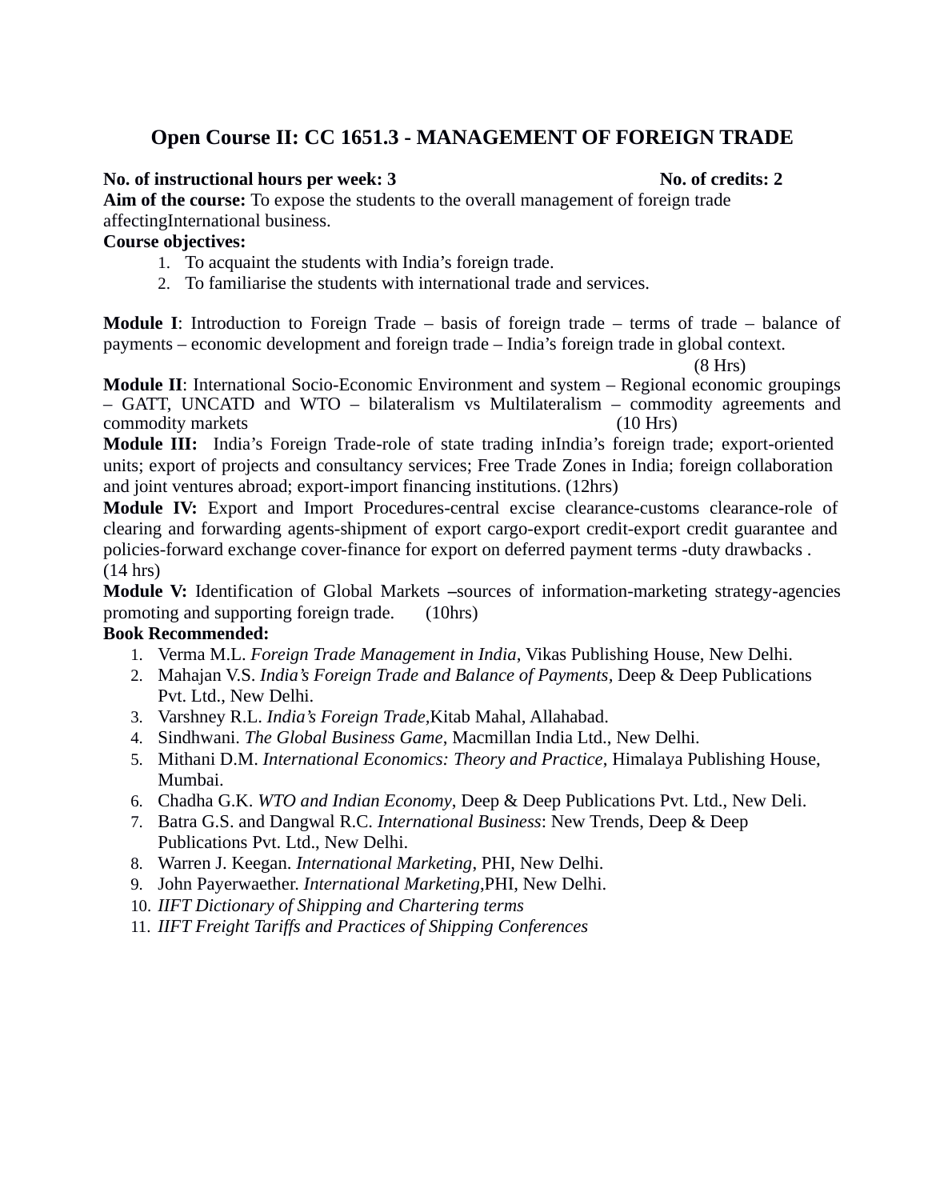## Open Course II: CC 1651.3 - MANAGEMENT OF FOREIGN TRADE

**No. of instructional hours per week: 3** **No. of credits: 2**

**Aim of the course:** To expose the students to the overall management of foreign trade affectingInternational business.

**Course objectives:**

1. To acquaint the students with India's foreign trade.
2. To familiarise the students with international trade and services.

**Module I**: Introduction to Foreign Trade – basis of foreign trade – terms of trade – balance of payments – economic development and foreign trade – India's foreign trade in global context. (8 Hrs)

**Module II**: International Socio-Economic Environment and system – Regional economic groupings – GATT, UNCATD and WTO – bilateralism vs Multilateralism – commodity agreements and commodity markets (10 Hrs)

**Module III:** India's Foreign Trade-role of state trading inIndia's foreign trade; export-oriented units; export of projects and consultancy services; Free Trade Zones in India; foreign collaboration and joint ventures abroad; export-import financing institutions. (12hrs)

**Module IV:** Export and Import Procedures-central excise clearance-customs clearance-role of clearing and forwarding agents-shipment of export cargo-export credit-export credit guarantee and policies-forward exchange cover-finance for export on deferred payment terms -duty drawbacks . (14 hrs)

**Module V:** Identification of Global Markets –sources of information-marketing strategy-agencies promoting and supporting foreign trade. (10hrs)

**Book Recommended:**

1. Verma M.L. *Foreign Trade Management in India*, Vikas Publishing House, New Delhi.
2. Mahajan V.S. *India's Foreign Trade and Balance of Payments*, Deep & Deep Publications Pvt. Ltd., New Delhi.
3. Varshney R.L. *India's Foreign Trade*,Kitab Mahal, Allahabad.
4. Sindhwani. *The Global Business Game*, Macmillan India Ltd., New Delhi.
5. Mithani D.M. *International Economics: Theory and Practice*, Himalaya Publishing House, Mumbai.
6. Chadha G.K. *WTO and Indian Economy*, Deep & Deep Publications Pvt. Ltd., New Deli.
7. Batra G.S. and Dangwal R.C. *International Business*: New Trends, Deep & Deep Publications Pvt. Ltd., New Delhi.
8. Warren J. Keegan. *International Marketing*, PHI, New Delhi.
9. John Payerwaether. *International Marketing*,PHI, New Delhi.
10. *IIFT Dictionary of Shipping and Chartering terms*
11. *IIFT Freight Tariffs and Practices of Shipping Conferences*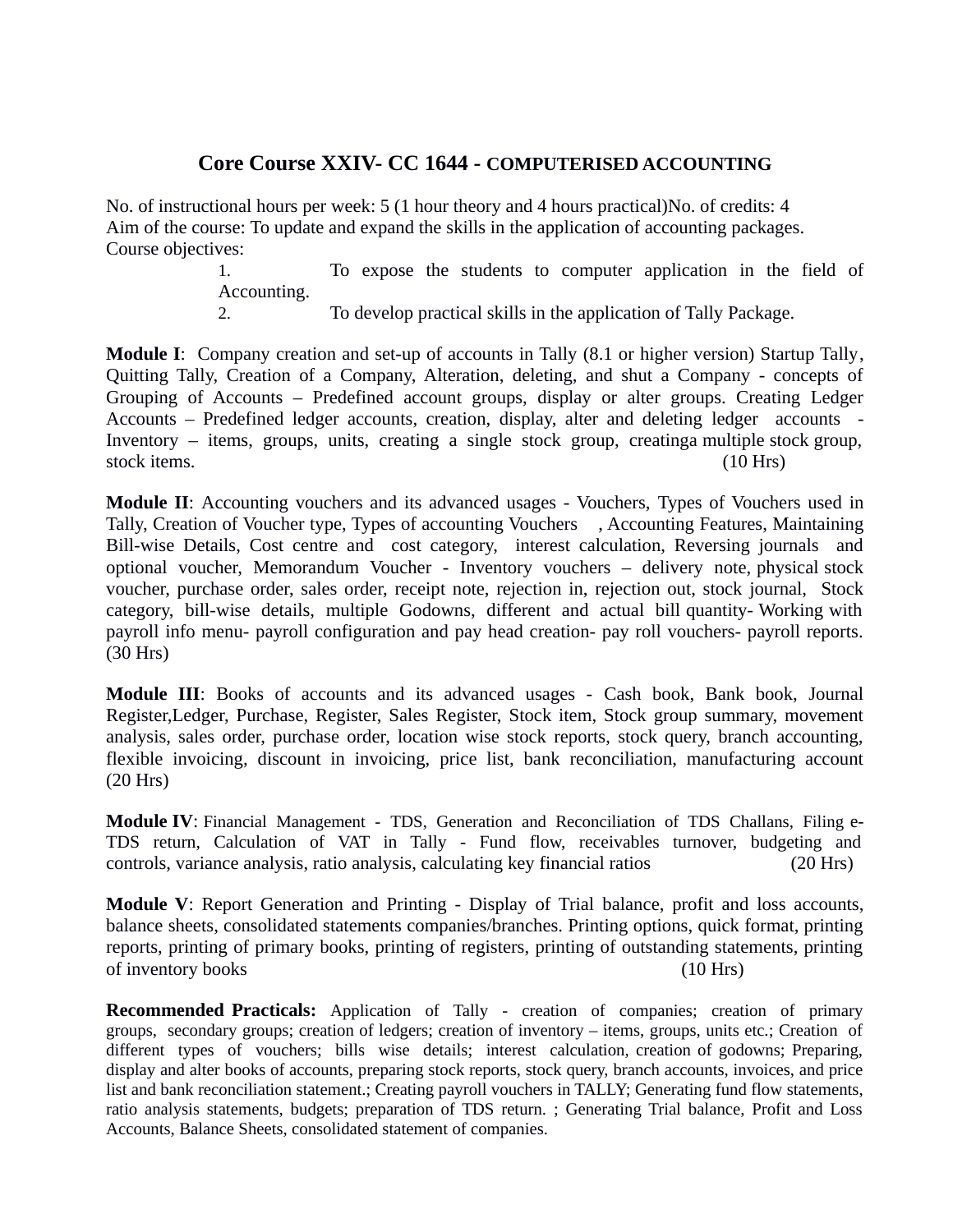## Core Course XXIV- CC 1644 - COMPUTERISED ACCOUNTING

No. of instructional hours per week: 5 (1 hour theory and 4 hours practical)No. of credits: 4
Aim of the course: To update and expand the skills in the application of accounting packages.
Course objectives:

1. To expose the students to computer application in the field of Accounting.
2. To develop practical skills in the application of Tally Package.

**Module I**: Company creation and set-up of accounts in Tally (8.1 or higher version) Startup Tally, Quitting Tally, Creation of a Company, Alteration, deleting, and shut a Company - concepts of Grouping of Accounts – Predefined account groups, display or alter groups. Creating Ledger Accounts – Predefined ledger accounts, creation, display, alter and deleting ledger accounts - Inventory – items, groups, units, creating a single stock group, creatinga multiple stock group, stock items. (10 Hrs)

**Module II**: Accounting vouchers and its advanced usages - Vouchers, Types of Vouchers used in Tally, Creation of Voucher type, Types of accounting Vouchers , Accounting Features, Maintaining Bill-wise Details, Cost centre and cost category, interest calculation, Reversing journals and optional voucher, Memorandum Voucher - Inventory vouchers – delivery note, physical stock voucher, purchase order, sales order, receipt note, rejection in, rejection out, stock journal, Stock category, bill-wise details, multiple Godowns, different and actual bill quantity- Working with payroll info menu- payroll configuration and pay head creation- pay roll vouchers- payroll reports. (30 Hrs)

**Module III**: Books of accounts and its advanced usages - Cash book, Bank book, Journal Register,Ledger, Purchase, Register, Sales Register, Stock item, Stock group summary, movement analysis, sales order, purchase order, location wise stock reports, stock query, branch accounting, flexible invoicing, discount in invoicing, price list, bank reconciliation, manufacturing account (20 Hrs)

**Module IV**: Financial Management - TDS, Generation and Reconciliation of TDS Challans, Filing e-TDS return, Calculation of VAT in Tally - Fund flow, receivables turnover, budgeting and controls, variance analysis, ratio analysis, calculating key financial ratios (20 Hrs)

**Module V**: Report Generation and Printing - Display of Trial balance, profit and loss accounts, balance sheets, consolidated statements companies/branches. Printing options, quick format, printing reports, printing of primary books, printing of registers, printing of outstanding statements, printing of inventory books (10 Hrs)

**Recommended Practicals:** Application of Tally - creation of companies; creation of primary groups, secondary groups; creation of ledgers; creation of inventory – items, groups, units etc.; Creation of different types of vouchers; bills wise details; interest calculation, creation of godowns; Preparing, display and alter books of accounts, preparing stock reports, stock query, branch accounts, invoices, and price list and bank reconciliation statement.; Creating payroll vouchers in TALLY; Generating fund flow statements, ratio analysis statements, budgets; preparation of TDS return. ; Generating Trial balance, Profit and Loss Accounts, Balance Sheets, consolidated statement of companies.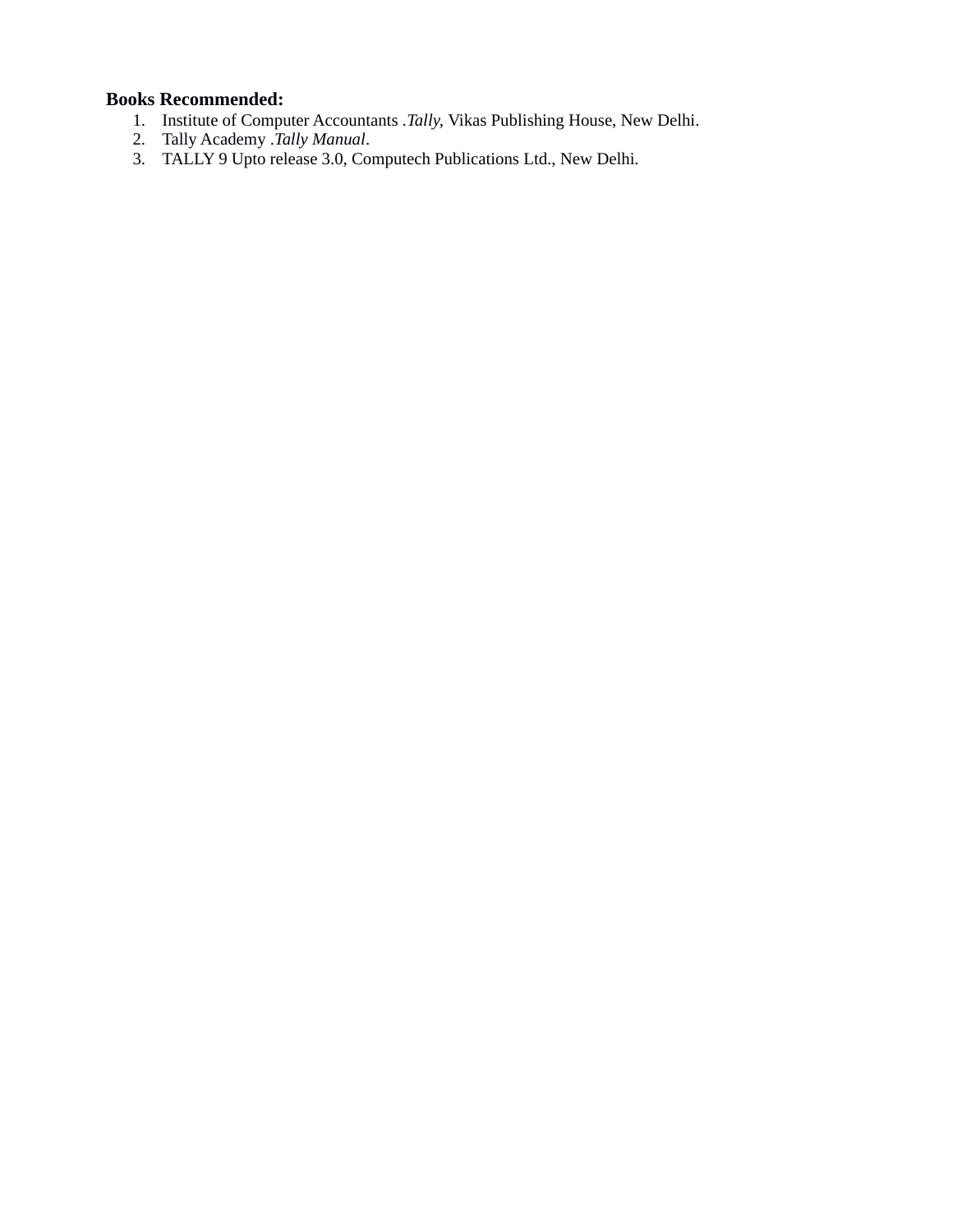**Books Recommended:**

1. Institute of Computer Accountants .*Tally*, Vikas Publishing House, New Delhi.
2. Tally Academy .*Tally Manual*.
3. TALLY 9 Upto release 3.0, Computech Publications Ltd., New Delhi.